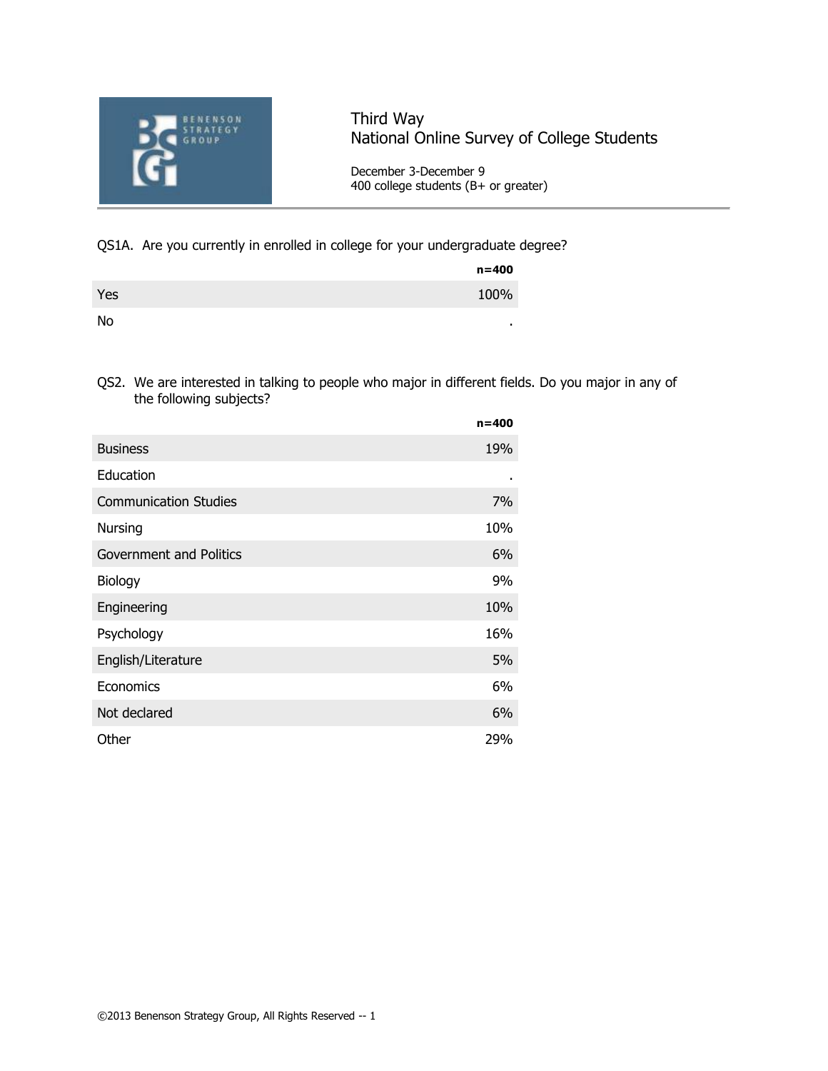# Third Way
## National Online Survey of College Students

December 3-December 9
400 college students (B+ or greater)

QS1A. Are you currently in enrolled in college for your undergraduate degree?

| | n=400 |
|---|---|
| Yes | 100% |
| No | . |

QS2. We are interested in talking to people who major in different fields. Do you major in any of the following subjects?

| | n=400 |
|---|---|
| Business | 19% |
| Education | . |
| Communication Studies | 7% |
| Nursing | 10% |
| Government and Politics | 6% |
| Biology | 9% |
| Engineering | 10% |
| Psychology | 16% |
| English/Literature | 5% |
| Economics | 6% |
| Not declared | 6% |
| Other | 29% |

©2013 Benenson Strategy Group, All Rights Reserved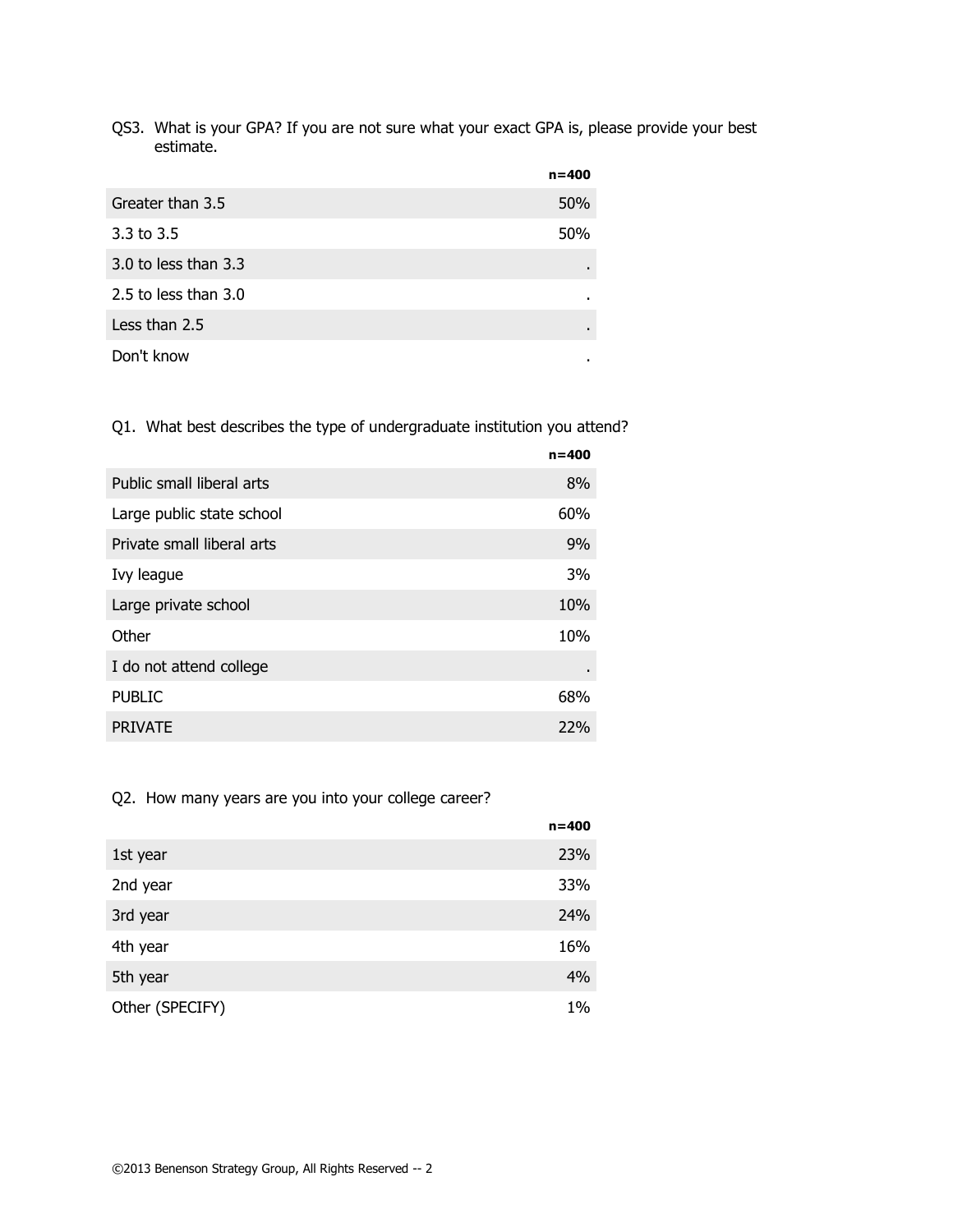QS3. What is your GPA? If you are not sure what your exact GPA is, please provide your best estimate.

| | n=400 |
|---|---|
| Greater than 3.5 | 50% |
| 3.3 to 3.5 | 50% |
| 3.0 to less than 3.3 | . |
| 2.5 to less than 3.0 | . |
| Less than 2.5 | . |
| Don't know | . |

Q1. What best describes the type of undergraduate institution you attend?

| | n=400 |
|---|---|
| Public small liberal arts | 8% |
| Large public state school | 60% |
| Private small liberal arts | 9% |
| Ivy league | 3% |
| Large private school | 10% |
| Other | 10% |
| I do not attend college | . |
| PUBLIC | 68% |
| PRIVATE | 22% |

Q2. How many years are you into your college career?

| | n=400 |
|---|---|
| 1st year | 23% |
| 2nd year | 33% |
| 3rd year | 24% |
| 4th year | 16% |
| 5th year | 4% |
| Other (SPECIFY) | 1% |

©2013 Benenson Strategy Group, All Rights Reserved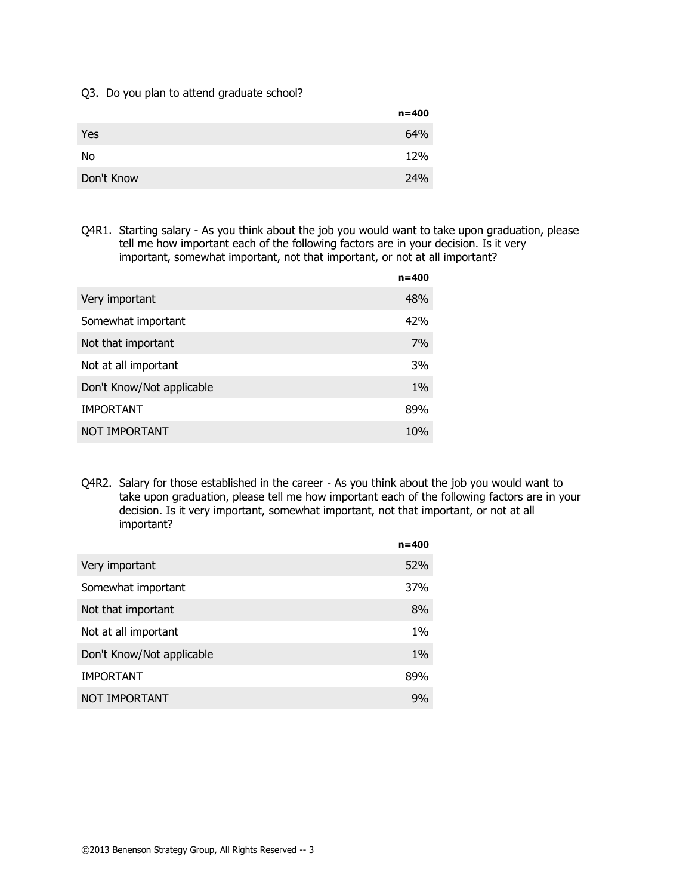Q3. Do you plan to attend graduate school?

| | n=400 |
|---|---|
| Yes | 64% |
| No | 12% |
| Don't Know | 24% |

Q4R1. Starting salary - As you think about the job you would want to take upon graduation, please tell me how important each of the following factors are in your decision. Is it very important, somewhat important, not that important, or not at all important?

| | n=400 |
|---|---|
| Very important | 48% |
| Somewhat important | 42% |
| Not that important | 7% |
| Not at all important | 3% |
| Don't Know/Not applicable | 1% |
| IMPORTANT | 89% |
| NOT IMPORTANT | 10% |

Q4R2. Salary for those established in the career - As you think about the job you would want to take upon graduation, please tell me how important each of the following factors are in your decision. Is it very important, somewhat important, not that important, or not at all important?

| | n=400 |
|---|---|
| Very important | 52% |
| Somewhat important | 37% |
| Not that important | 8% |
| Not at all important | 1% |
| Don't Know/Not applicable | 1% |
| IMPORTANT | 89% |
| NOT IMPORTANT | 9% |

©2013 Benenson Strategy Group, All Rights Reserved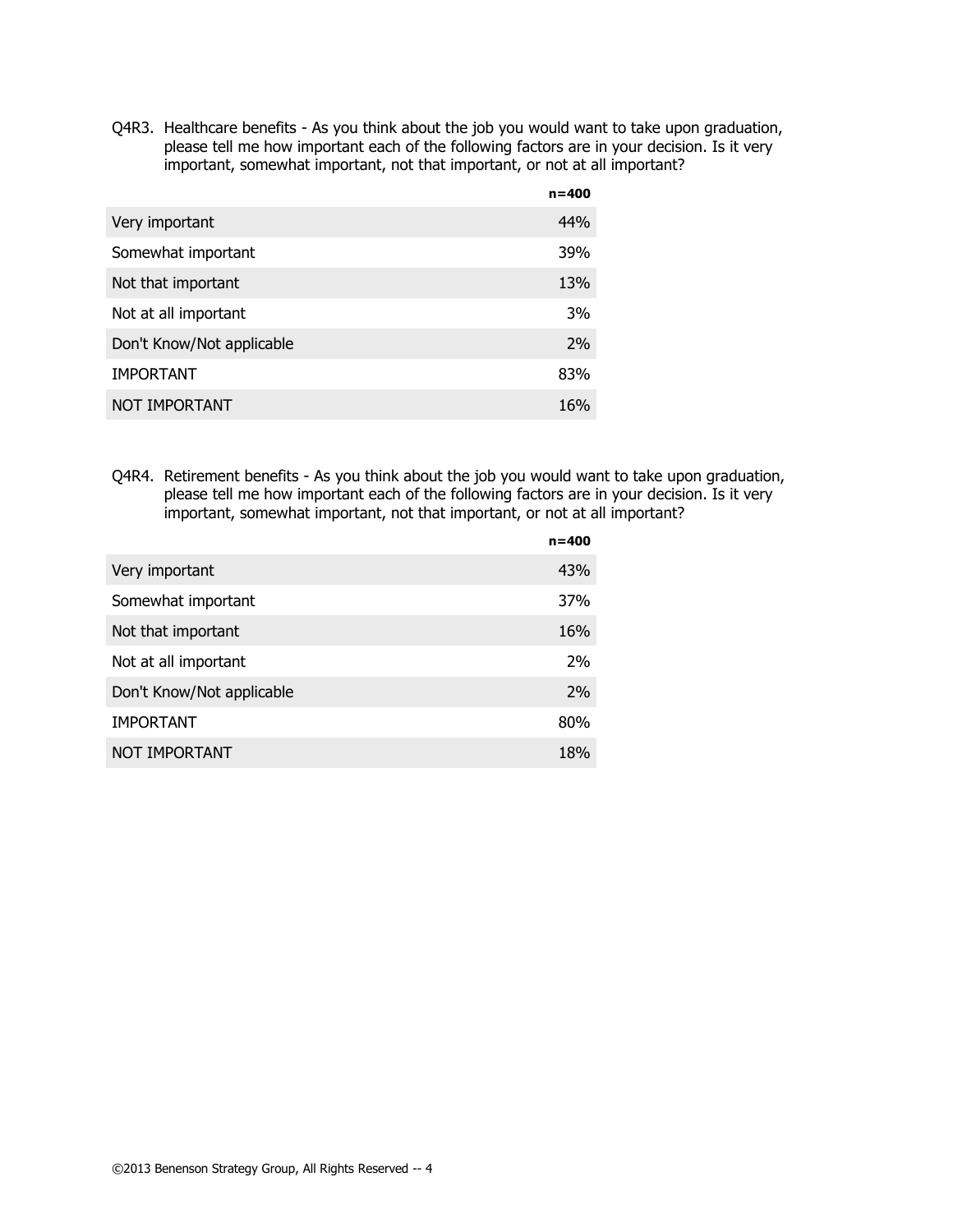Q4R3. Healthcare benefits - As you think about the job you would want to take upon graduation, please tell me how important each of the following factors are in your decision. Is it very important, somewhat important, not that important, or not at all important?

| | **n=400** |
|---|---|
| Very important | 44% |
| Somewhat important | 39% |
| Not that important | 13% |
| Not at all important | 3% |
| Don't Know/Not applicable | 2% |
| IMPORTANT | 83% |
| NOT IMPORTANT | 16% |

Q4R4. Retirement benefits - As you think about the job you would want to take upon graduation, please tell me how important each of the following factors are in your decision. Is it very important, somewhat important, not that important, or not at all important?

| | **n=400** |
|---|---|
| Very important | 43% |
| Somewhat important | 37% |
| Not that important | 16% |
| Not at all important | 2% |
| Don't Know/Not applicable | 2% |
| IMPORTANT | 80% |
| NOT IMPORTANT | 18% |

©2013 Benenson Strategy Group, All Rights Reserved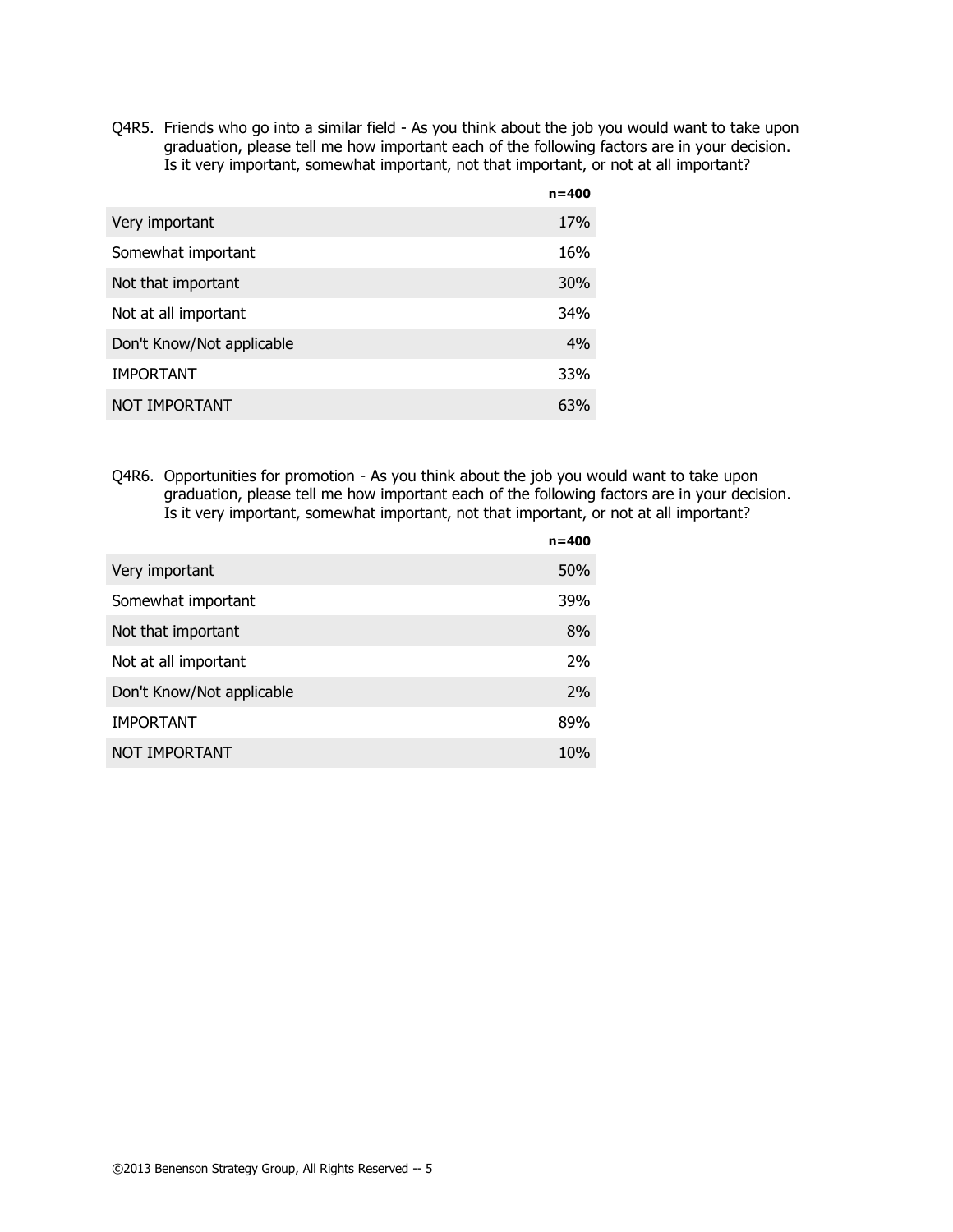Q4R5. Friends who go into a similar field - As you think about the job you would want to take upon graduation, please tell me how important each of the following factors are in your decision. Is it very important, somewhat important, not that important, or not at all important?

| | n=400 |
|---|---|
| Very important | 17% |
| Somewhat important | 16% |
| Not that important | 30% |
| Not at all important | 34% |
| Don't Know/Not applicable | 4% |
| IMPORTANT | 33% |
| NOT IMPORTANT | 63% |

Q4R6. Opportunities for promotion - As you think about the job you would want to take upon graduation, please tell me how important each of the following factors are in your decision. Is it very important, somewhat important, not that important, or not at all important?

| | n=400 |
|---|---|
| Very important | 50% |
| Somewhat important | 39% |
| Not that important | 8% |
| Not at all important | 2% |
| Don't Know/Not applicable | 2% |
| IMPORTANT | 89% |
| NOT IMPORTANT | 10% |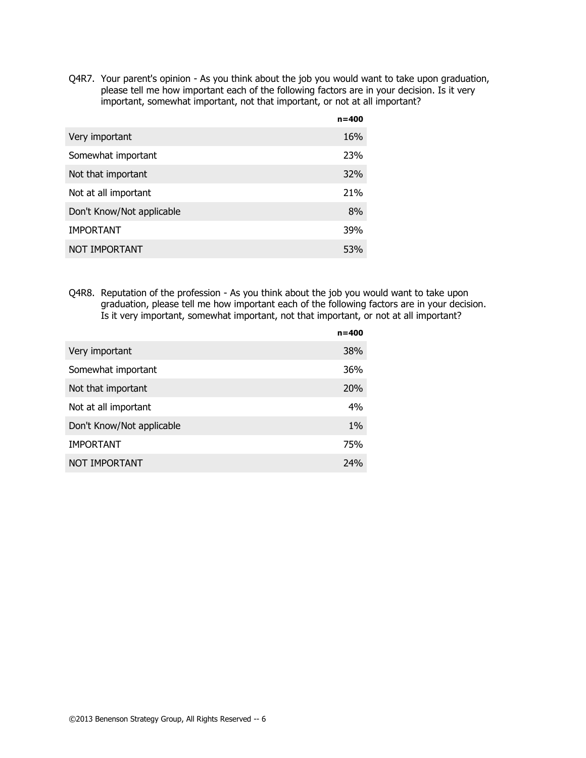Q4R7. Your parent's opinion - As you think about the job you would want to take upon graduation, please tell me how important each of the following factors are in your decision. Is it very important, somewhat important, not that important, or not at all important?

| | n=400 |
|---|---|
| Very important | 16% |
| Somewhat important | 23% |
| Not that important | 32% |
| Not at all important | 21% |
| Don't Know/Not applicable | 8% |
| IMPORTANT | 39% |
| NOT IMPORTANT | 53% |

Q4R8. Reputation of the profession - As you think about the job you would want to take upon graduation, please tell me how important each of the following factors are in your decision. Is it very important, somewhat important, not that important, or not at all important?

| | n=400 |
|---|---|
| Very important | 38% |
| Somewhat important | 36% |
| Not that important | 20% |
| Not at all important | 4% |
| Don't Know/Not applicable | 1% |
| IMPORTANT | 75% |
| NOT IMPORTANT | 24% |

©2013 Benenson Strategy Group, All Rights Reserved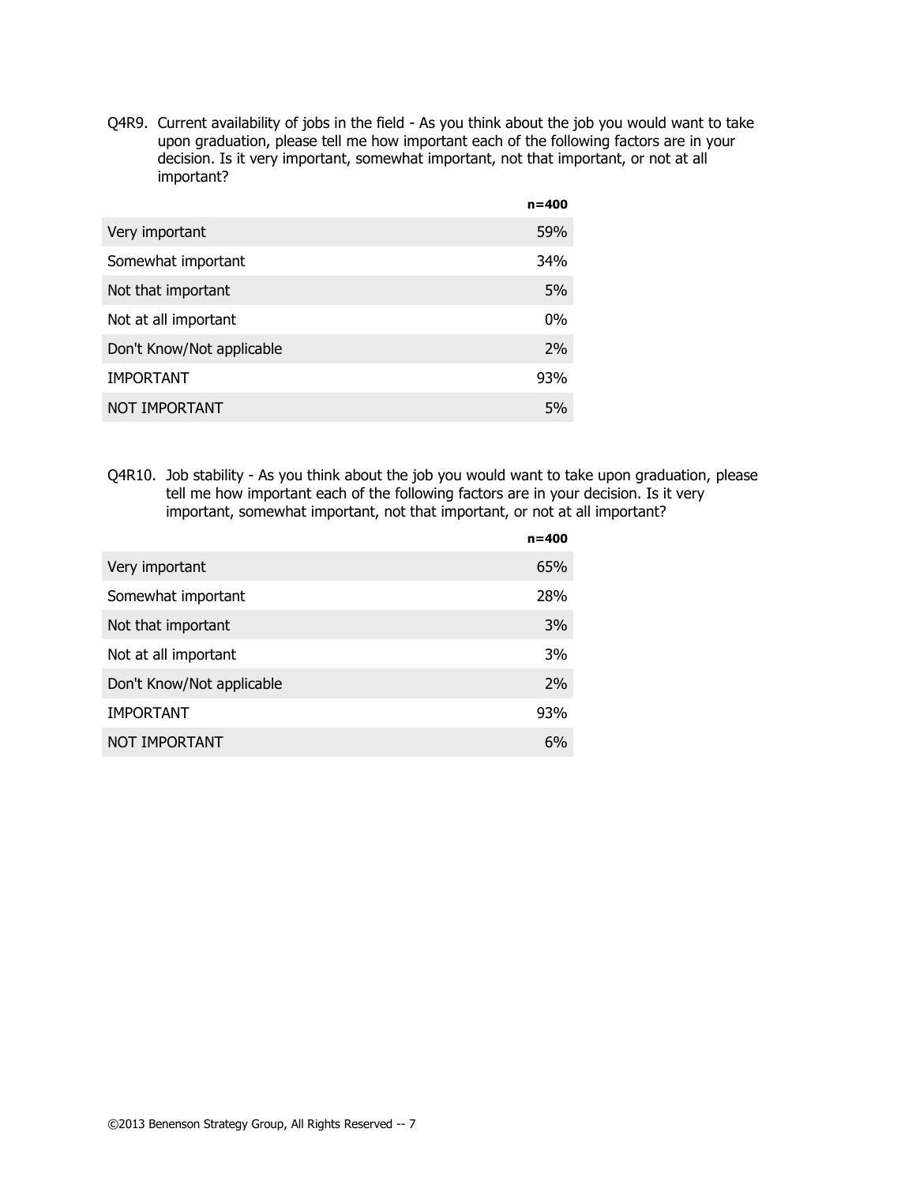Q4R9. Current availability of jobs in the field - As you think about the job you would want to take upon graduation, please tell me how important each of the following factors are in your decision. Is it very important, somewhat important, not that important, or not at all important?

| | n=400 |
|---|---|
| Very important | 59% |
| Somewhat important | 34% |
| Not that important | 5% |
| Not at all important | 0% |
| Don't Know/Not applicable | 2% |
| IMPORTANT | 93% |
| NOT IMPORTANT | 5% |

Q4R10. Job stability - As you think about the job you would want to take upon graduation, please tell me how important each of the following factors are in your decision. Is it very important, somewhat important, not that important, or not at all important?

| | n=400 |
|---|---|
| Very important | 65% |
| Somewhat important | 28% |
| Not that important | 3% |
| Not at all important | 3% |
| Don't Know/Not applicable | 2% |
| IMPORTANT | 93% |
| NOT IMPORTANT | 6% |

©2013 Benenson Strategy Group, All Rights Reserved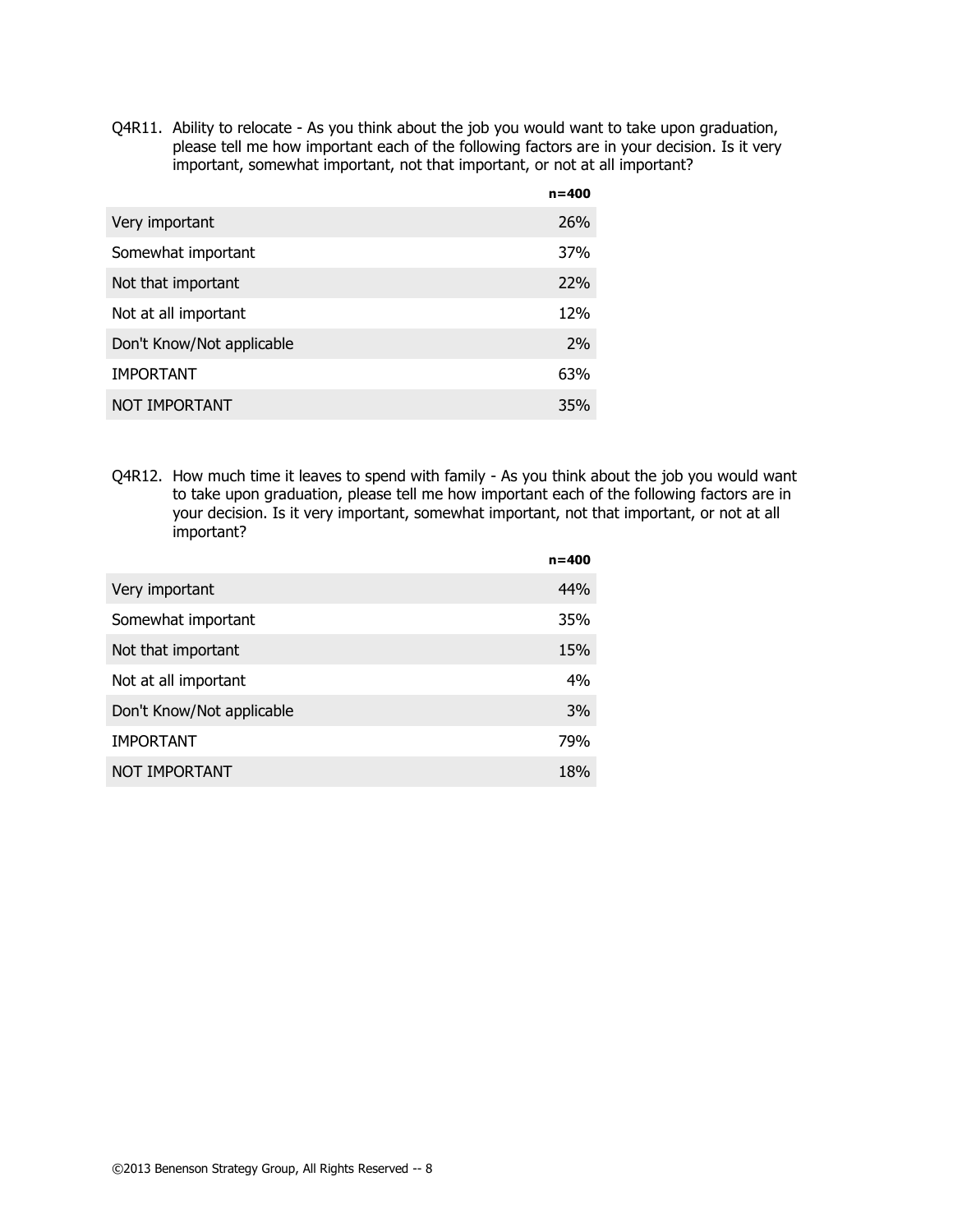Q4R11. Ability to relocate - As you think about the job you would want to take upon graduation, please tell me how important each of the following factors are in your decision. Is it very important, somewhat important, not that important, or not at all important?

| | n=400 |
|---|---|
| Very important | 26% |
| Somewhat important | 37% |
| Not that important | 22% |
| Not at all important | 12% |
| Don't Know/Not applicable | 2% |
| IMPORTANT | 63% |
| NOT IMPORTANT | 35% |

Q4R12. How much time it leaves to spend with family - As you think about the job you would want to take upon graduation, please tell me how important each of the following factors are in your decision. Is it very important, somewhat important, not that important, or not at all important?

| | n=400 |
|---|---|
| Very important | 44% |
| Somewhat important | 35% |
| Not that important | 15% |
| Not at all important | 4% |
| Don't Know/Not applicable | 3% |
| IMPORTANT | 79% |
| NOT IMPORTANT | 18% |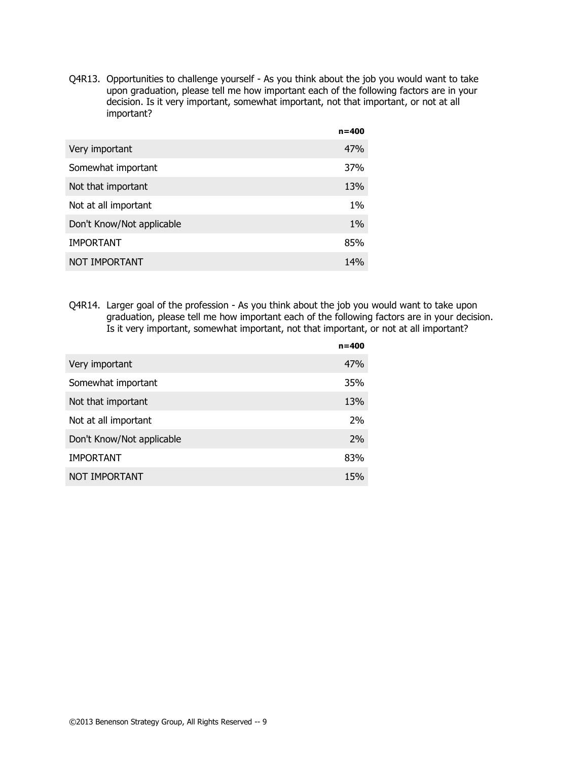Q4R13. Opportunities to challenge yourself - As you think about the job you would want to take upon graduation, please tell me how important each of the following factors are in your decision. Is it very important, somewhat important, not that important, or not at all important?

| | **n=400** |
|---|---|
| Very important | 47% |
| Somewhat important | 37% |
| Not that important | 13% |
| Not at all important | 1% |
| Don't Know/Not applicable | 1% |
| IMPORTANT | 85% |
| NOT IMPORTANT | 14% |

Q4R14. Larger goal of the profession - As you think about the job you would want to take upon graduation, please tell me how important each of the following factors are in your decision. Is it very important, somewhat important, not that important, or not at all important?

| | **n=400** |
|---|---|
| Very important | 47% |
| Somewhat important | 35% |
| Not that important | 13% |
| Not at all important | 2% |
| Don't Know/Not applicable | 2% |
| IMPORTANT | 83% |
| NOT IMPORTANT | 15% |

©2013 Benenson Strategy Group, All Rights Reserved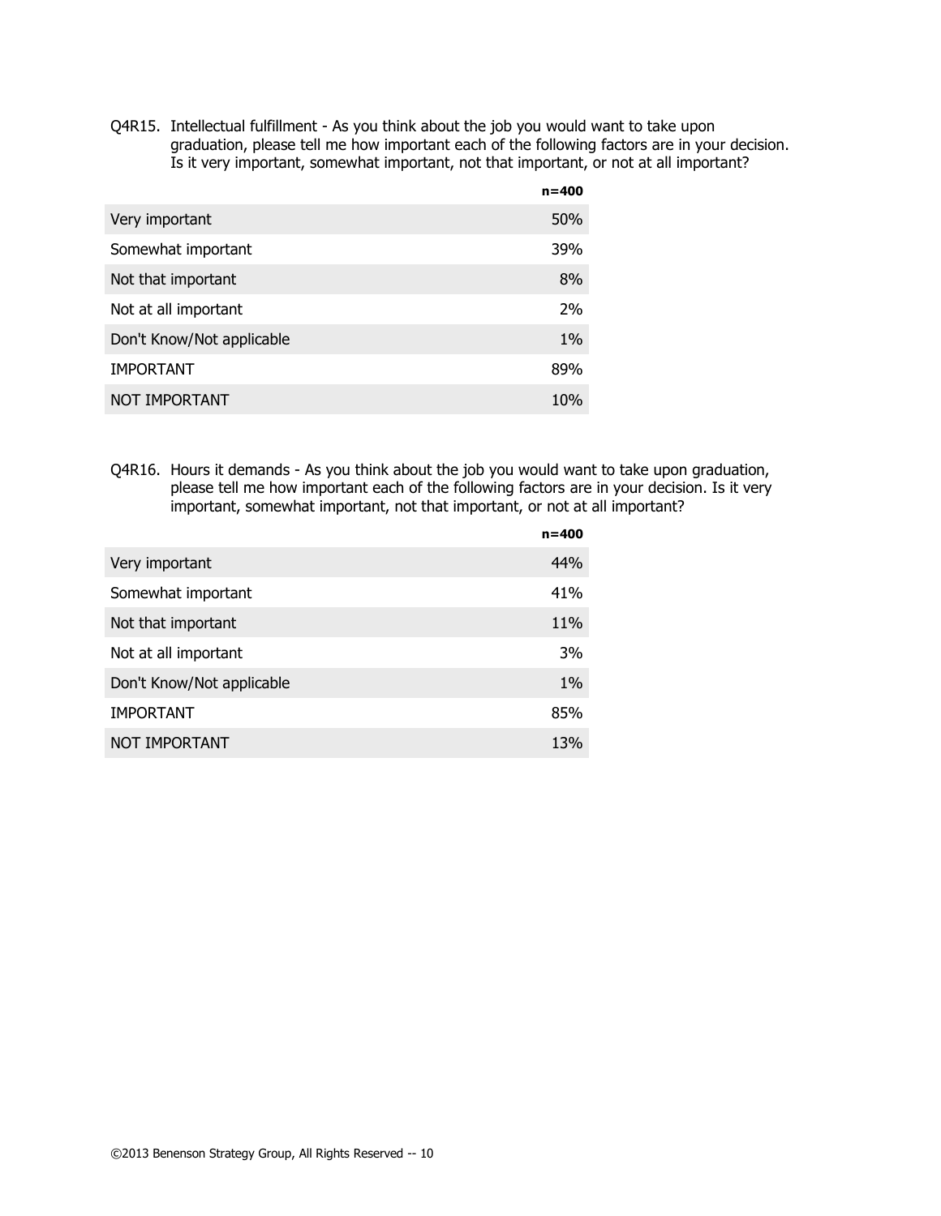Q4R15. Intellectual fulfillment - As you think about the job you would want to take upon graduation, please tell me how important each of the following factors are in your decision. Is it very important, somewhat important, not that important, or not at all important?

| | n=400 |
|---|---|
| Very important | 50% |
| Somewhat important | 39% |
| Not that important | 8% |
| Not at all important | 2% |
| Don't Know/Not applicable | 1% |
| IMPORTANT | 89% |
| NOT IMPORTANT | 10% |

Q4R16. Hours it demands - As you think about the job you would want to take upon graduation, please tell me how important each of the following factors are in your decision. Is it very important, somewhat important, not that important, or not at all important?

| | n=400 |
|---|---|
| Very important | 44% |
| Somewhat important | 41% |
| Not that important | 11% |
| Not at all important | 3% |
| Don't Know/Not applicable | 1% |
| IMPORTANT | 85% |
| NOT IMPORTANT | 13% |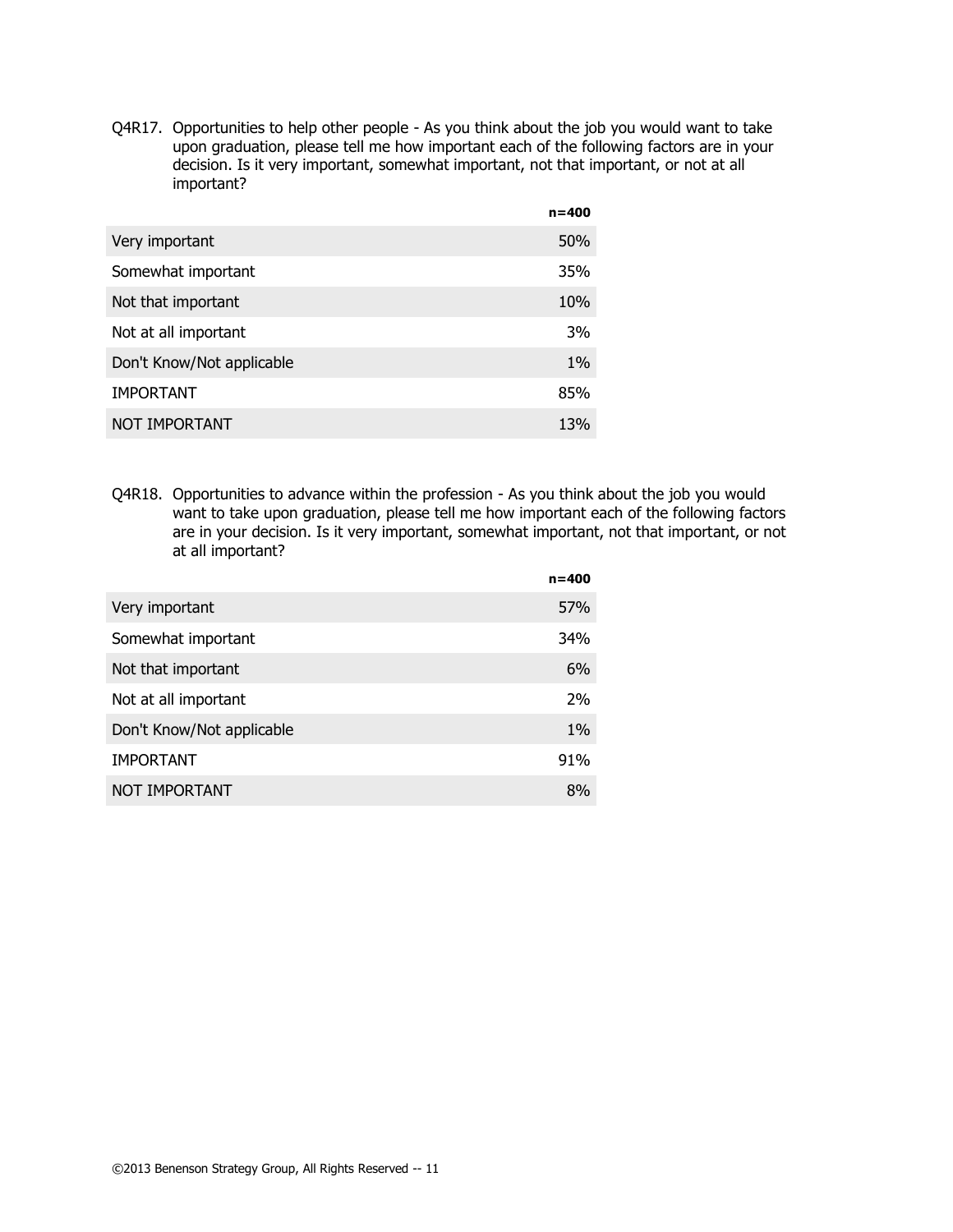Q4R17. Opportunities to help other people - As you think about the job you would want to take upon graduation, please tell me how important each of the following factors are in your decision. Is it very important, somewhat important, not that important, or not at all important?

| | n=400 |
|---|---|
| Very important | 50% |
| Somewhat important | 35% |
| Not that important | 10% |
| Not at all important | 3% |
| Don't Know/Not applicable | 1% |
| IMPORTANT | 85% |
| NOT IMPORTANT | 13% |

Q4R18. Opportunities to advance within the profession - As you think about the job you would want to take upon graduation, please tell me how important each of the following factors are in your decision. Is it very important, somewhat important, not that important, or not at all important?

| | n=400 |
|---|---|
| Very important | 57% |
| Somewhat important | 34% |
| Not that important | 6% |
| Not at all important | 2% |
| Don't Know/Not applicable | 1% |
| IMPORTANT | 91% |
| NOT IMPORTANT | 8% |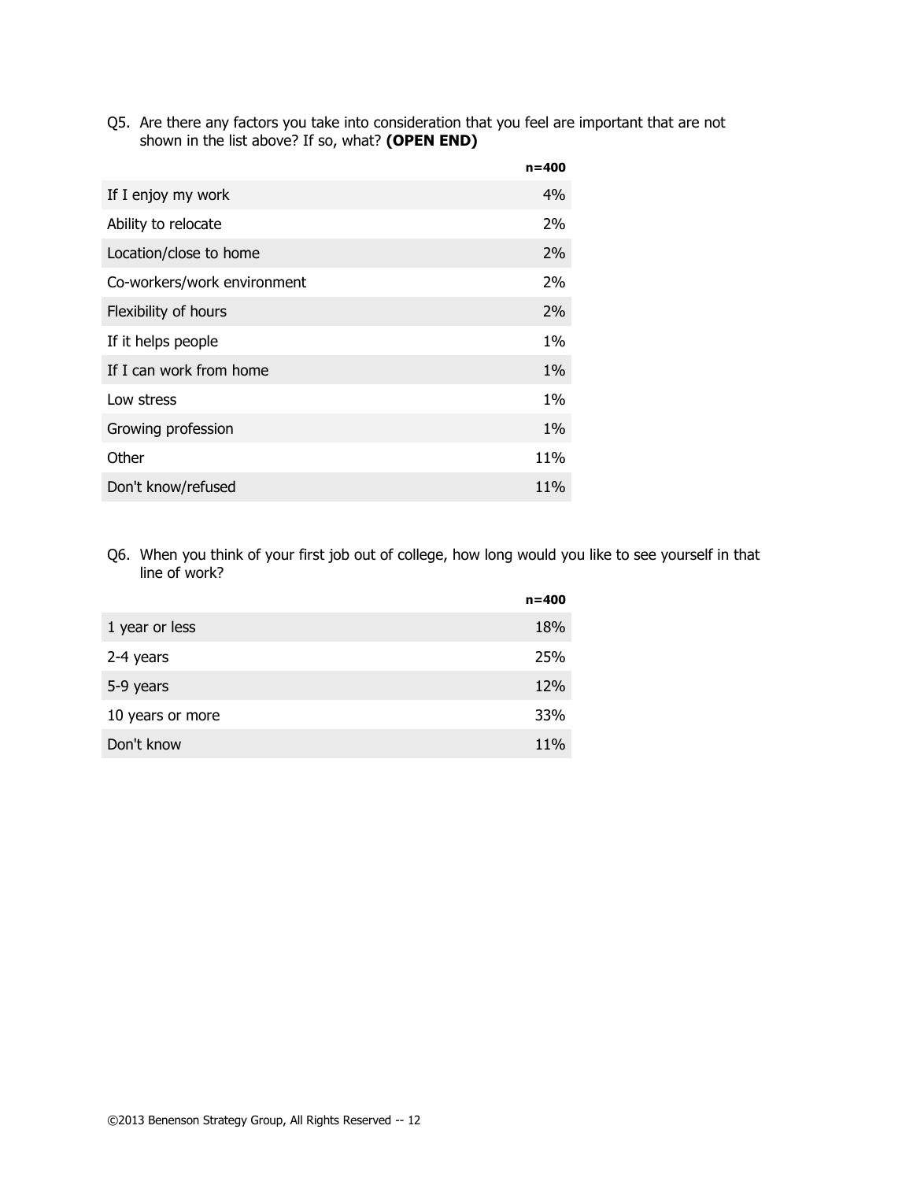Q5. Are there any factors you take into consideration that you feel are important that are not shown in the list above? If so, what? **(OPEN END)**

| | n=400 |
|---|---|
| If I enjoy my work | 4% |
| Ability to relocate | 2% |
| Location/close to home | 2% |
| Co-workers/work environment | 2% |
| Flexibility of hours | 2% |
| If it helps people | 1% |
| If I can work from home | 1% |
| Low stress | 1% |
| Growing profession | 1% |
| Other | 11% |
| Don't know/refused | 11% |

Q6. When you think of your first job out of college, how long would you like to see yourself in that line of work?

| | n=400 |
|---|---|
| 1 year or less | 18% |
| 2-4 years | 25% |
| 5-9 years | 12% |
| 10 years or more | 33% |
| Don't know | 11% |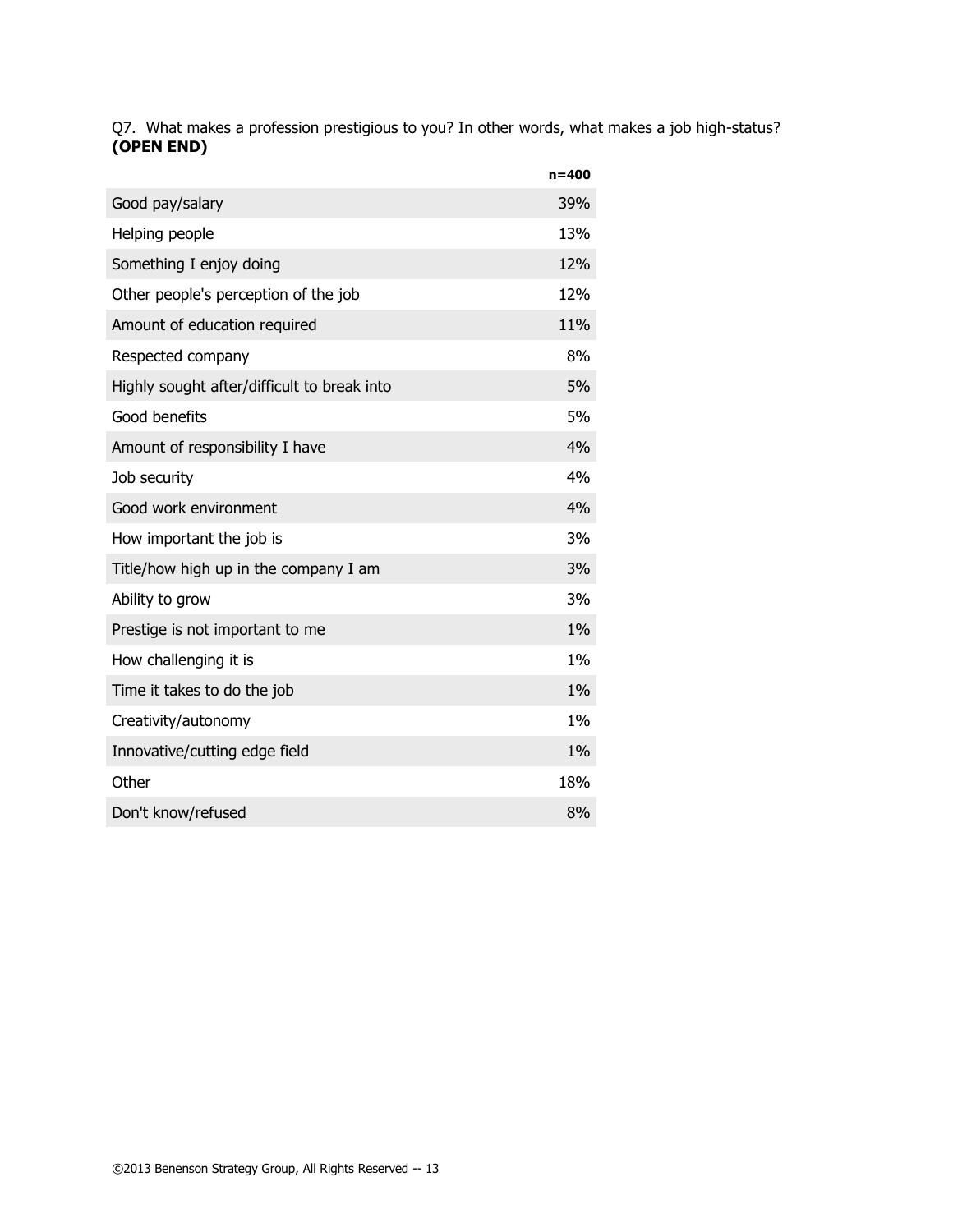Q7. What makes a profession prestigious to you? In other words, what makes a job high-status? **(OPEN END)**

| | n=400 |
|---|---|
| Good pay/salary | 39% |
| Helping people | 13% |
| Something I enjoy doing | 12% |
| Other people's perception of the job | 12% |
| Amount of education required | 11% |
| Respected company | 8% |
| Highly sought after/difficult to break into | 5% |
| Good benefits | 5% |
| Amount of responsibility I have | 4% |
| Job security | 4% |
| Good work environment | 4% |
| How important the job is | 3% |
| Title/how high up in the company I am | 3% |
| Ability to grow | 3% |
| Prestige is not important to me | 1% |
| How challenging it is | 1% |
| Time it takes to do the job | 1% |
| Creativity/autonomy | 1% |
| Innovative/cutting edge field | 1% |
| Other | 18% |
| Don't know/refused | 8% |

©2013 Benenson Strategy Group, All Rights Reserved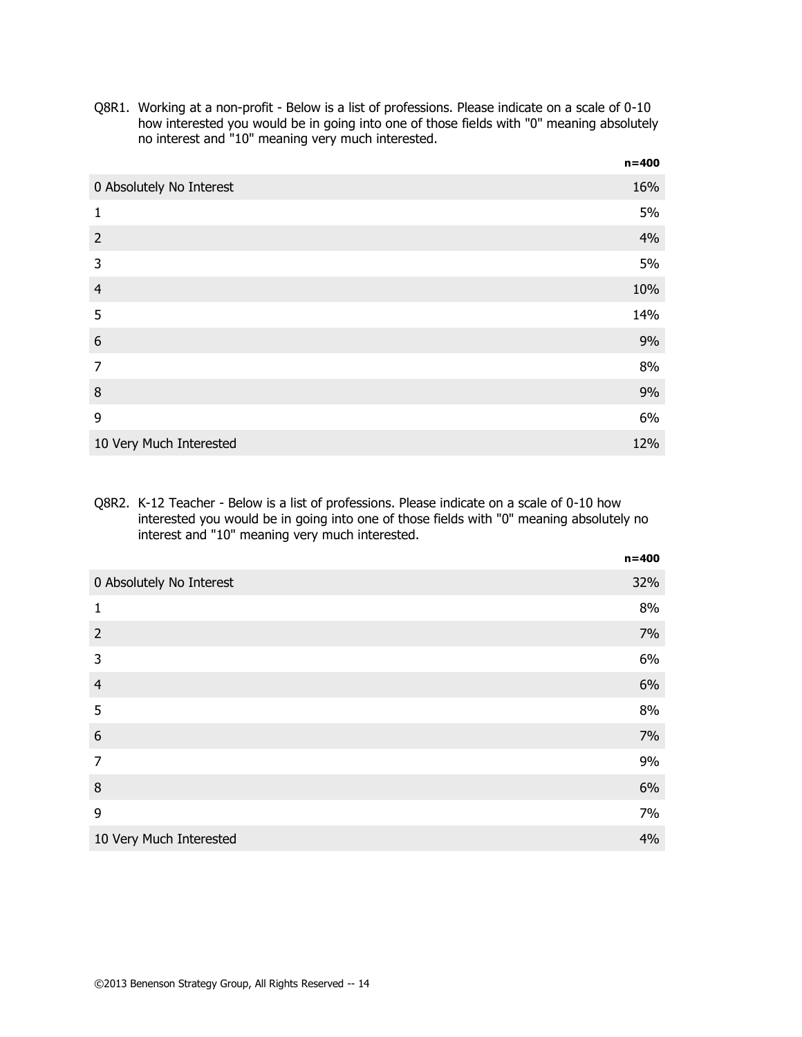Q8R1. Working at a non-profit - Below is a list of professions. Please indicate on a scale of 0-10 how interested you would be in going into one of those fields with "0" meaning absolutely no interest and "10" meaning very much interested.

| | n=400 |
|---|---|
| 0 Absolutely No Interest | 16% |
| 1 | 5% |
| 2 | 4% |
| 3 | 5% |
| 4 | 10% |
| 5 | 14% |
| 6 | 9% |
| 7 | 8% |
| 8 | 9% |
| 9 | 6% |
| 10 Very Much Interested | 12% |

Q8R2. K-12 Teacher - Below is a list of professions. Please indicate on a scale of 0-10 how interested you would be in going into one of those fields with "0" meaning absolutely no interest and "10" meaning very much interested.

| | n=400 |
|---|---|
| 0 Absolutely No Interest | 32% |
| 1 | 8% |
| 2 | 7% |
| 3 | 6% |
| 4 | 6% |
| 5 | 8% |
| 6 | 7% |
| 7 | 9% |
| 8 | 6% |
| 9 | 7% |
| 10 Very Much Interested | 4% |

©2013 Benenson Strategy Group, All Rights Reserved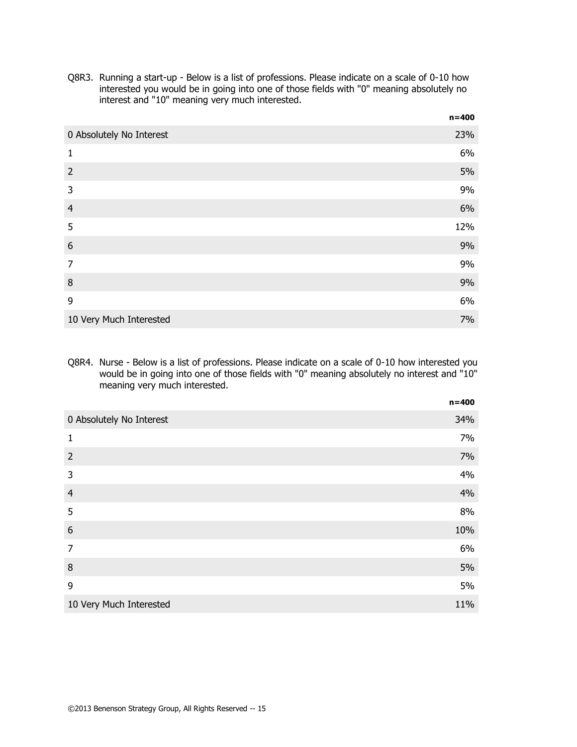Q8R3. Running a start-up - Below is a list of professions. Please indicate on a scale of 0-10 how interested you would be in going into one of those fields with "0" meaning absolutely no interest and "10" meaning very much interested.

| | n=400 |
|---|---|
| 0 Absolutely No Interest | 23% |
| 1 | 6% |
| 2 | 5% |
| 3 | 9% |
| 4 | 6% |
| 5 | 12% |
| 6 | 9% |
| 7 | 9% |
| 8 | 9% |
| 9 | 6% |
| 10 Very Much Interested | 7% |

Q8R4. Nurse - Below is a list of professions. Please indicate on a scale of 0-10 how interested you would be in going into one of those fields with "0" meaning absolutely no interest and "10" meaning very much interested.

| | n=400 |
|---|---|
| 0 Absolutely No Interest | 34% |
| 1 | 7% |
| 2 | 7% |
| 3 | 4% |
| 4 | 4% |
| 5 | 8% |
| 6 | 10% |
| 7 | 6% |
| 8 | 5% |
| 9 | 5% |
| 10 Very Much Interested | 11% |

©2013 Benenson Strategy Group, All Rights Reserved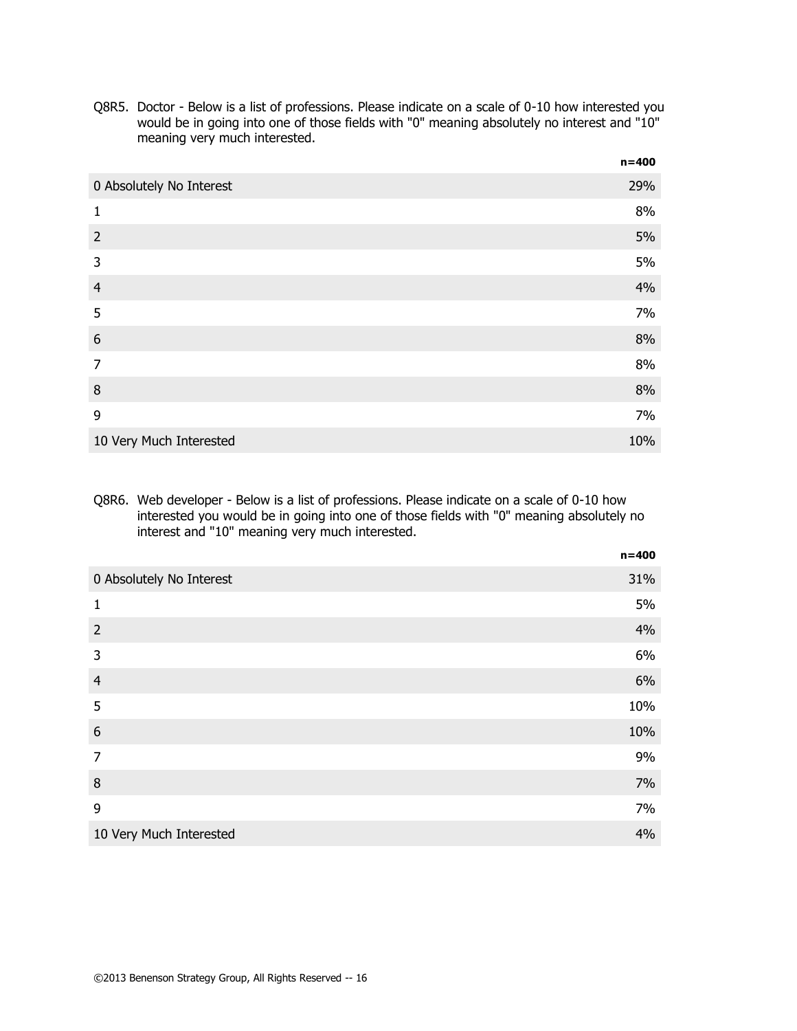Q8R5. Doctor - Below is a list of professions. Please indicate on a scale of 0-10 how interested you would be in going into one of those fields with "0" meaning absolutely no interest and "10" meaning very much interested.

| | n=400 |
|---|---|
| 0 Absolutely No Interest | 29% |
| 1 | 8% |
| 2 | 5% |
| 3 | 5% |
| 4 | 4% |
| 5 | 7% |
| 6 | 8% |
| 7 | 8% |
| 8 | 8% |
| 9 | 7% |
| 10 Very Much Interested | 10% |

Q8R6. Web developer - Below is a list of professions. Please indicate on a scale of 0-10 how interested you would be in going into one of those fields with "0" meaning absolutely no interest and "10" meaning very much interested.

| | n=400 |
|---|---|
| 0 Absolutely No Interest | 31% |
| 1 | 5% |
| 2 | 4% |
| 3 | 6% |
| 4 | 6% |
| 5 | 10% |
| 6 | 10% |
| 7 | 9% |
| 8 | 7% |
| 9 | 7% |
| 10 Very Much Interested | 4% |

©2013 Benenson Strategy Group, All Rights Reserved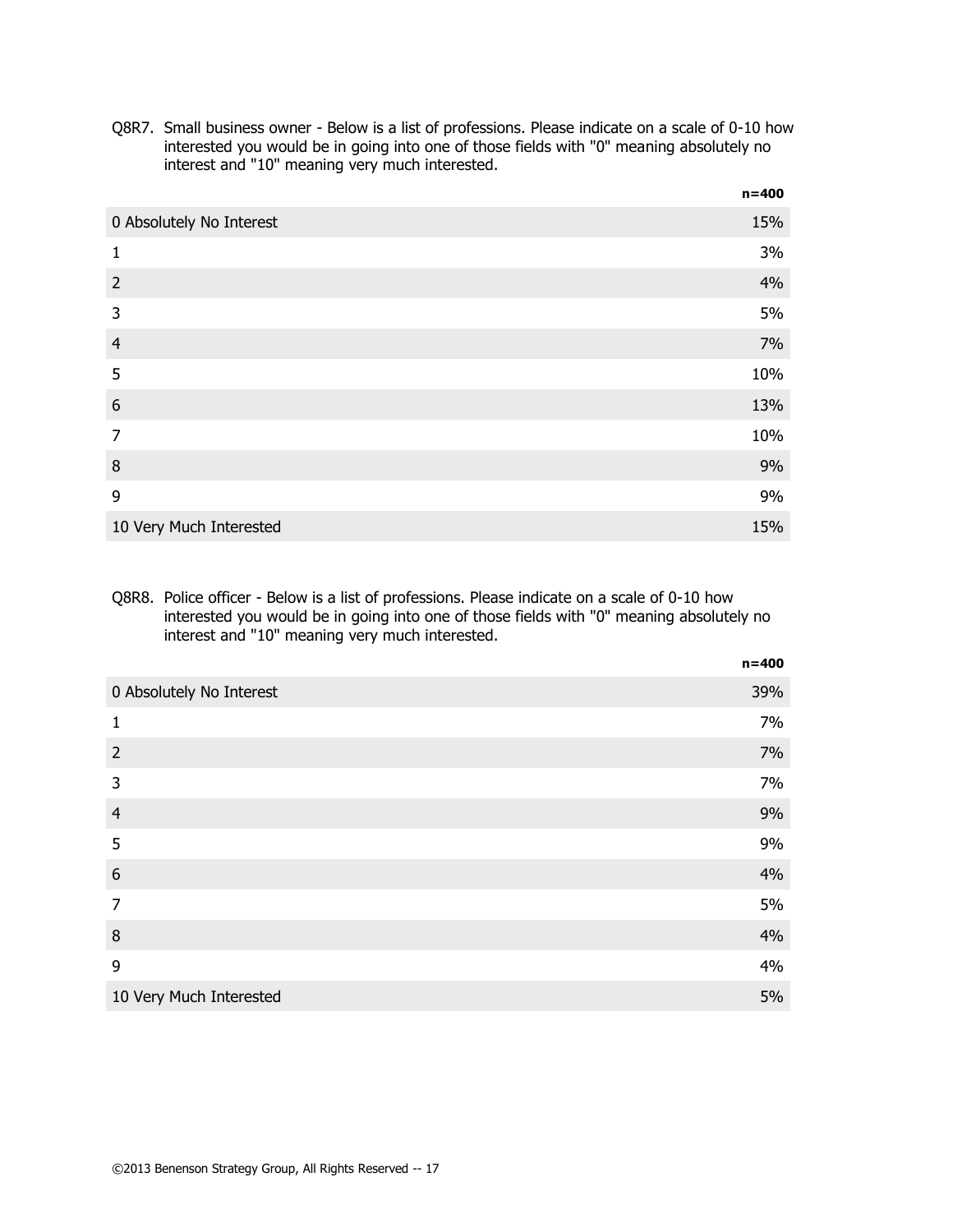Q8R7. Small business owner - Below is a list of professions. Please indicate on a scale of 0-10 how interested you would be in going into one of those fields with "0" meaning absolutely no interest and "10" meaning very much interested.

| | **n=400** |
|---|---|
| 0 Absolutely No Interest | 15% |
| 1 | 3% |
| 2 | 4% |
| 3 | 5% |
| 4 | 7% |
| 5 | 10% |
| 6 | 13% |
| 7 | 10% |
| 8 | 9% |
| 9 | 9% |
| 10 Very Much Interested | 15% |

Q8R8. Police officer - Below is a list of professions. Please indicate on a scale of 0-10 how interested you would be in going into one of those fields with "0" meaning absolutely no interest and "10" meaning very much interested.

| | **n=400** |
|---|---|
| 0 Absolutely No Interest | 39% |
| 1 | 7% |
| 2 | 7% |
| 3 | 7% |
| 4 | 9% |
| 5 | 9% |
| 6 | 4% |
| 7 | 5% |
| 8 | 4% |
| 9 | 4% |
| 10 Very Much Interested | 5% |

©2013 Benenson Strategy Group, All Rights Reserved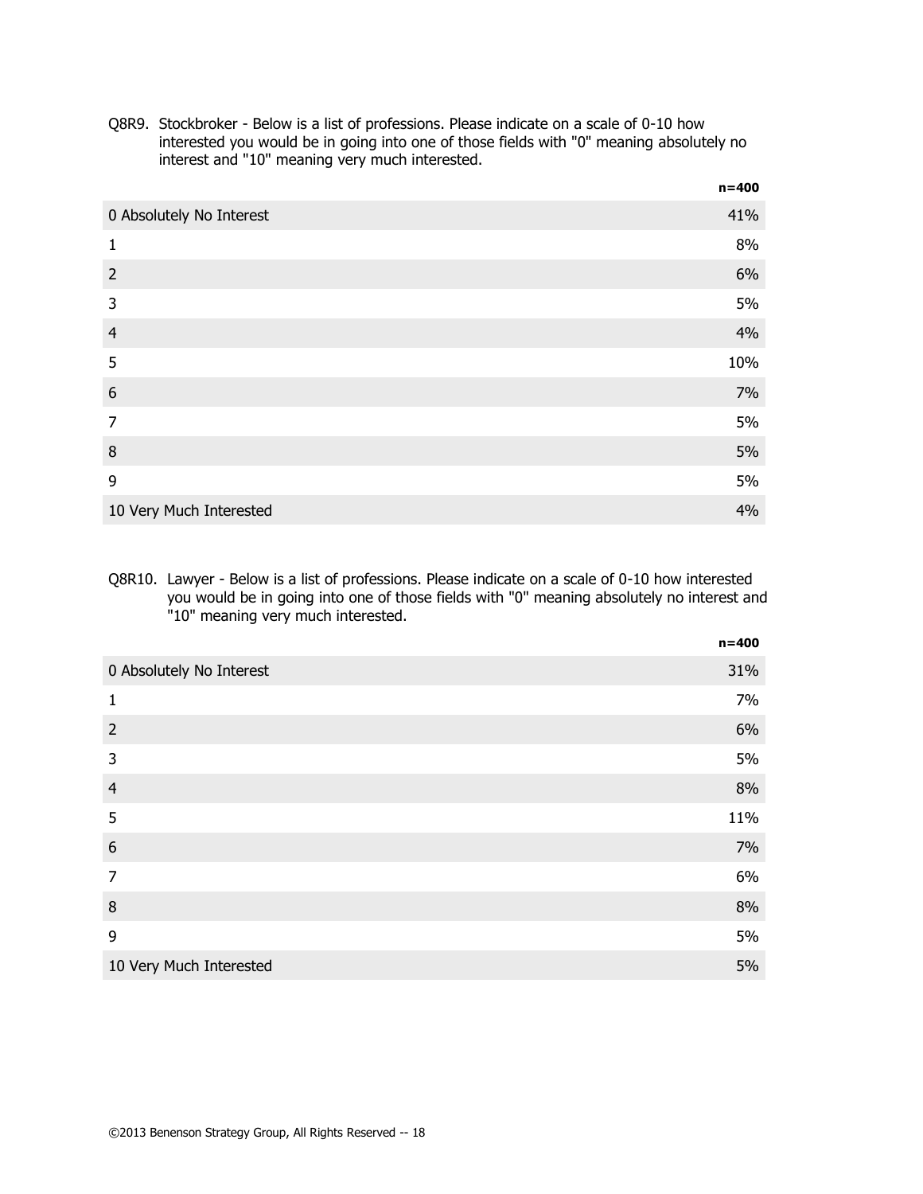Q8R9. Stockbroker - Below is a list of professions. Please indicate on a scale of 0-10 how interested you would be in going into one of those fields with "0" meaning absolutely no interest and "10" meaning very much interested.

| | n=400 |
|---|---|
| 0 Absolutely No Interest | 41% |
| 1 | 8% |
| 2 | 6% |
| 3 | 5% |
| 4 | 4% |
| 5 | 10% |
| 6 | 7% |
| 7 | 5% |
| 8 | 5% |
| 9 | 5% |
| 10 Very Much Interested | 4% |

Q8R10. Lawyer - Below is a list of professions. Please indicate on a scale of 0-10 how interested you would be in going into one of those fields with "0" meaning absolutely no interest and "10" meaning very much interested.

| | n=400 |
|---|---|
| 0 Absolutely No Interest | 31% |
| 1 | 7% |
| 2 | 6% |
| 3 | 5% |
| 4 | 8% |
| 5 | 11% |
| 6 | 7% |
| 7 | 6% |
| 8 | 8% |
| 9 | 5% |
| 10 Very Much Interested | 5% |

©2013 Benenson Strategy Group, All Rights Reserved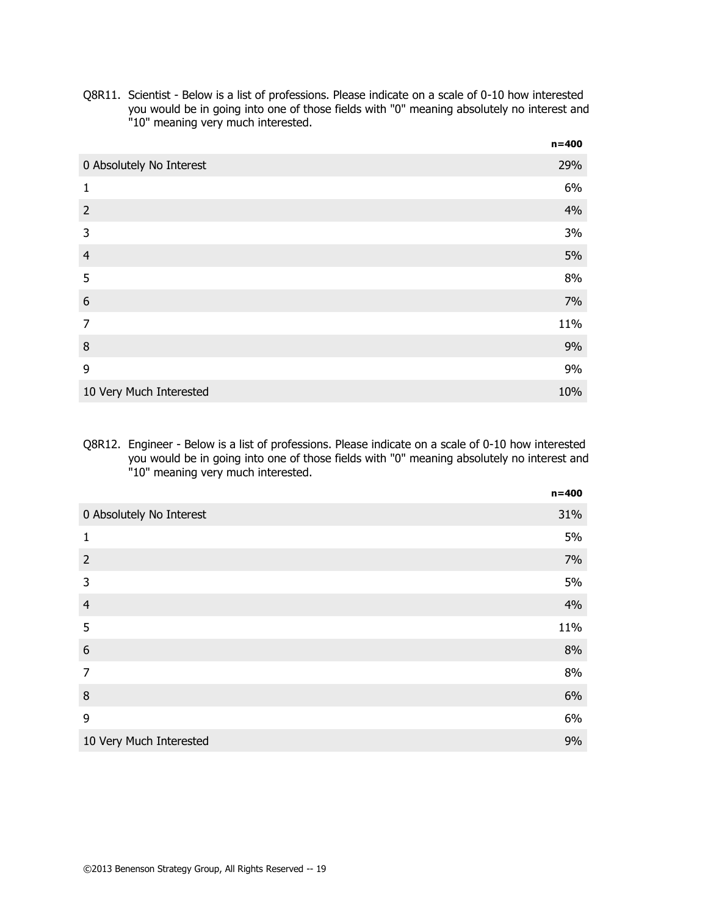Q8R11. Scientist - Below is a list of professions. Please indicate on a scale of 0-10 how interested you would be in going into one of those fields with "0" meaning absolutely no interest and "10" meaning very much interested.

| | n=400 |
|---|---|
| 0 Absolutely No Interest | 29% |
| 1 | 6% |
| 2 | 4% |
| 3 | 3% |
| 4 | 5% |
| 5 | 8% |
| 6 | 7% |
| 7 | 11% |
| 8 | 9% |
| 9 | 9% |
| 10 Very Much Interested | 10% |

Q8R12. Engineer - Below is a list of professions. Please indicate on a scale of 0-10 how interested you would be in going into one of those fields with "0" meaning absolutely no interest and "10" meaning very much interested.

| | n=400 |
|---|---|
| 0 Absolutely No Interest | 31% |
| 1 | 5% |
| 2 | 7% |
| 3 | 5% |
| 4 | 4% |
| 5 | 11% |
| 6 | 8% |
| 7 | 8% |
| 8 | 6% |
| 9 | 6% |
| 10 Very Much Interested | 9% |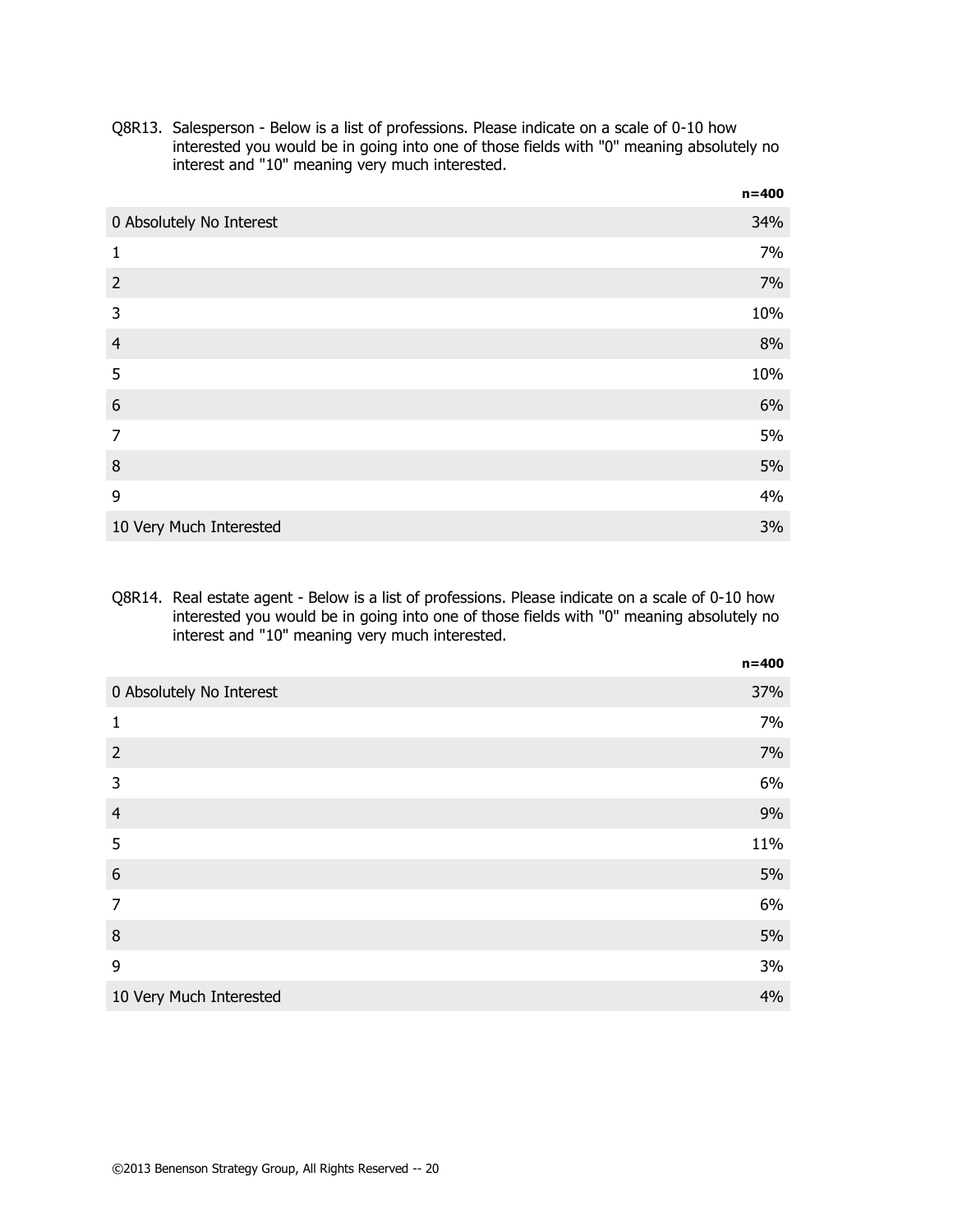Q8R13. Salesperson - Below is a list of professions. Please indicate on a scale of 0-10 how interested you would be in going into one of those fields with "0" meaning absolutely no interest and "10" meaning very much interested.

| | n=400 |
|---|---|
| 0 Absolutely No Interest | 34% |
| 1 | 7% |
| 2 | 7% |
| 3 | 10% |
| 4 | 8% |
| 5 | 10% |
| 6 | 6% |
| 7 | 5% |
| 8 | 5% |
| 9 | 4% |
| 10 Very Much Interested | 3% |

Q8R14. Real estate agent - Below is a list of professions. Please indicate on a scale of 0-10 how interested you would be in going into one of those fields with "0" meaning absolutely no interest and "10" meaning very much interested.

| | n=400 |
|---|---|
| 0 Absolutely No Interest | 37% |
| 1 | 7% |
| 2 | 7% |
| 3 | 6% |
| 4 | 9% |
| 5 | 11% |
| 6 | 5% |
| 7 | 6% |
| 8 | 5% |
| 9 | 3% |
| 10 Very Much Interested | 4% |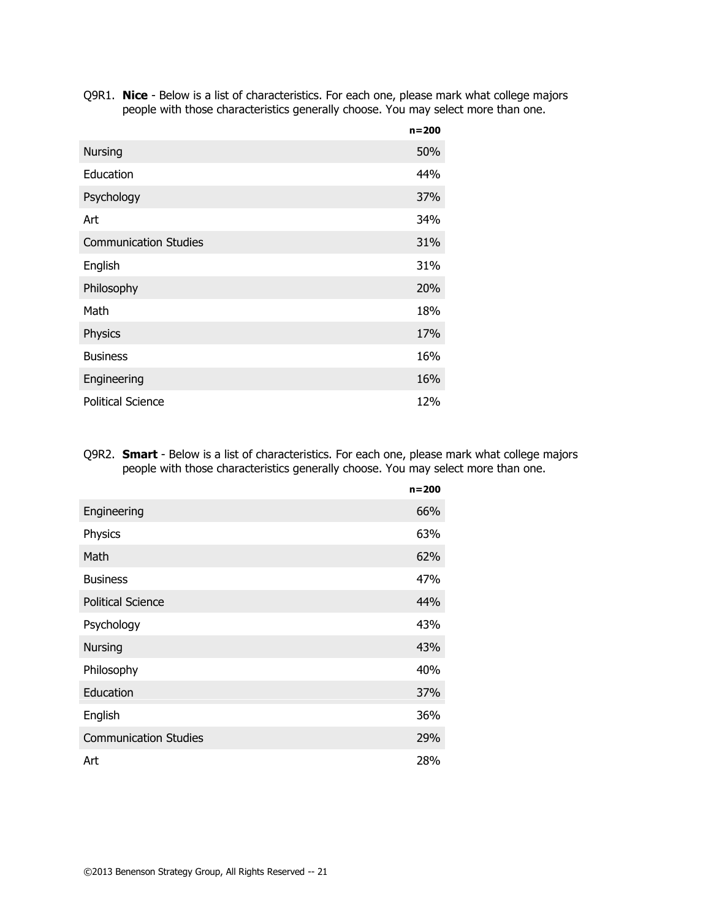Q9R1. **Nice** - Below is a list of characteristics. For each one, please mark what college majors people with those characteristics generally choose. You may select more than one.

| | n=200 |
|---|---|
| Nursing | 50% |
| Education | 44% |
| Psychology | 37% |
| Art | 34% |
| Communication Studies | 31% |
| English | 31% |
| Philosophy | 20% |
| Math | 18% |
| Physics | 17% |
| Business | 16% |
| Engineering | 16% |
| Political Science | 12% |

Q9R2. **Smart** - Below is a list of characteristics. For each one, please mark what college majors people with those characteristics generally choose. You may select more than one.

| | n=200 |
|---|---|
| Engineering | 66% |
| Physics | 63% |
| Math | 62% |
| Business | 47% |
| Political Science | 44% |
| Psychology | 43% |
| Nursing | 43% |
| Philosophy | 40% |
| Education | 37% |
| English | 36% |
| Communication Studies | 29% |
| Art | 28% |

©2013 Benenson Strategy Group, All Rights Reserved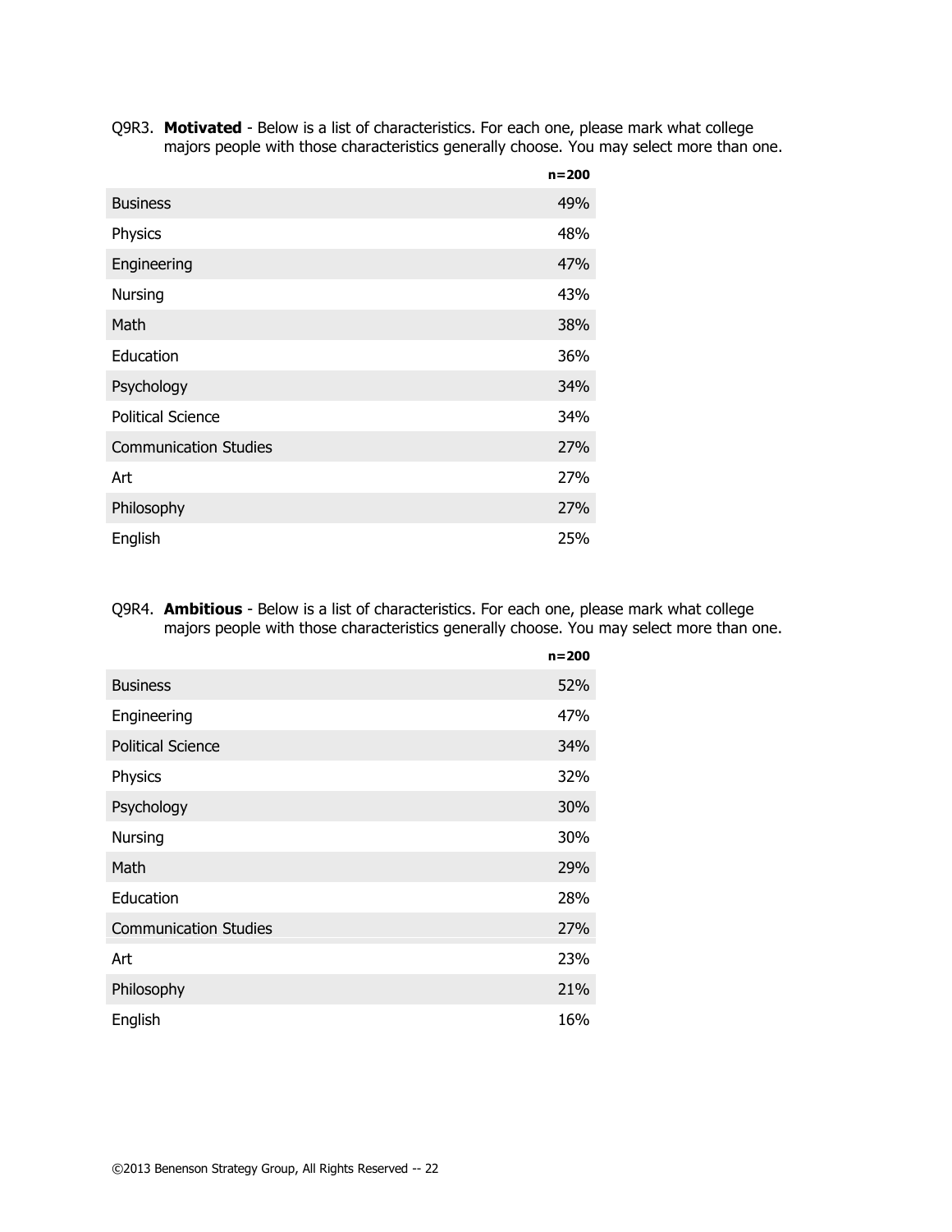Q9R3. **Motivated** - Below is a list of characteristics. For each one, please mark what college majors people with those characteristics generally choose. You may select more than one.

| | n=200 |
|---|---|
| Business | 49% |
| Physics | 48% |
| Engineering | 47% |
| Nursing | 43% |
| Math | 38% |
| Education | 36% |
| Psychology | 34% |
| Political Science | 34% |
| Communication Studies | 27% |
| Art | 27% |
| Philosophy | 27% |
| English | 25% |

Q9R4. **Ambitious** - Below is a list of characteristics. For each one, please mark what college majors people with those characteristics generally choose. You may select more than one.

| | n=200 |
|---|---|
| Business | 52% |
| Engineering | 47% |
| Political Science | 34% |
| Physics | 32% |
| Psychology | 30% |
| Nursing | 30% |
| Math | 29% |
| Education | 28% |
| Communication Studies | 27% |
| Art | 23% |
| Philosophy | 21% |
| English | 16% |

©2013 Benenson Strategy Group, All Rights Reserved -- 22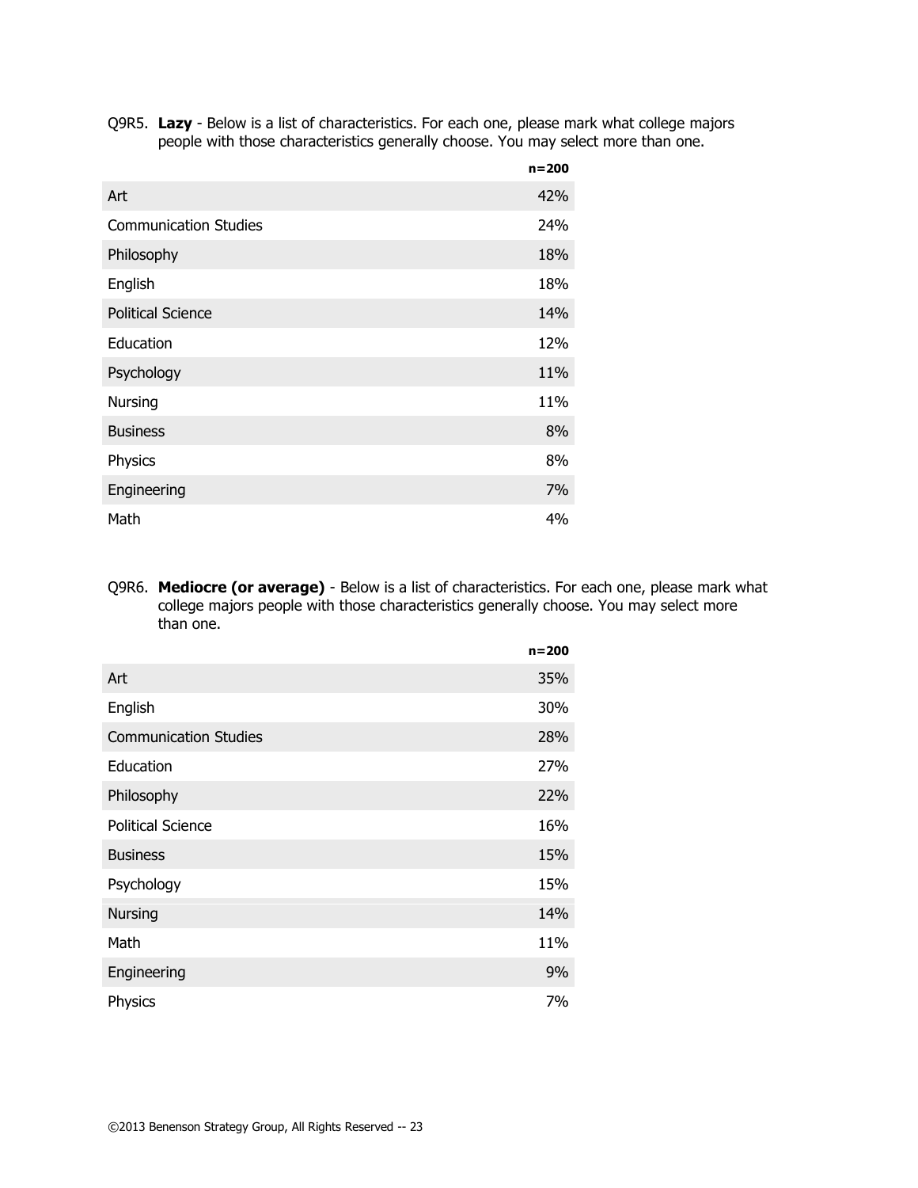Q9R5. **Lazy** - Below is a list of characteristics. For each one, please mark what college majors people with those characteristics generally choose. You may select more than one.

| | n=200 |
|---|---|
| Art | 42% |
| Communication Studies | 24% |
| Philosophy | 18% |
| English | 18% |
| Political Science | 14% |
| Education | 12% |
| Psychology | 11% |
| Nursing | 11% |
| Business | 8% |
| Physics | 8% |
| Engineering | 7% |
| Math | 4% |

Q9R6. **Mediocre (or average)** - Below is a list of characteristics. For each one, please mark what college majors people with those characteristics generally choose. You may select more than one.

| | n=200 |
|---|---|
| Art | 35% |
| English | 30% |
| Communication Studies | 28% |
| Education | 27% |
| Philosophy | 22% |
| Political Science | 16% |
| Business | 15% |
| Psychology | 15% |
| Nursing | 14% |
| Math | 11% |
| Engineering | 9% |
| Physics | 7% |

©2013 Benenson Strategy Group, All Rights Reserved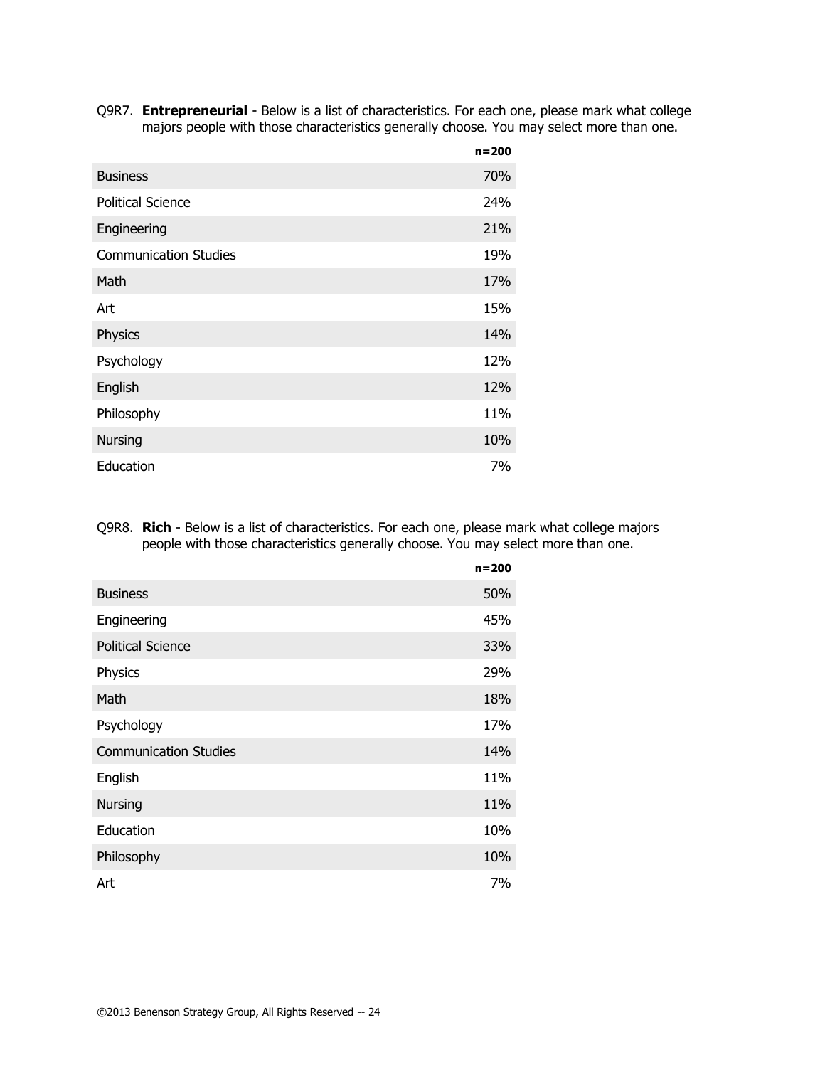Q9R7. **Entrepreneurial** - Below is a list of characteristics. For each one, please mark what college majors people with those characteristics generally choose. You may select more than one.

| | n=200 |
|---|---|
| Business | 70% |
| Political Science | 24% |
| Engineering | 21% |
| Communication Studies | 19% |
| Math | 17% |
| Art | 15% |
| Physics | 14% |
| Psychology | 12% |
| English | 12% |
| Philosophy | 11% |
| Nursing | 10% |
| Education | 7% |

Q9R8. **Rich** - Below is a list of characteristics. For each one, please mark what college majors people with those characteristics generally choose. You may select more than one.

| | n=200 |
|---|---|
| Business | 50% |
| Engineering | 45% |
| Political Science | 33% |
| Physics | 29% |
| Math | 18% |
| Psychology | 17% |
| Communication Studies | 14% |
| English | 11% |
| Nursing | 11% |
| Education | 10% |
| Philosophy | 10% |
| Art | 7% |

©2013 Benenson Strategy Group, All Rights Reserved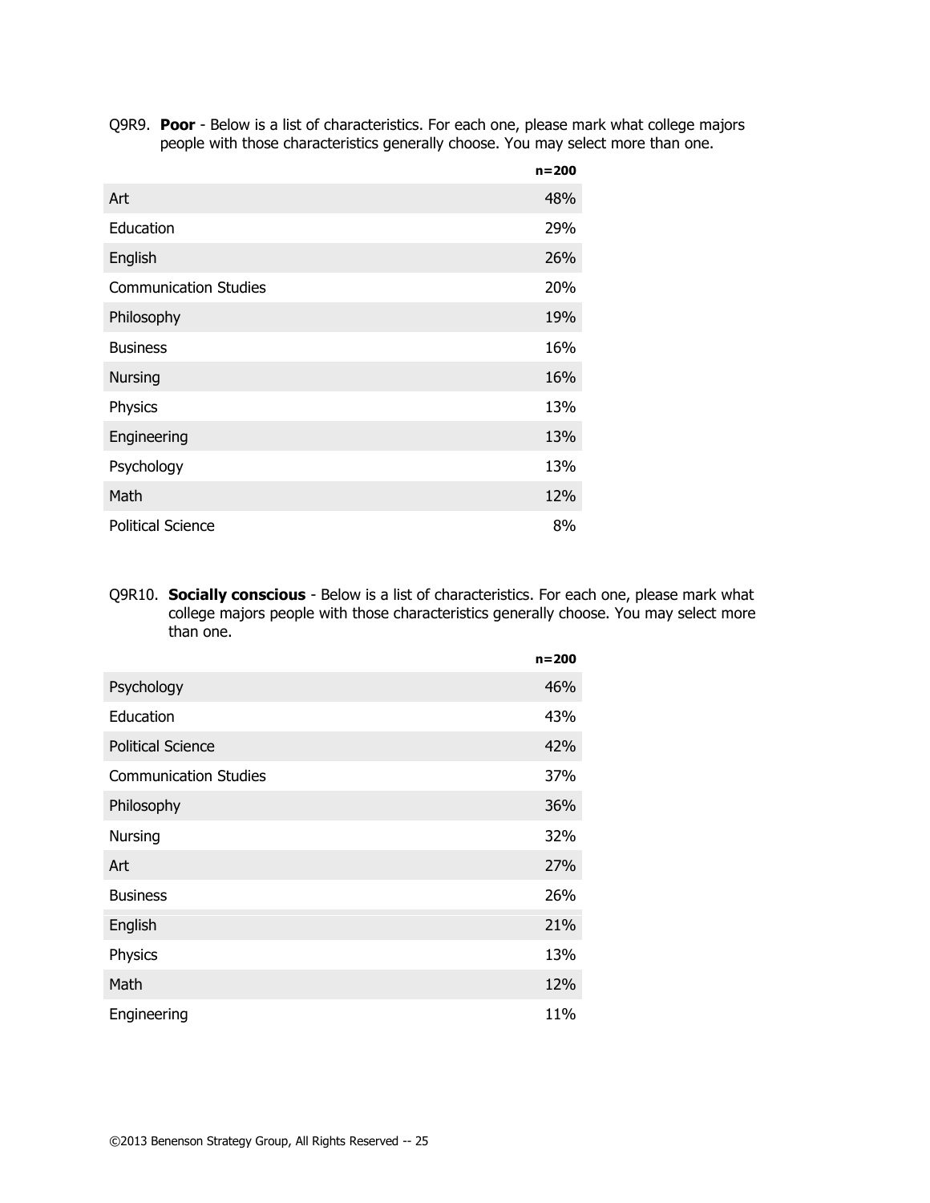Q9R9. **Poor** - Below is a list of characteristics. For each one, please mark what college majors people with those characteristics generally choose. You may select more than one.

| | n=200 |
|---|---|
| Art | 48% |
| Education | 29% |
| English | 26% |
| Communication Studies | 20% |
| Philosophy | 19% |
| Business | 16% |
| Nursing | 16% |
| Physics | 13% |
| Engineering | 13% |
| Psychology | 13% |
| Math | 12% |
| Political Science | 8% |

Q9R10. **Socially conscious** - Below is a list of characteristics. For each one, please mark what college majors people with those characteristics generally choose. You may select more than one.

| | n=200 |
|---|---|
| Psychology | 46% |
| Education | 43% |
| Political Science | 42% |
| Communication Studies | 37% |
| Philosophy | 36% |
| Nursing | 32% |
| Art | 27% |
| Business | 26% |
| English | 21% |
| Physics | 13% |
| Math | 12% |
| Engineering | 11% |

©2013 Benenson Strategy Group, All Rights Reserved -- 25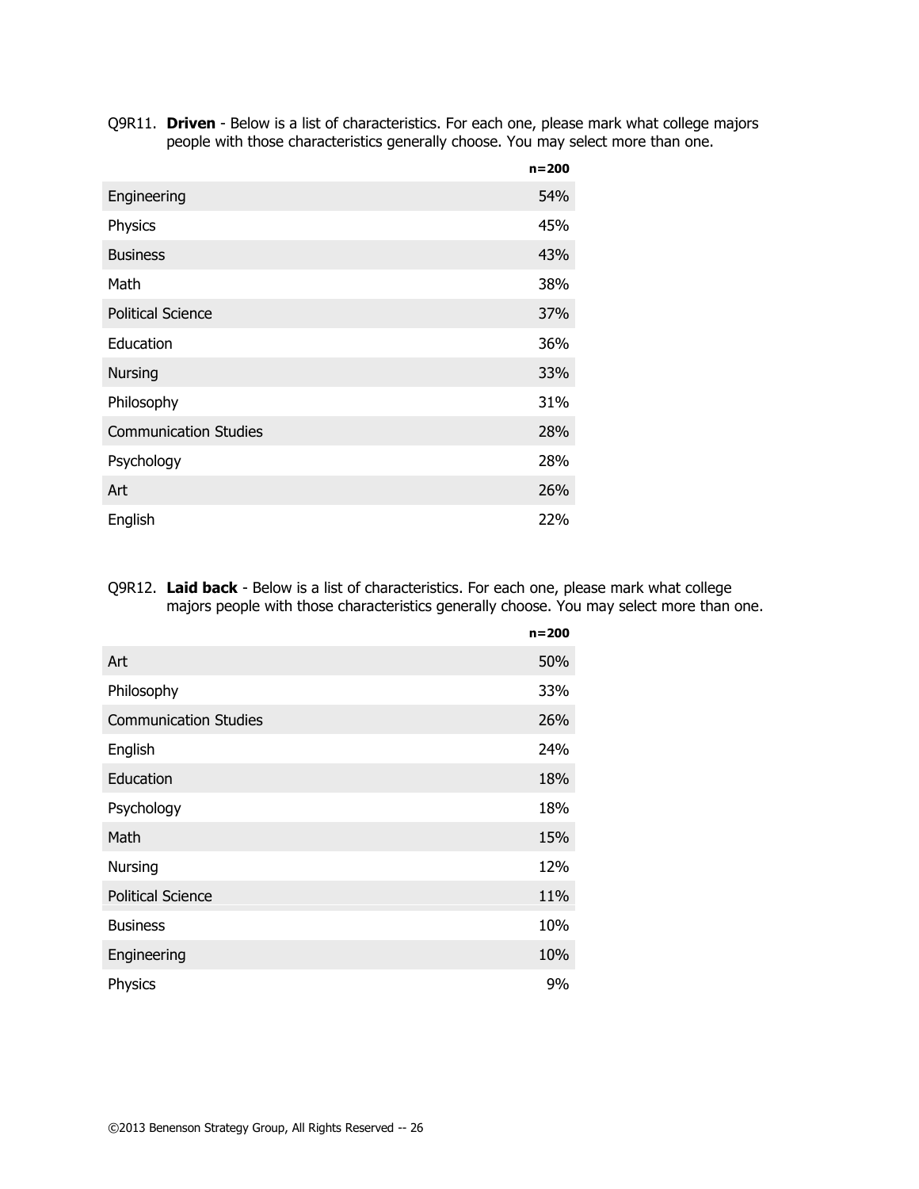Q9R11. **Driven** - Below is a list of characteristics. For each one, please mark what college majors people with those characteristics generally choose. You may select more than one.

| | n=200 |
|---|---|
| Engineering | 54% |
| Physics | 45% |
| Business | 43% |
| Math | 38% |
| Political Science | 37% |
| Education | 36% |
| Nursing | 33% |
| Philosophy | 31% |
| Communication Studies | 28% |
| Psychology | 28% |
| Art | 26% |
| English | 22% |

Q9R12. **Laid back** - Below is a list of characteristics. For each one, please mark what college majors people with those characteristics generally choose. You may select more than one.

| | n=200 |
|---|---|
| Art | 50% |
| Philosophy | 33% |
| Communication Studies | 26% |
| English | 24% |
| Education | 18% |
| Psychology | 18% |
| Math | 15% |
| Nursing | 12% |
| Political Science | 11% |
| Business | 10% |
| Engineering | 10% |
| Physics | 9% |

©2013 Benenson Strategy Group, All Rights Reserved -- 26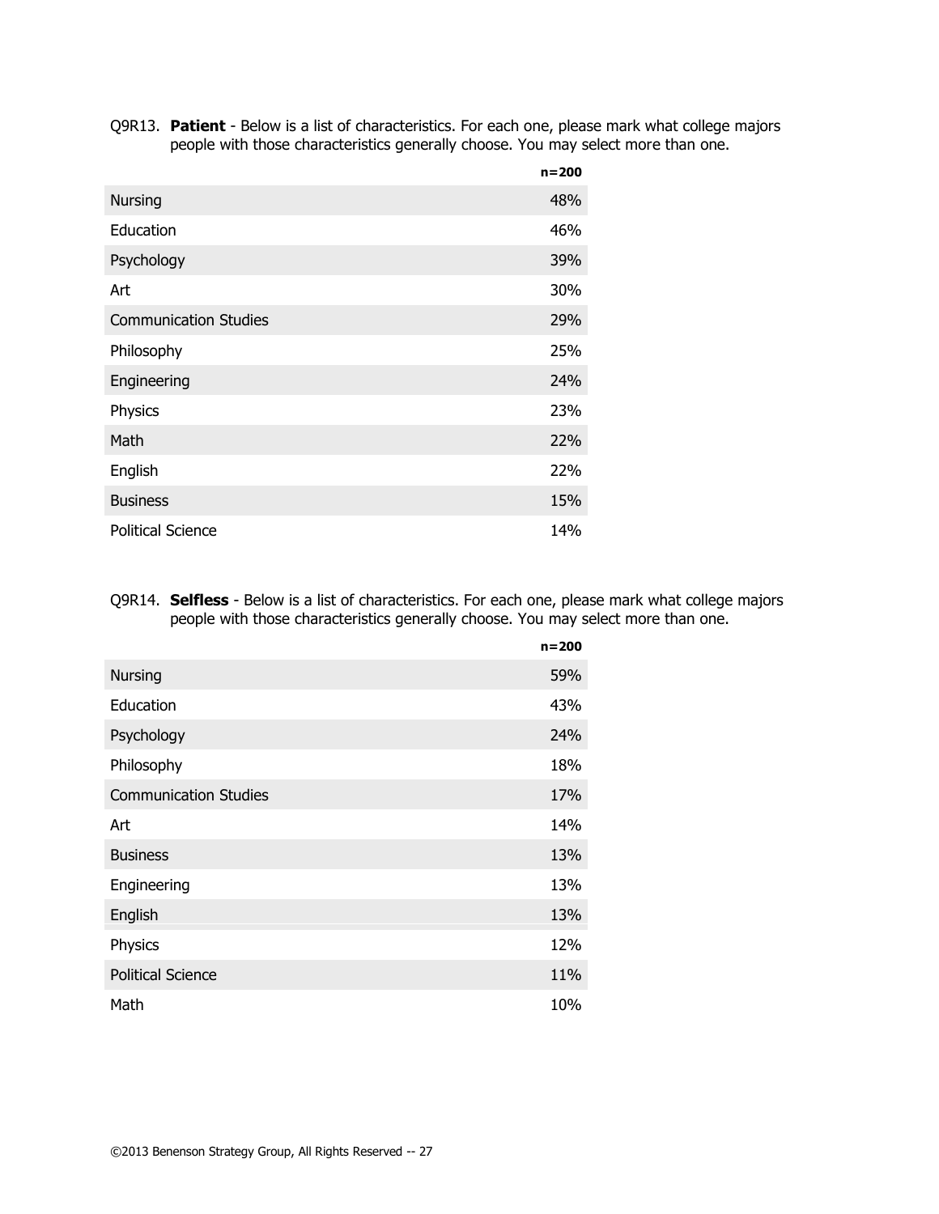Q9R13. **Patient** - Below is a list of characteristics. For each one, please mark what college majors people with those characteristics generally choose. You may select more than one.

| | n=200 |
|---|---|
| Nursing | 48% |
| Education | 46% |
| Psychology | 39% |
| Art | 30% |
| Communication Studies | 29% |
| Philosophy | 25% |
| Engineering | 24% |
| Physics | 23% |
| Math | 22% |
| English | 22% |
| Business | 15% |
| Political Science | 14% |

Q9R14. **Selfless** - Below is a list of characteristics. For each one, please mark what college majors people with those characteristics generally choose. You may select more than one.

| | n=200 |
|---|---|
| Nursing | 59% |
| Education | 43% |
| Psychology | 24% |
| Philosophy | 18% |
| Communication Studies | 17% |
| Art | 14% |
| Business | 13% |
| Engineering | 13% |
| English | 13% |
| Physics | 12% |
| Political Science | 11% |
| Math | 10% |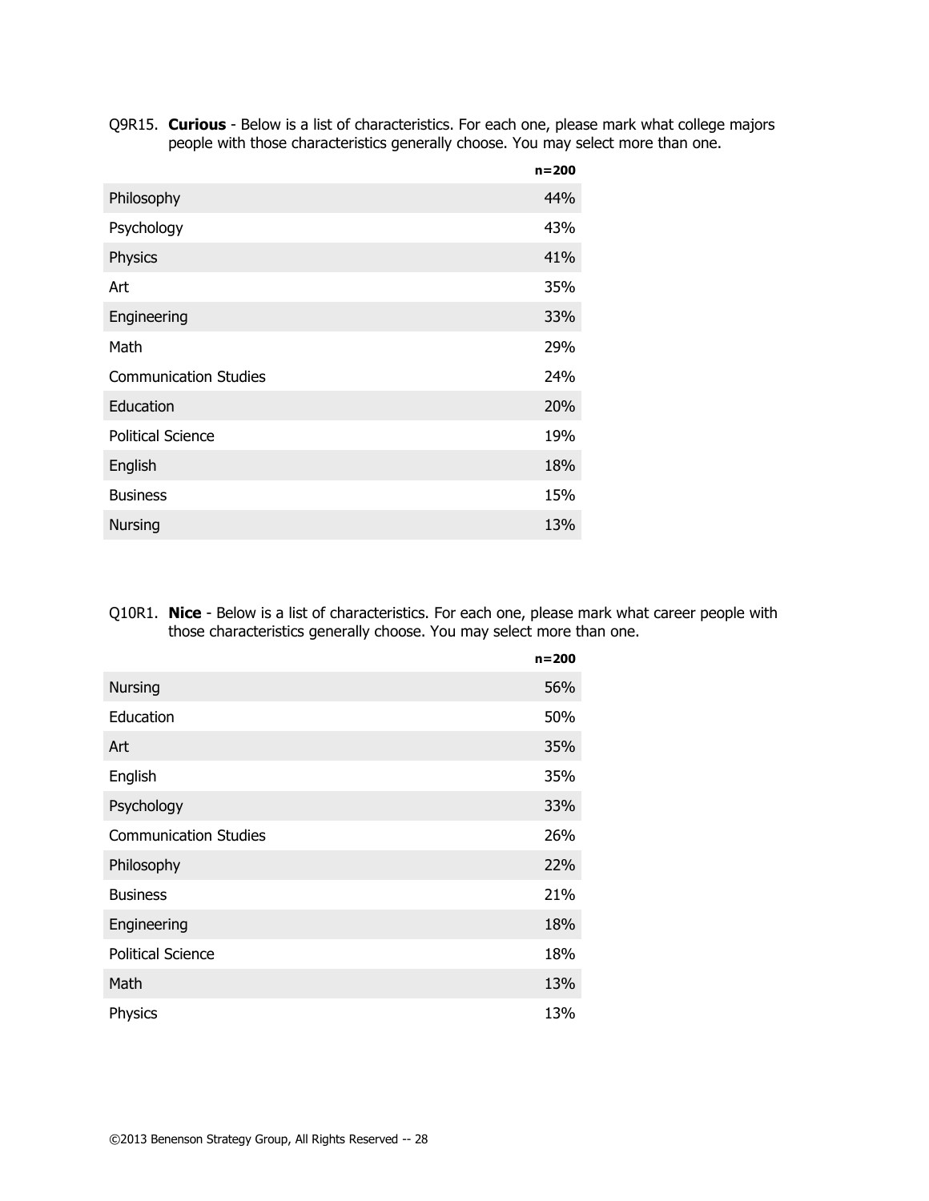Q9R15. **Curious** - Below is a list of characteristics. For each one, please mark what college majors people with those characteristics generally choose. You may select more than one.

| | n=200 |
|---|---|
| Philosophy | 44% |
| Psychology | 43% |
| Physics | 41% |
| Art | 35% |
| Engineering | 33% |
| Math | 29% |
| Communication Studies | 24% |
| Education | 20% |
| Political Science | 19% |
| English | 18% |
| Business | 15% |
| Nursing | 13% |

Q10R1. **Nice** - Below is a list of characteristics. For each one, please mark what career people with those characteristics generally choose. You may select more than one.

| | n=200 |
|---|---|
| Nursing | 56% |
| Education | 50% |
| Art | 35% |
| English | 35% |
| Psychology | 33% |
| Communication Studies | 26% |
| Philosophy | 22% |
| Business | 21% |
| Engineering | 18% |
| Political Science | 18% |
| Math | 13% |
| Physics | 13% |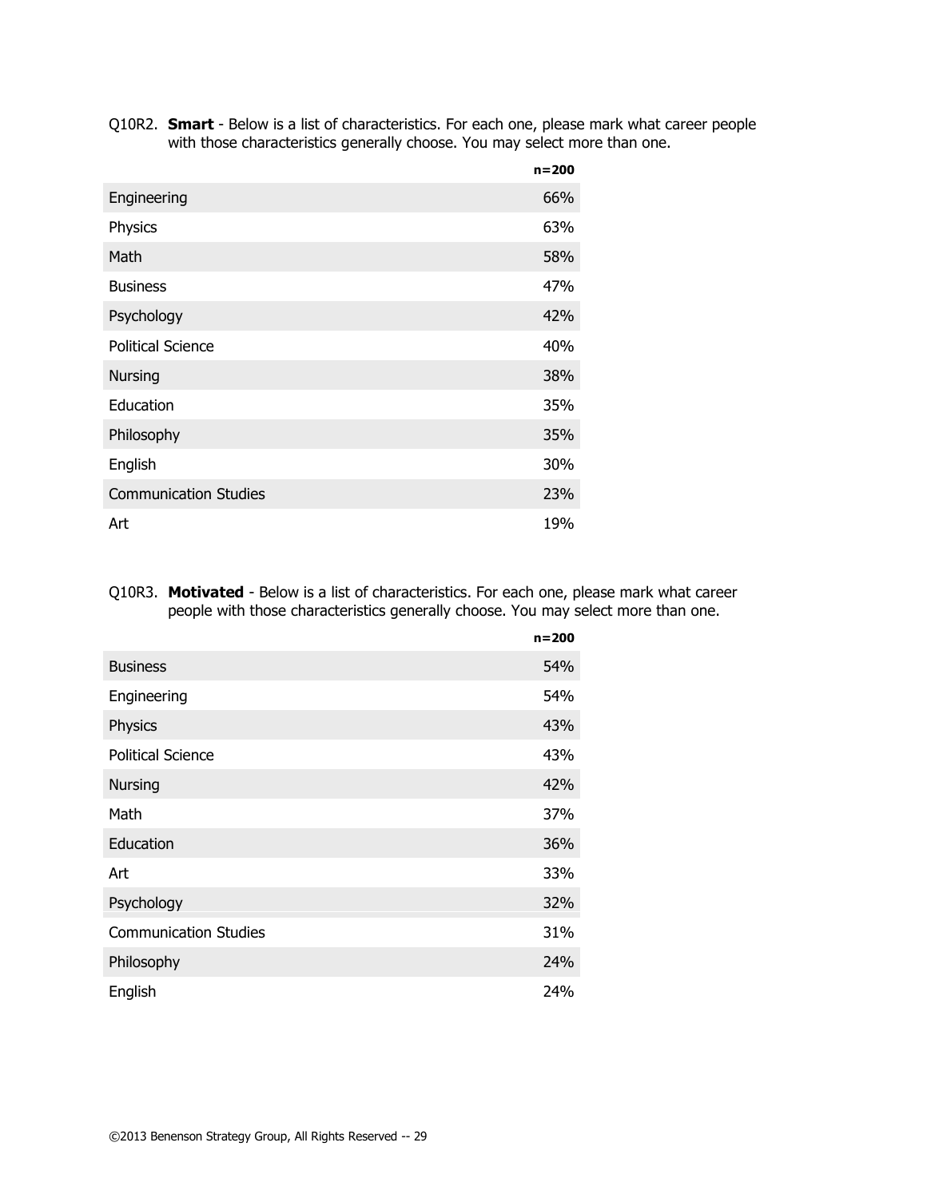Q10R2. **Smart** - Below is a list of characteristics. For each one, please mark what career people with those characteristics generally choose. You may select more than one.

| | n=200 |
|---|---|
| Engineering | 66% |
| Physics | 63% |
| Math | 58% |
| Business | 47% |
| Psychology | 42% |
| Political Science | 40% |
| Nursing | 38% |
| Education | 35% |
| Philosophy | 35% |
| English | 30% |
| Communication Studies | 23% |
| Art | 19% |

Q10R3. **Motivated** - Below is a list of characteristics. For each one, please mark what career people with those characteristics generally choose. You may select more than one.

| | n=200 |
|---|---|
| Business | 54% |
| Engineering | 54% |
| Physics | 43% |
| Political Science | 43% |
| Nursing | 42% |
| Math | 37% |
| Education | 36% |
| Art | 33% |
| Psychology | 32% |
| Communication Studies | 31% |
| Philosophy | 24% |
| English | 24% |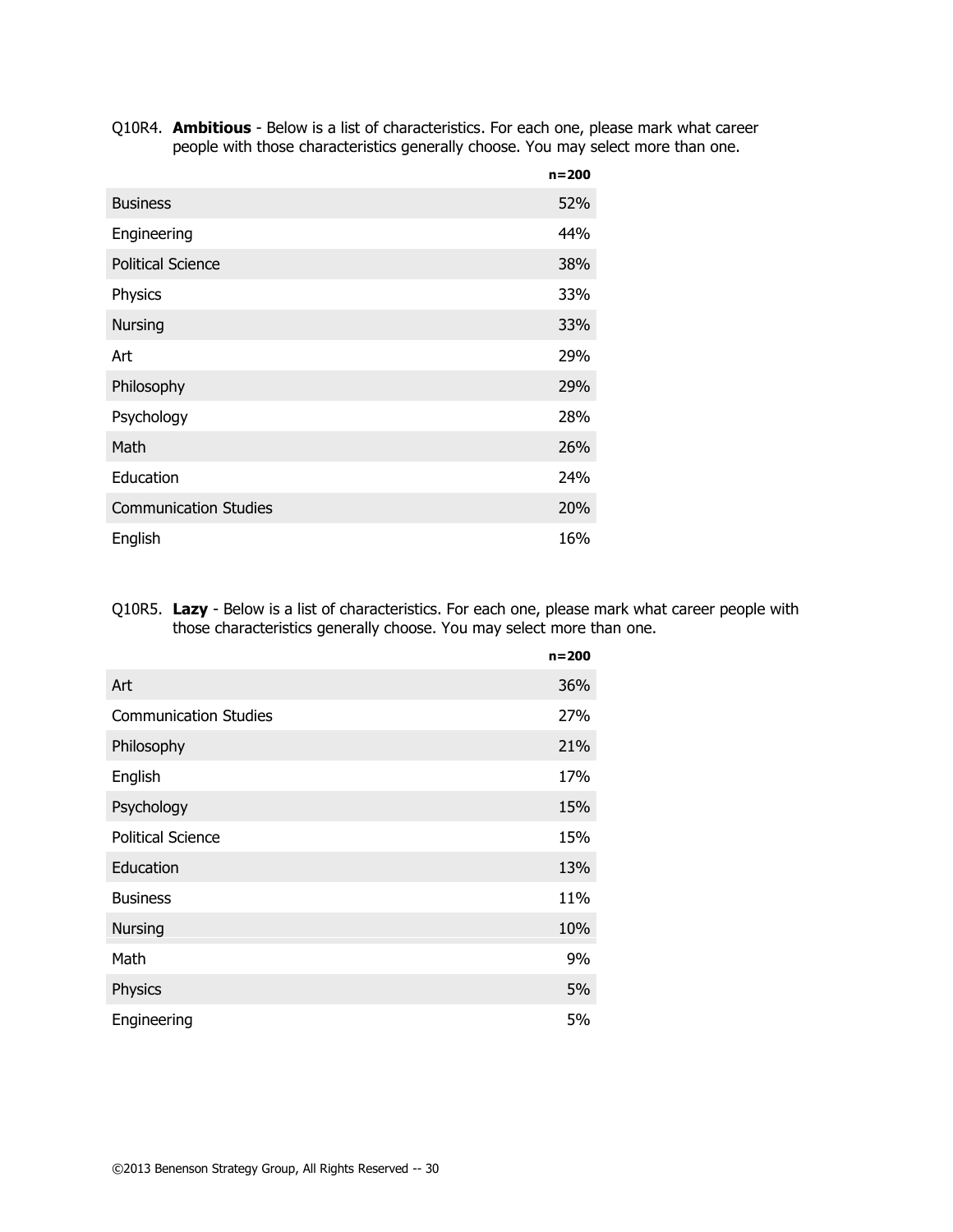Q10R4. **Ambitious** - Below is a list of characteristics. For each one, please mark what career people with those characteristics generally choose. You may select more than one.

| | **n=200** |
|---|---|
| Business | 52% |
| Engineering | 44% |
| Political Science | 38% |
| Physics | 33% |
| Nursing | 33% |
| Art | 29% |
| Philosophy | 29% |
| Psychology | 28% |
| Math | 26% |
| Education | 24% |
| Communication Studies | 20% |
| English | 16% |

Q10R5. **Lazy** - Below is a list of characteristics. For each one, please mark what career people with those characteristics generally choose. You may select more than one.

| | **n=200** |
|---|---|
| Art | 36% |
| Communication Studies | 27% |
| Philosophy | 21% |
| English | 17% |
| Psychology | 15% |
| Political Science | 15% |
| Education | 13% |
| Business | 11% |
| Nursing | 10% |
| Math | 9% |
| Physics | 5% |
| Engineering | 5% |

©2013 Benenson Strategy Group, All Rights Reserved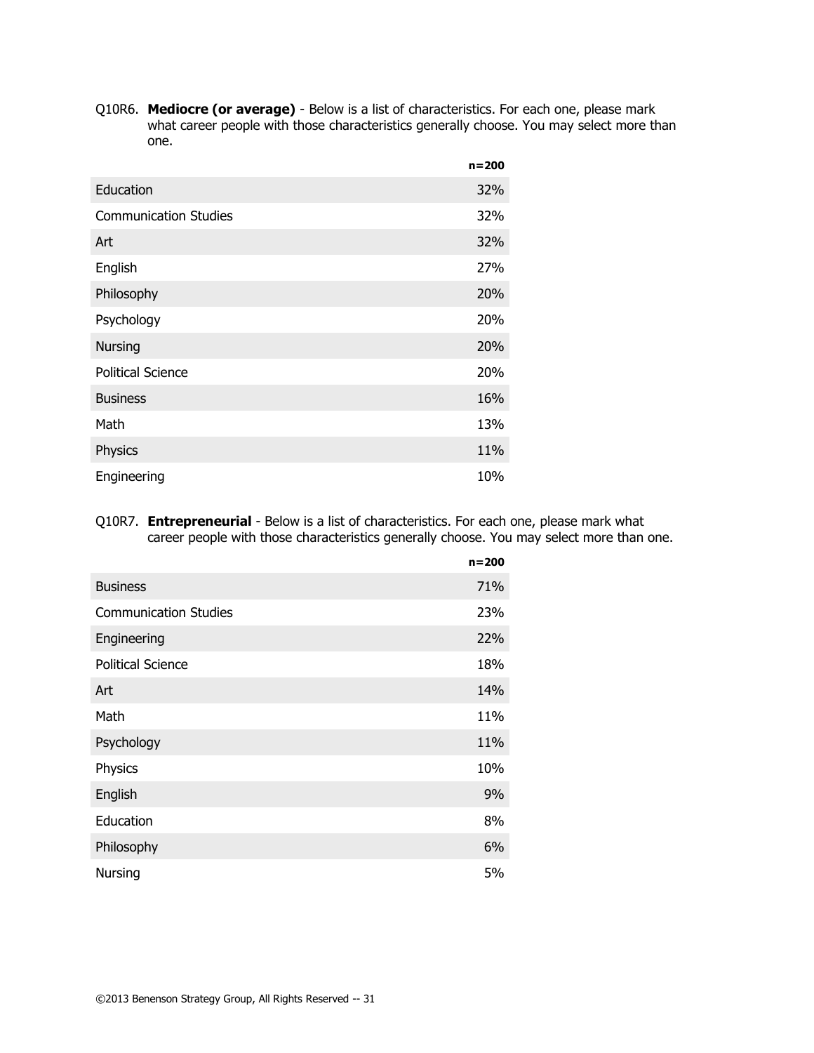Q10R6. **Mediocre (or average)** - Below is a list of characteristics. For each one, please mark what career people with those characteristics generally choose. You may select more than one.

| | n=200 |
|---|---|
| Education | 32% |
| Communication Studies | 32% |
| Art | 32% |
| English | 27% |
| Philosophy | 20% |
| Psychology | 20% |
| Nursing | 20% |
| Political Science | 20% |
| Business | 16% |
| Math | 13% |
| Physics | 11% |
| Engineering | 10% |

Q10R7. **Entrepreneurial** - Below is a list of characteristics. For each one, please mark what career people with those characteristics generally choose. You may select more than one.

| | n=200 |
|---|---|
| Business | 71% |
| Communication Studies | 23% |
| Engineering | 22% |
| Political Science | 18% |
| Art | 14% |
| Math | 11% |
| Psychology | 11% |
| Physics | 10% |
| English | 9% |
| Education | 8% |
| Philosophy | 6% |
| Nursing | 5% |

©2013 Benenson Strategy Group, All Rights Reserved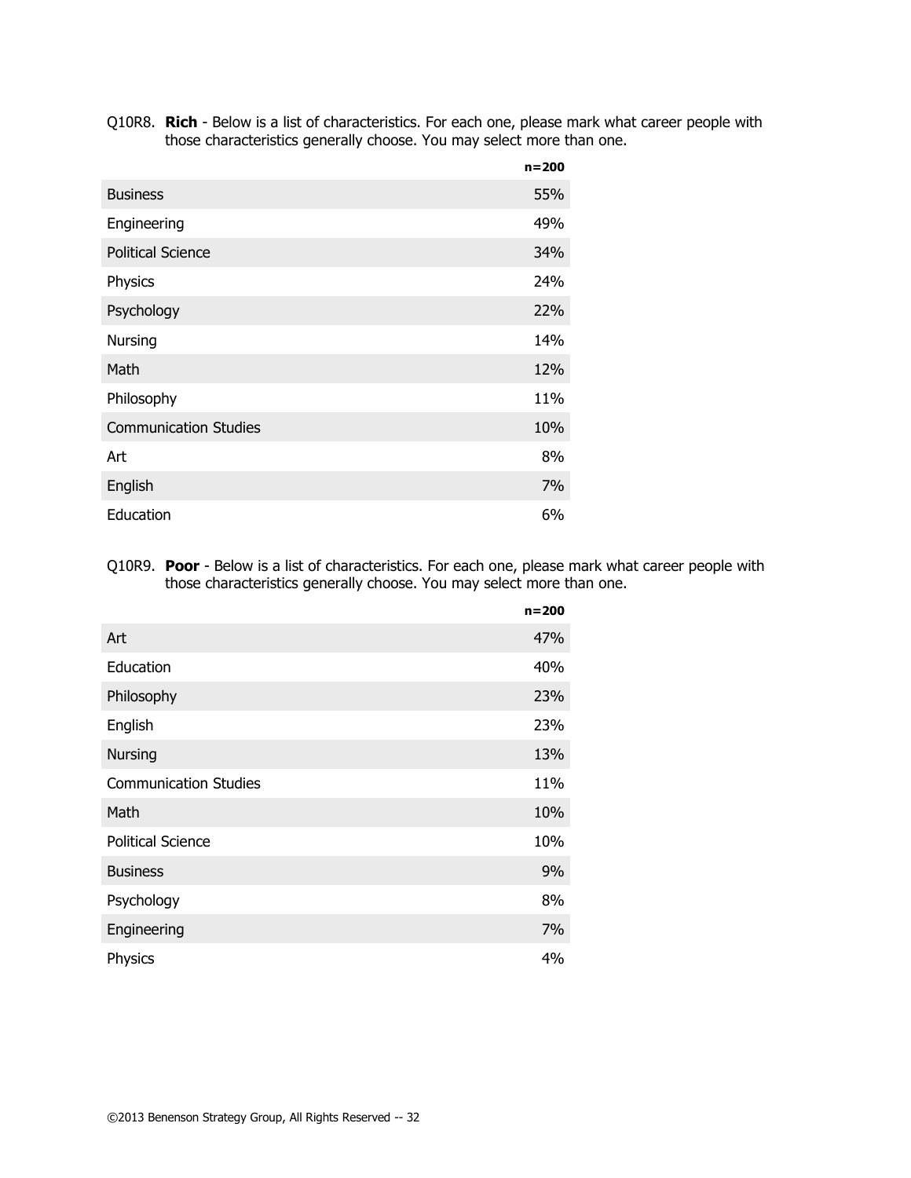Q10R8. **Rich** - Below is a list of characteristics. For each one, please mark what career people with those characteristics generally choose. You may select more than one.

| | n=200 |
|---|---|
| Business | 55% |
| Engineering | 49% |
| Political Science | 34% |
| Physics | 24% |
| Psychology | 22% |
| Nursing | 14% |
| Math | 12% |
| Philosophy | 11% |
| Communication Studies | 10% |
| Art | 8% |
| English | 7% |
| Education | 6% |

Q10R9. **Poor** - Below is a list of characteristics. For each one, please mark what career people with those characteristics generally choose. You may select more than one.

| | n=200 |
|---|---|
| Art | 47% |
| Education | 40% |
| Philosophy | 23% |
| English | 23% |
| Nursing | 13% |
| Communication Studies | 11% |
| Math | 10% |
| Political Science | 10% |
| Business | 9% |
| Psychology | 8% |
| Engineering | 7% |
| Physics | 4% |

©2013 Benenson Strategy Group, All Rights Reserved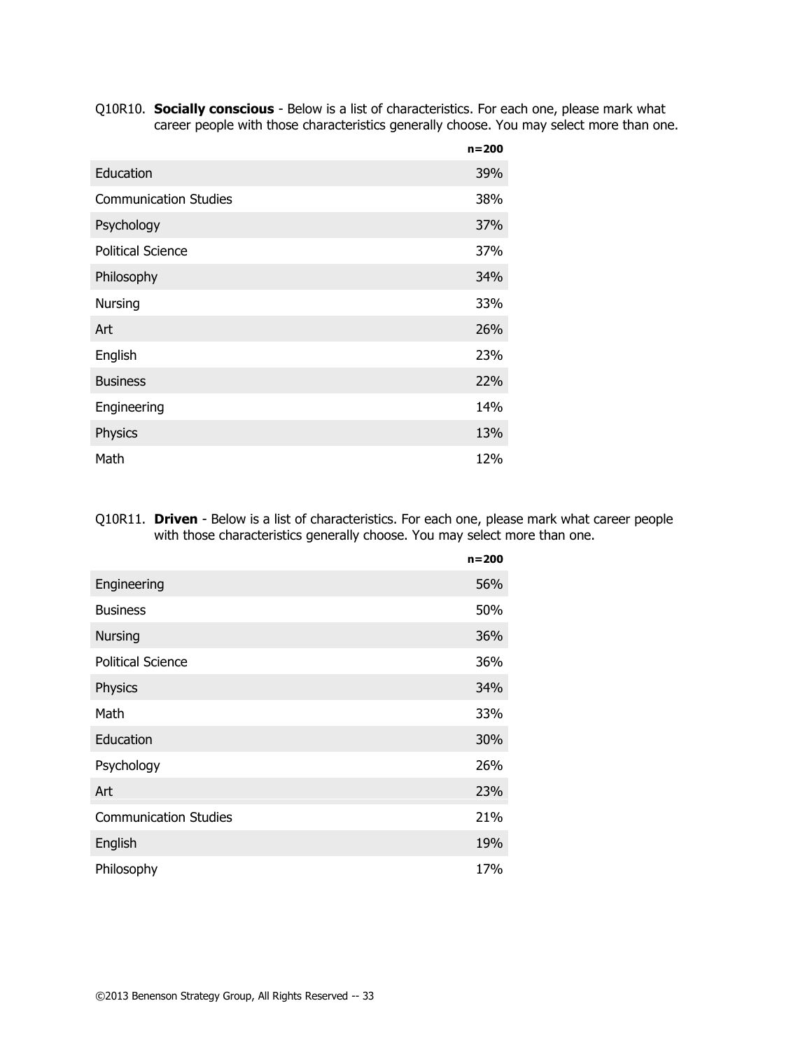Q10R10. **Socially conscious** - Below is a list of characteristics. For each one, please mark what career people with those characteristics generally choose. You may select more than one.

| | n=200 |
|---|---|
| Education | 39% |
| Communication Studies | 38% |
| Psychology | 37% |
| Political Science | 37% |
| Philosophy | 34% |
| Nursing | 33% |
| Art | 26% |
| English | 23% |
| Business | 22% |
| Engineering | 14% |
| Physics | 13% |
| Math | 12% |

Q10R11. **Driven** - Below is a list of characteristics. For each one, please mark what career people with those characteristics generally choose. You may select more than one.

| | n=200 |
|---|---|
| Engineering | 56% |
| Business | 50% |
| Nursing | 36% |
| Political Science | 36% |
| Physics | 34% |
| Math | 33% |
| Education | 30% |
| Psychology | 26% |
| Art | 23% |
| Communication Studies | 21% |
| English | 19% |
| Philosophy | 17% |

©2013 Benenson Strategy Group, All Rights Reserved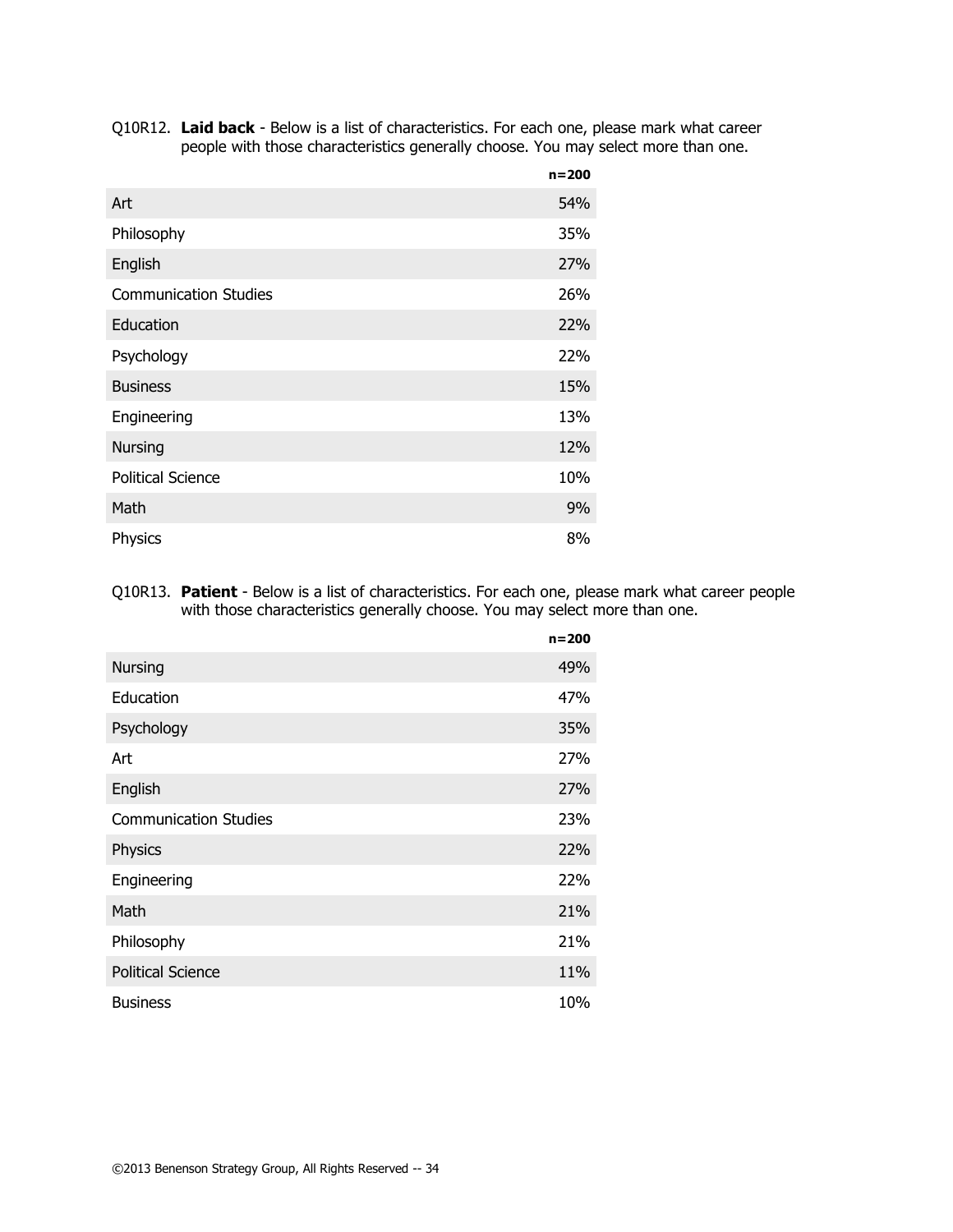Q10R12. **Laid back** - Below is a list of characteristics. For each one, please mark what career people with those characteristics generally choose. You may select more than one.

| | n=200 |
|---|---|
| Art | 54% |
| Philosophy | 35% |
| English | 27% |
| Communication Studies | 26% |
| Education | 22% |
| Psychology | 22% |
| Business | 15% |
| Engineering | 13% |
| Nursing | 12% |
| Political Science | 10% |
| Math | 9% |
| Physics | 8% |

Q10R13. **Patient** - Below is a list of characteristics. For each one, please mark what career people with those characteristics generally choose. You may select more than one.

| | n=200 |
|---|---|
| Nursing | 49% |
| Education | 47% |
| Psychology | 35% |
| Art | 27% |
| English | 27% |
| Communication Studies | 23% |
| Physics | 22% |
| Engineering | 22% |
| Math | 21% |
| Philosophy | 21% |
| Political Science | 11% |
| Business | 10% |

©2013 Benenson Strategy Group, All Rights Reserved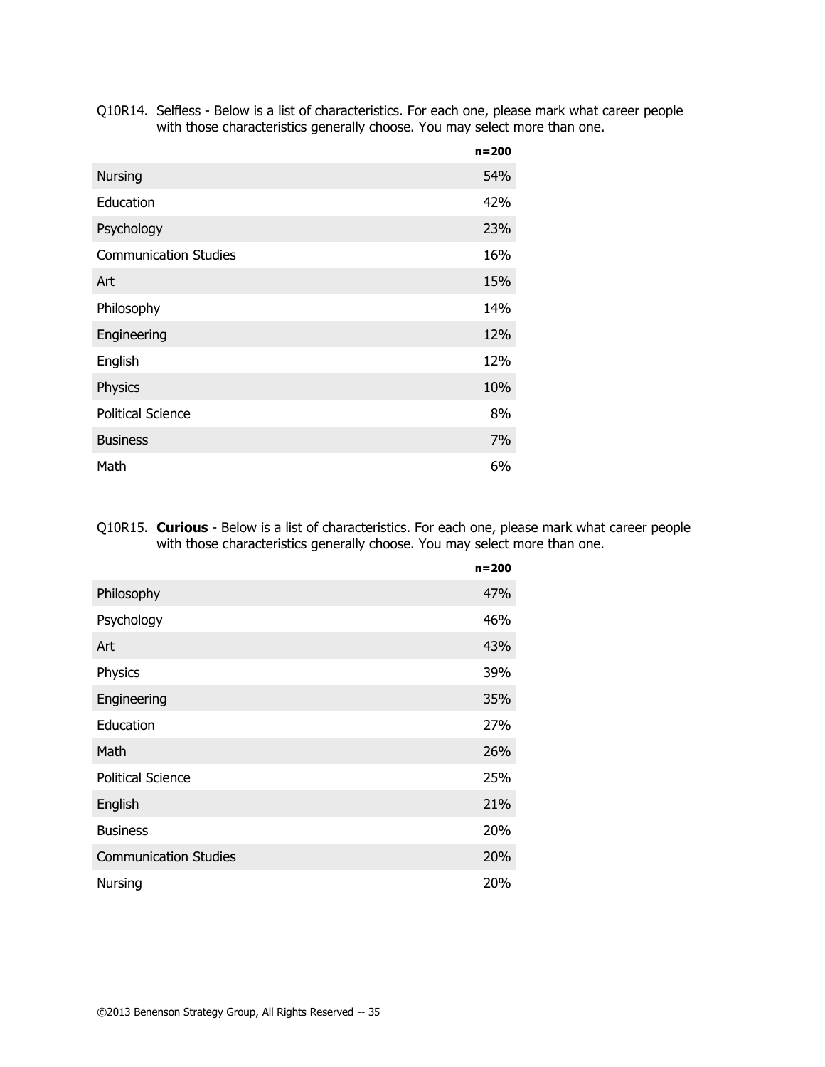Q10R14. Selfless - Below is a list of characteristics. For each one, please mark what career people with those characteristics generally choose. You may select more than one.

| | **n=200** |
|---|---|
| Nursing | 54% |
| Education | 42% |
| Psychology | 23% |
| Communication Studies | 16% |
| Art | 15% |
| Philosophy | 14% |
| Engineering | 12% |
| English | 12% |
| Physics | 10% |
| Political Science | 8% |
| Business | 7% |
| Math | 6% |

Q10R15. **Curious** - Below is a list of characteristics. For each one, please mark what career people with those characteristics generally choose. You may select more than one.

| | **n=200** |
|---|---|
| Philosophy | 47% |
| Psychology | 46% |
| Art | 43% |
| Physics | 39% |
| Engineering | 35% |
| Education | 27% |
| Math | 26% |
| Political Science | 25% |
| English | 21% |
| Business | 20% |
| Communication Studies | 20% |
| Nursing | 20% |

©2013 Benenson Strategy Group, All Rights Reserved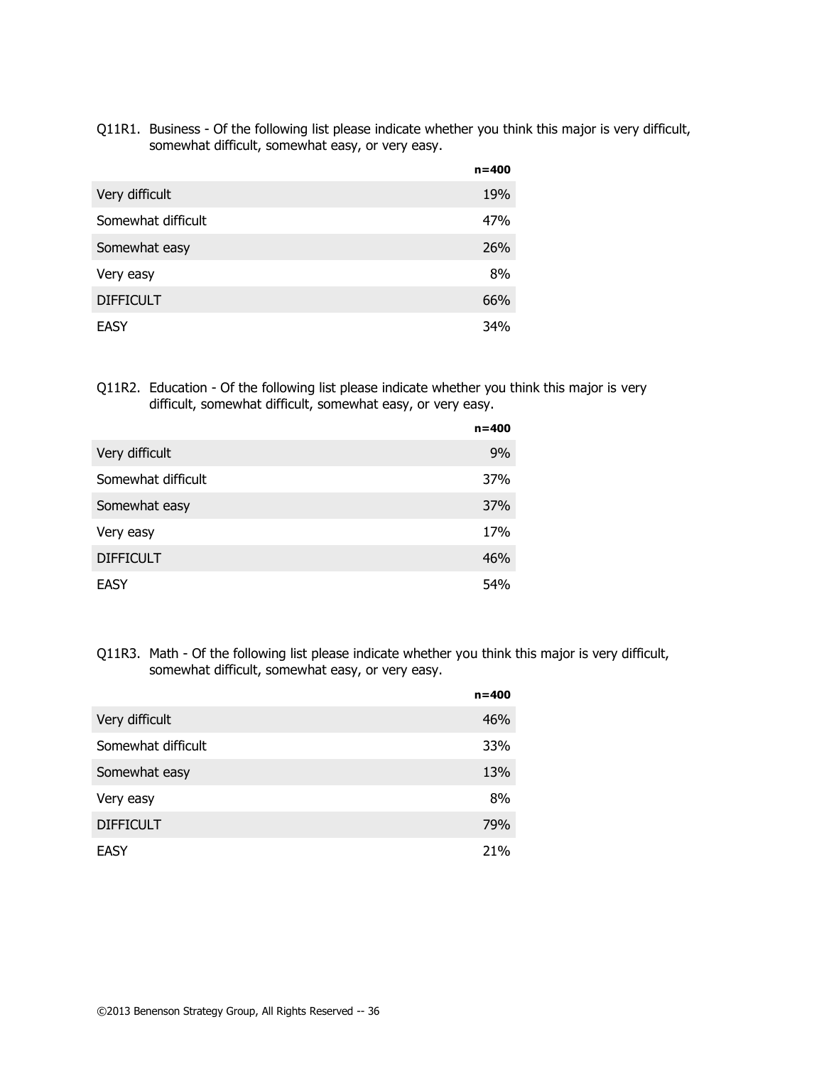Q11R1. Business - Of the following list please indicate whether you think this major is very difficult, somewhat difficult, somewhat easy, or very easy.

| | **n=400** |
|---|---|
| Very difficult | 19% |
| Somewhat difficult | 47% |
| Somewhat easy | 26% |
| Very easy | 8% |
| DIFFICULT | 66% |
| EASY | 34% |

Q11R2. Education - Of the following list please indicate whether you think this major is very difficult, somewhat difficult, somewhat easy, or very easy.

| | **n=400** |
|---|---|
| Very difficult | 9% |
| Somewhat difficult | 37% |
| Somewhat easy | 37% |
| Very easy | 17% |
| DIFFICULT | 46% |
| EASY | 54% |

Q11R3. Math - Of the following list please indicate whether you think this major is very difficult, somewhat difficult, somewhat easy, or very easy.

| | **n=400** |
|---|---|
| Very difficult | 46% |
| Somewhat difficult | 33% |
| Somewhat easy | 13% |
| Very easy | 8% |
| DIFFICULT | 79% |
| EASY | 21% |

©2013 Benenson Strategy Group, All Rights Reserved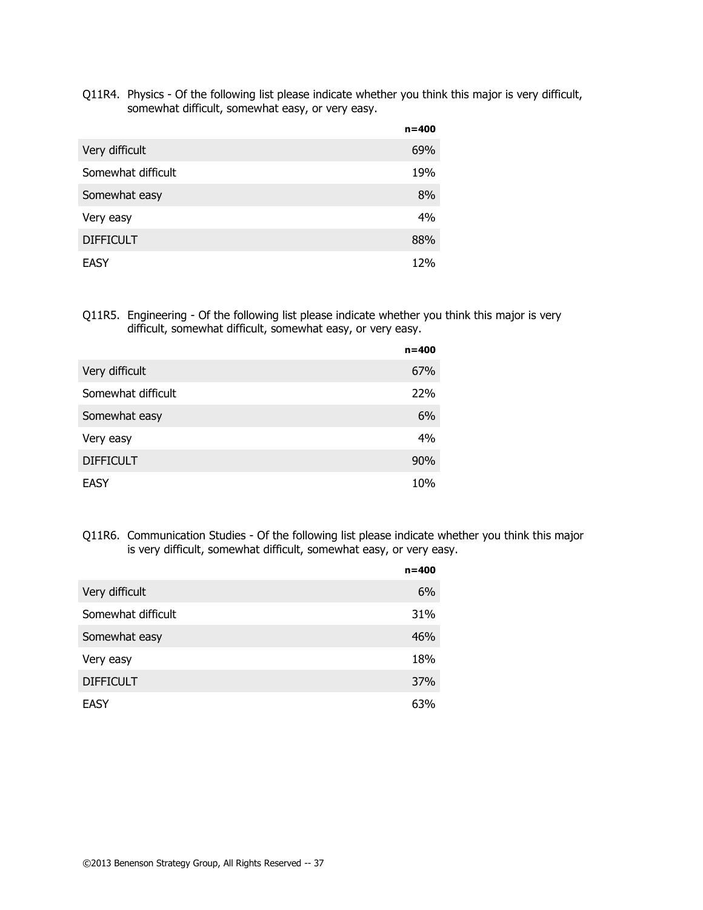Q11R4. Physics - Of the following list please indicate whether you think this major is very difficult, somewhat difficult, somewhat easy, or very easy.

| | n=400 |
|---|---|
| Very difficult | 69% |
| Somewhat difficult | 19% |
| Somewhat easy | 8% |
| Very easy | 4% |
| DIFFICULT | 88% |
| EASY | 12% |

Q11R5. Engineering - Of the following list please indicate whether you think this major is very difficult, somewhat difficult, somewhat easy, or very easy.

| | n=400 |
|---|---|
| Very difficult | 67% |
| Somewhat difficult | 22% |
| Somewhat easy | 6% |
| Very easy | 4% |
| DIFFICULT | 90% |
| EASY | 10% |

Q11R6. Communication Studies - Of the following list please indicate whether you think this major is very difficult, somewhat difficult, somewhat easy, or very easy.

| | n=400 |
|---|---|
| Very difficult | 6% |
| Somewhat difficult | 31% |
| Somewhat easy | 46% |
| Very easy | 18% |
| DIFFICULT | 37% |
| EASY | 63% |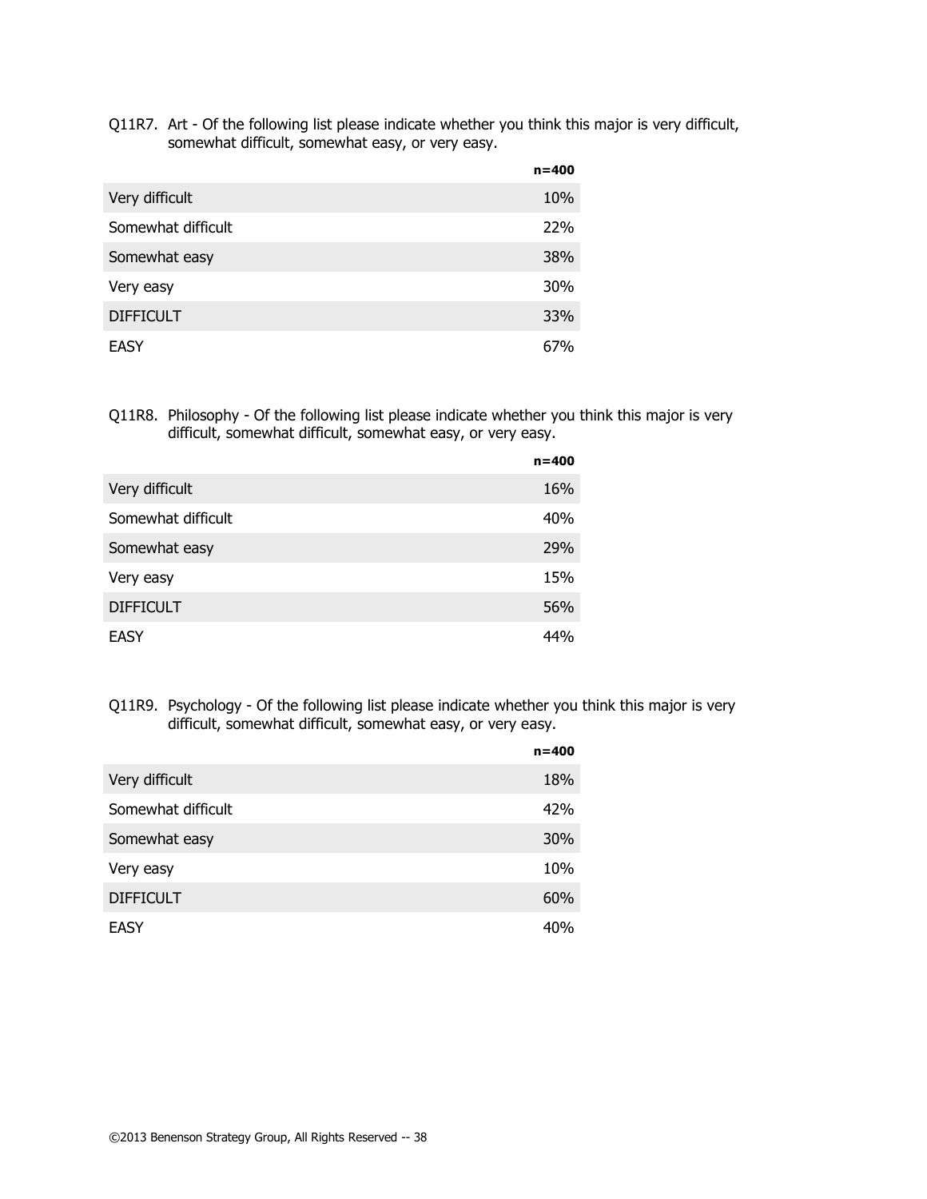Q11R7. Art - Of the following list please indicate whether you think this major is very difficult, somewhat difficult, somewhat easy, or very easy.

| | n=400 |
|---|---|
| Very difficult | 10% |
| Somewhat difficult | 22% |
| Somewhat easy | 38% |
| Very easy | 30% |
| DIFFICULT | 33% |
| EASY | 67% |

Q11R8. Philosophy - Of the following list please indicate whether you think this major is very difficult, somewhat difficult, somewhat easy, or very easy.

| | n=400 |
|---|---|
| Very difficult | 16% |
| Somewhat difficult | 40% |
| Somewhat easy | 29% |
| Very easy | 15% |
| DIFFICULT | 56% |
| EASY | 44% |

Q11R9. Psychology - Of the following list please indicate whether you think this major is very difficult, somewhat difficult, somewhat easy, or very easy.

| | n=400 |
|---|---|
| Very difficult | 18% |
| Somewhat difficult | 42% |
| Somewhat easy | 30% |
| Very easy | 10% |
| DIFFICULT | 60% |
| EASY | 40% |

©2013 Benenson Strategy Group, All Rights Reserved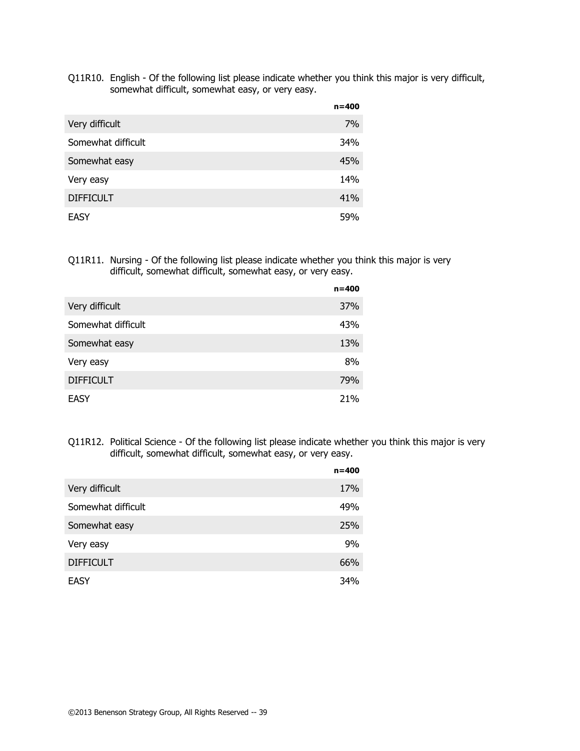Q11R10. English - Of the following list please indicate whether you think this major is very difficult, somewhat difficult, somewhat easy, or very easy.

| | n=400 |
|---|---|
| Very difficult | 7% |
| Somewhat difficult | 34% |
| Somewhat easy | 45% |
| Very easy | 14% |
| DIFFICULT | 41% |
| EASY | 59% |

Q11R11. Nursing - Of the following list please indicate whether you think this major is very difficult, somewhat difficult, somewhat easy, or very easy.

| | n=400 |
|---|---|
| Very difficult | 37% |
| Somewhat difficult | 43% |
| Somewhat easy | 13% |
| Very easy | 8% |
| DIFFICULT | 79% |
| EASY | 21% |

Q11R12. Political Science - Of the following list please indicate whether you think this major is very difficult, somewhat difficult, somewhat easy, or very easy.

| | n=400 |
|---|---|
| Very difficult | 17% |
| Somewhat difficult | 49% |
| Somewhat easy | 25% |
| Very easy | 9% |
| DIFFICULT | 66% |
| EASY | 34% |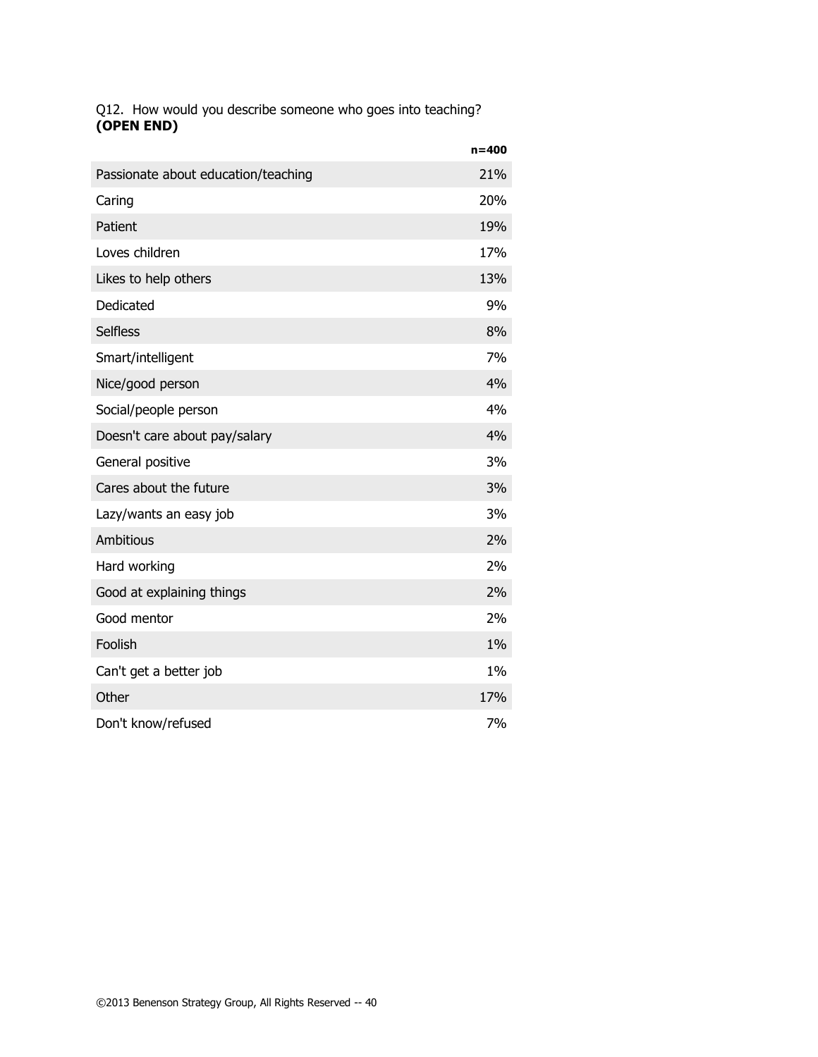Q12. How would you describe someone who goes into teaching?
**(OPEN END)**

| | n=400 |
|---|---|
| Passionate about education/teaching | 21% |
| Caring | 20% |
| Patient | 19% |
| Loves children | 17% |
| Likes to help others | 13% |
| Dedicated | 9% |
| Selfless | 8% |
| Smart/intelligent | 7% |
| Nice/good person | 4% |
| Social/people person | 4% |
| Doesn't care about pay/salary | 4% |
| General positive | 3% |
| Cares about the future | 3% |
| Lazy/wants an easy job | 3% |
| Ambitious | 2% |
| Hard working | 2% |
| Good at explaining things | 2% |
| Good mentor | 2% |
| Foolish | 1% |
| Can't get a better job | 1% |
| Other | 17% |
| Don't know/refused | 7% |

©2013 Benenson Strategy Group, All Rights Reserved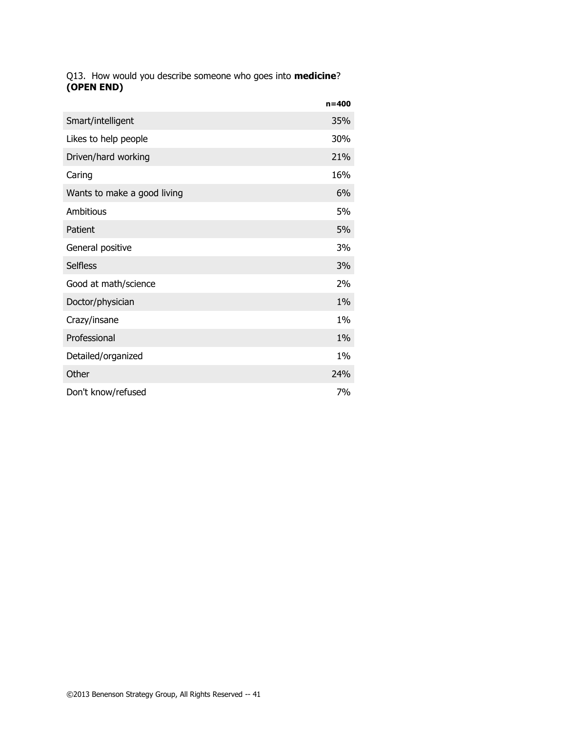Q13. How would you describe someone who goes into **medicine**? **(OPEN END)**

| | **n=400** |
|---|---|
| Smart/intelligent | 35% |
| Likes to help people | 30% |
| Driven/hard working | 21% |
| Caring | 16% |
| Wants to make a good living | 6% |
| Ambitious | 5% |
| Patient | 5% |
| General positive | 3% |
| Selfless | 3% |
| Good at math/science | 2% |
| Doctor/physician | 1% |
| Crazy/insane | 1% |
| Professional | 1% |
| Detailed/organized | 1% |
| Other | 24% |
| Don't know/refused | 7% |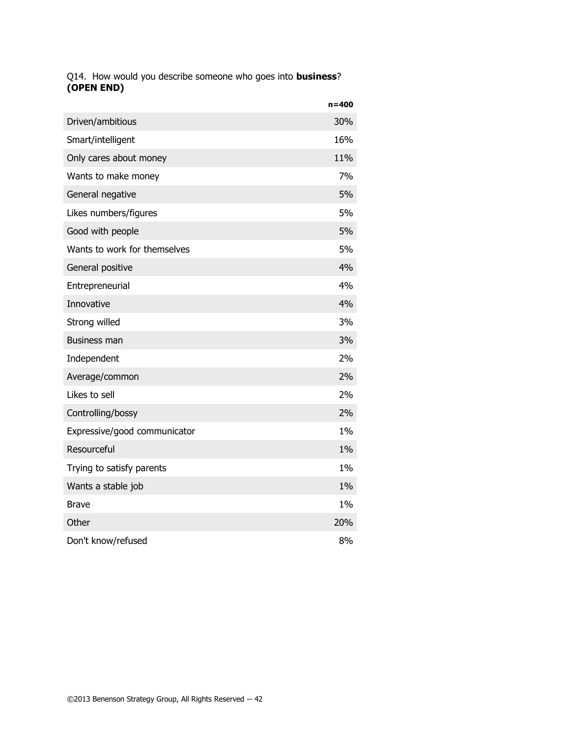Q14. How would you describe someone who goes into **business**? **(OPEN END)**

| | n=400 |
|---|---|
| Driven/ambitious | 30% |
| Smart/intelligent | 16% |
| Only cares about money | 11% |
| Wants to make money | 7% |
| General negative | 5% |
| Likes numbers/figures | 5% |
| Good with people | 5% |
| Wants to work for themselves | 5% |
| General positive | 4% |
| Entrepreneurial | 4% |
| Innovative | 4% |
| Strong willed | 3% |
| Business man | 3% |
| Independent | 2% |
| Average/common | 2% |
| Likes to sell | 2% |
| Controlling/bossy | 2% |
| Expressive/good communicator | 1% |
| Resourceful | 1% |
| Trying to satisfy parents | 1% |
| Wants a stable job | 1% |
| Brave | 1% |
| Other | 20% |
| Don't know/refused | 8% |

©2013 Benenson Strategy Group, All Rights Reserved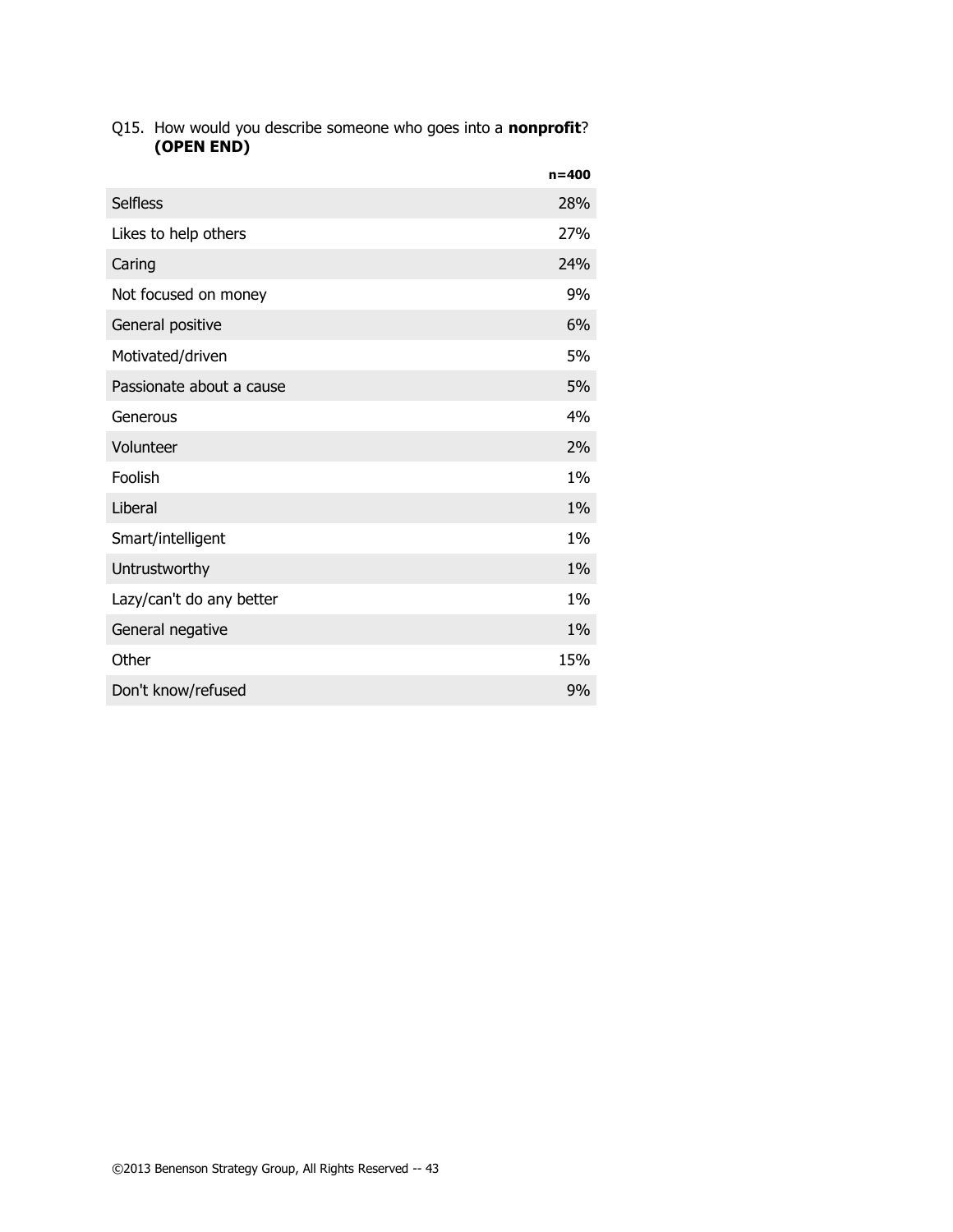Q15. How would you describe someone who goes into a **nonprofit**? **(OPEN END)**

| | n=400 |
|---|---|
| Selfless | 28% |
| Likes to help others | 27% |
| Caring | 24% |
| Not focused on money | 9% |
| General positive | 6% |
| Motivated/driven | 5% |
| Passionate about a cause | 5% |
| Generous | 4% |
| Volunteer | 2% |
| Foolish | 1% |
| Liberal | 1% |
| Smart/intelligent | 1% |
| Untrustworthy | 1% |
| Lazy/can't do any better | 1% |
| General negative | 1% |
| Other | 15% |
| Don't know/refused | 9% |

©2013 Benenson Strategy Group, All Rights Reserved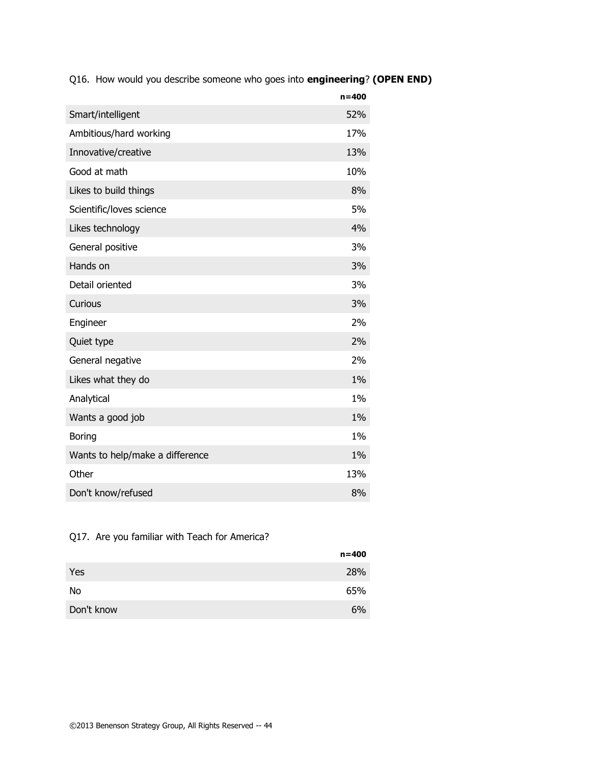Q16. How would you describe someone who goes into **engineering**? **(OPEN END)**

| | n=400 |
|---|---|
| Smart/intelligent | 52% |
| Ambitious/hard working | 17% |
| Innovative/creative | 13% |
| Good at math | 10% |
| Likes to build things | 8% |
| Scientific/loves science | 5% |
| Likes technology | 4% |
| General positive | 3% |
| Hands on | 3% |
| Detail oriented | 3% |
| Curious | 3% |
| Engineer | 2% |
| Quiet type | 2% |
| General negative | 2% |
| Likes what they do | 1% |
| Analytical | 1% |
| Wants a good job | 1% |
| Boring | 1% |
| Wants to help/make a difference | 1% |
| Other | 13% |
| Don't know/refused | 8% |

Q17. Are you familiar with Teach for America?

| | n=400 |
|---|---|
| Yes | 28% |
| No | 65% |
| Don't know | 6% |

©2013 Benenson Strategy Group, All Rights Reserved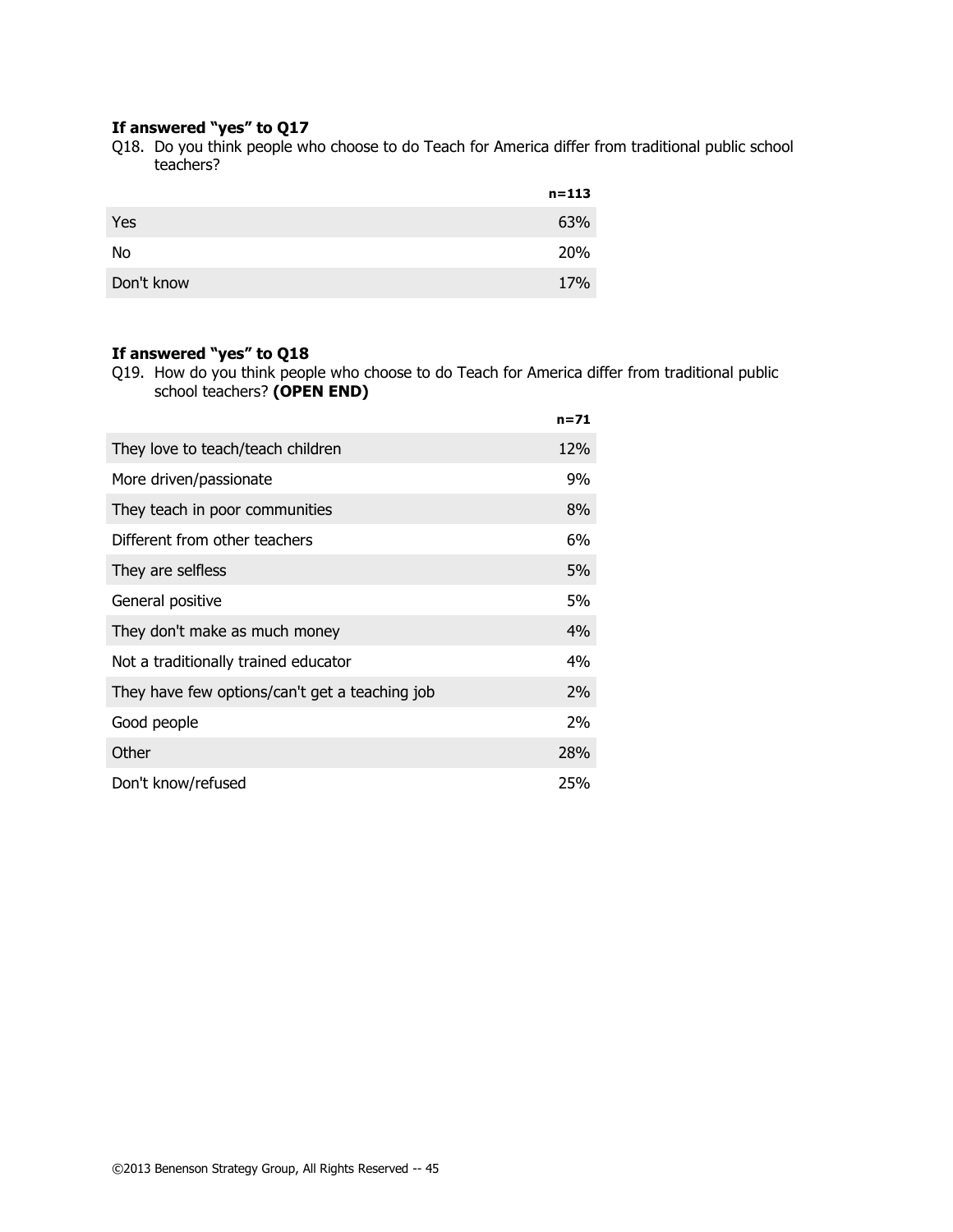**If answered "yes" to Q17**

Q18. Do you think people who choose to do Teach for America differ from traditional public school teachers?

| | n=113 |
|---|---|
| Yes | 63% |
| No | 20% |
| Don't know | 17% |

**If answered "yes" to Q18**

Q19. How do you think people who choose to do Teach for America differ from traditional public school teachers? **(OPEN END)**

| | n=71 |
|---|---|
| They love to teach/teach children | 12% |
| More driven/passionate | 9% |
| They teach in poor communities | 8% |
| Different from other teachers | 6% |
| They are selfless | 5% |
| General positive | 5% |
| They don't make as much money | 4% |
| Not a traditionally trained educator | 4% |
| They have few options/can't get a teaching job | 2% |
| Good people | 2% |
| Other | 28% |
| Don't know/refused | 25% |

©2013 Benenson Strategy Group, All Rights Reserved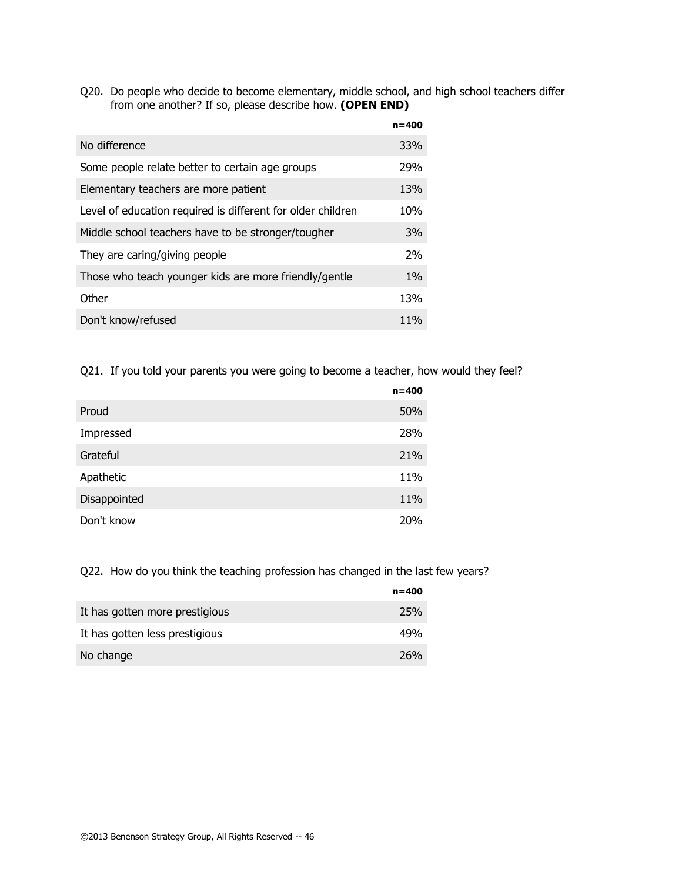Q20. Do people who decide to become elementary, middle school, and high school teachers differ from one another? If so, please describe how. **(OPEN END)**

| | n=400 |
|---|---|
| No difference | 33% |
| Some people relate better to certain age groups | 29% |
| Elementary teachers are more patient | 13% |
| Level of education required is different for older children | 10% |
| Middle school teachers have to be stronger/tougher | 3% |
| They are caring/giving people | 2% |
| Those who teach younger kids are more friendly/gentle | 1% |
| Other | 13% |
| Don't know/refused | 11% |

Q21. If you told your parents you were going to become a teacher, how would they feel?

| | n=400 |
|---|---|
| Proud | 50% |
| Impressed | 28% |
| Grateful | 21% |
| Apathetic | 11% |
| Disappointed | 11% |
| Don't know | 20% |

Q22. How do you think the teaching profession has changed in the last few years?

| | n=400 |
|---|---|
| It has gotten more prestigious | 25% |
| It has gotten less prestigious | 49% |
| No change | 26% |

©2013 Benenson Strategy Group, All Rights Reserved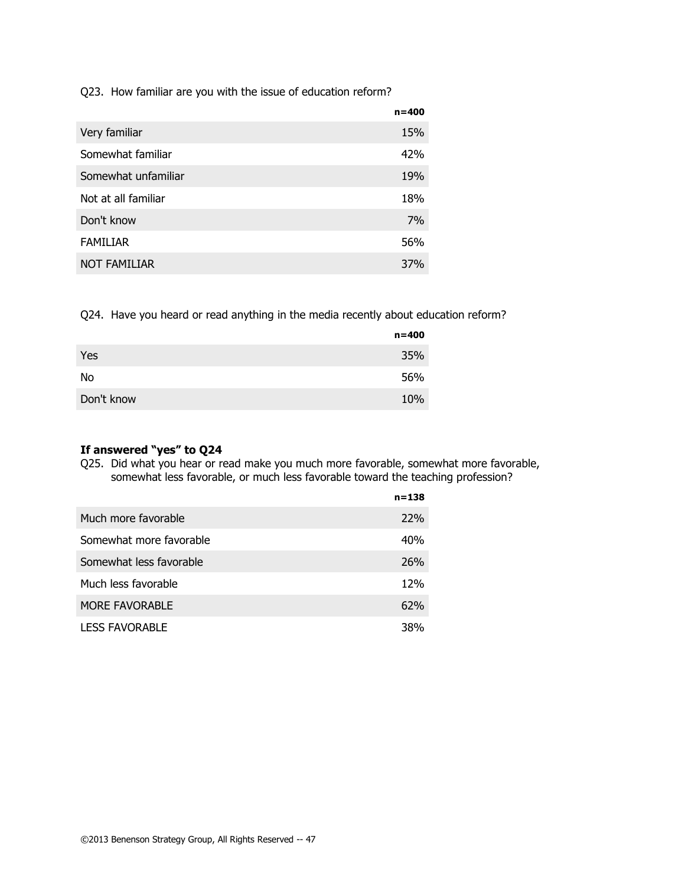Q23. How familiar are you with the issue of education reform?

| | n=400 |
|---|---|
| Very familiar | 15% |
| Somewhat familiar | 42% |
| Somewhat unfamiliar | 19% |
| Not at all familiar | 18% |
| Don't know | 7% |
| FAMILIAR | 56% |
| NOT FAMILIAR | 37% |

Q24. Have you heard or read anything in the media recently about education reform?

| | n=400 |
|---|---|
| Yes | 35% |
| No | 56% |
| Don't know | 10% |

**If answered "yes" to Q24**

Q25. Did what you hear or read make you much more favorable, somewhat more favorable, somewhat less favorable, or much less favorable toward the teaching profession?

| | n=138 |
|---|---|
| Much more favorable | 22% |
| Somewhat more favorable | 40% |
| Somewhat less favorable | 26% |
| Much less favorable | 12% |
| MORE FAVORABLE | 62% |
| LESS FAVORABLE | 38% |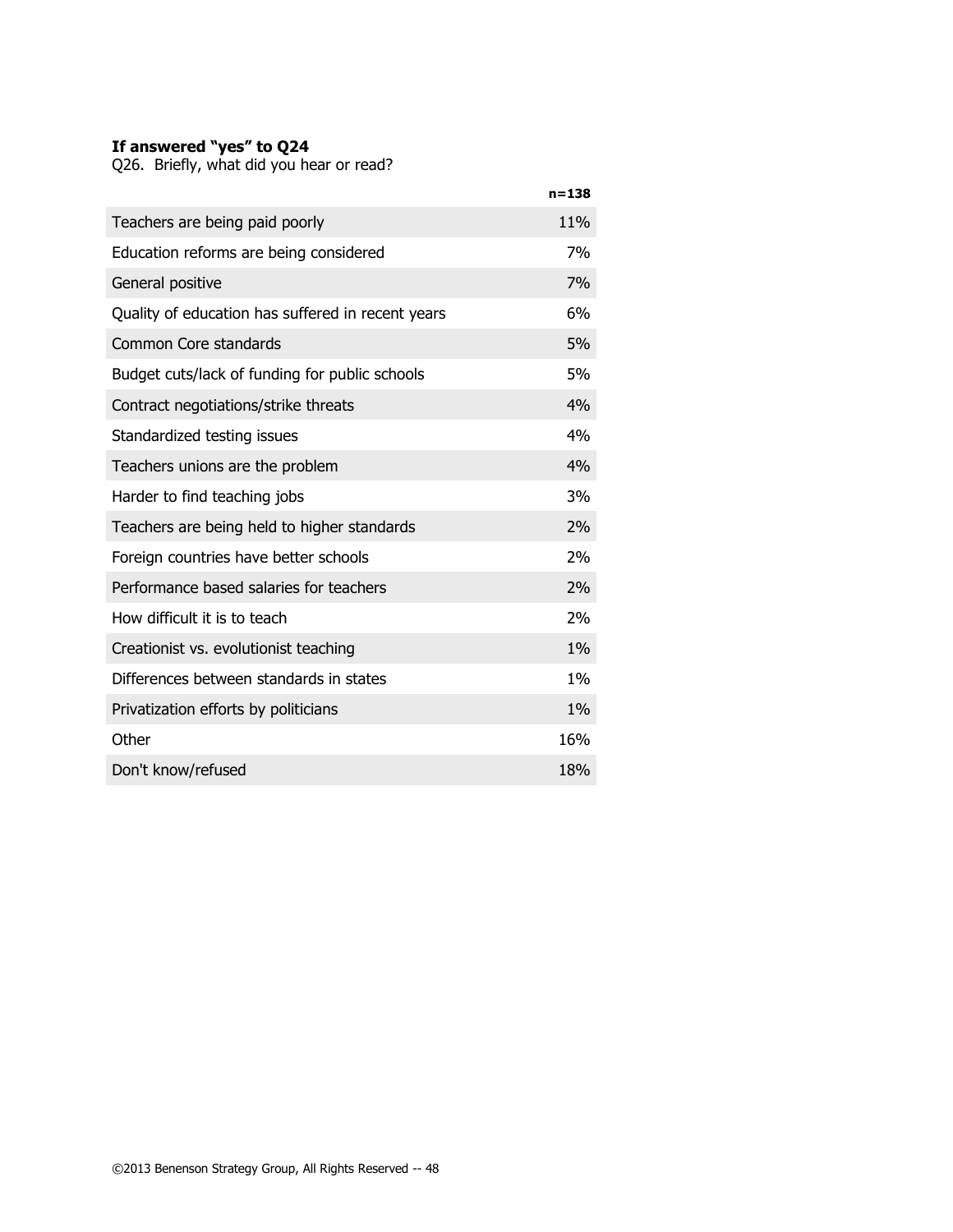**If answered "yes" to Q24**

Q26. Briefly, what did you hear or read?

| | n=138 |
|---|---|
| Teachers are being paid poorly | 11% |
| Education reforms are being considered | 7% |
| General positive | 7% |
| Quality of education has suffered in recent years | 6% |
| Common Core standards | 5% |
| Budget cuts/lack of funding for public schools | 5% |
| Contract negotiations/strike threats | 4% |
| Standardized testing issues | 4% |
| Teachers unions are the problem | 4% |
| Harder to find teaching jobs | 3% |
| Teachers are being held to higher standards | 2% |
| Foreign countries have better schools | 2% |
| Performance based salaries for teachers | 2% |
| How difficult it is to teach | 2% |
| Creationist vs. evolutionist teaching | 1% |
| Differences between standards in states | 1% |
| Privatization efforts by politicians | 1% |
| Other | 16% |
| Don't know/refused | 18% |

©2013 Benenson Strategy Group, All Rights Reserved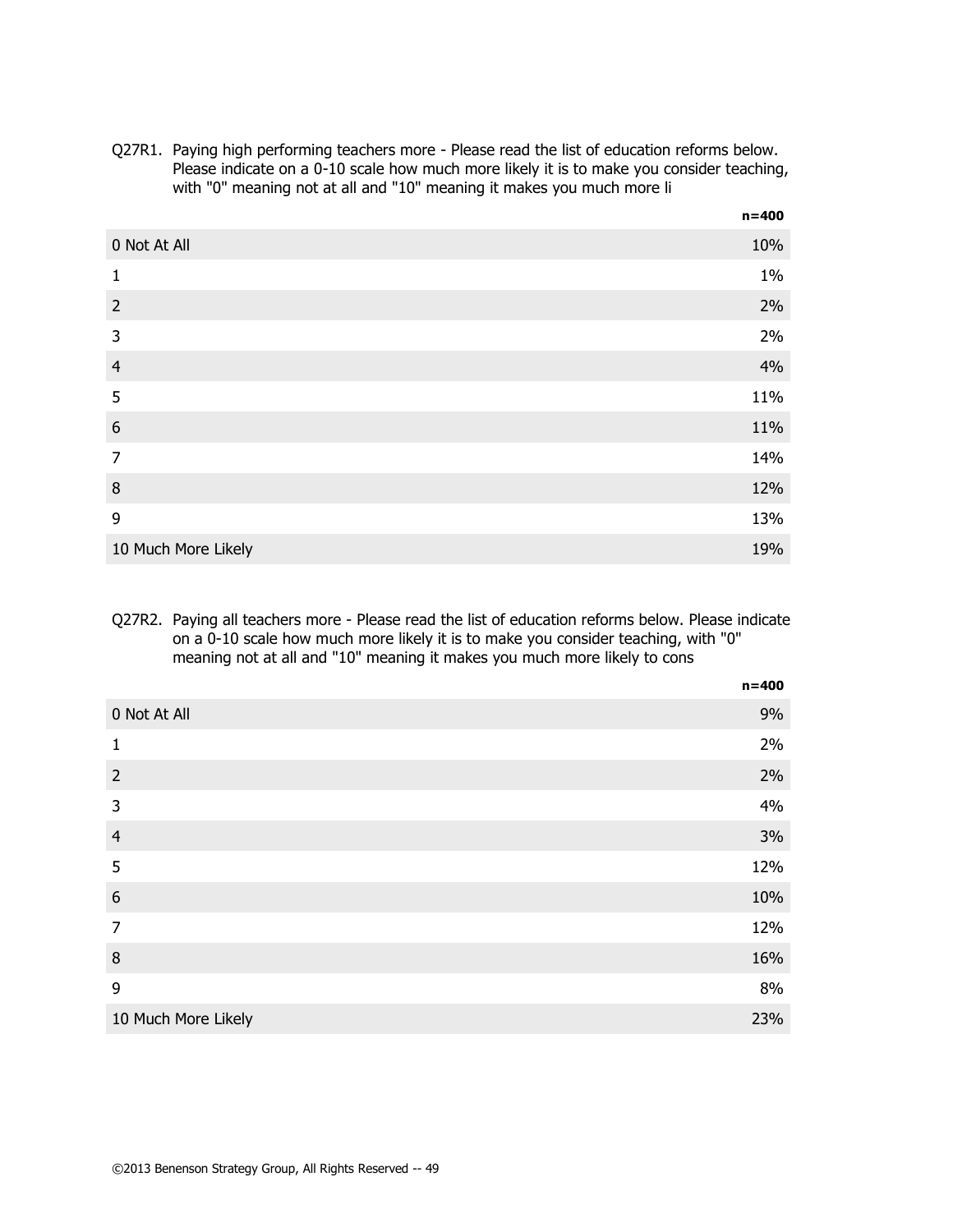Q27R1. Paying high performing teachers more - Please read the list of education reforms below. Please indicate on a 0-10 scale how much more likely it is to make you consider teaching, with "0" meaning not at all and "10" meaning it makes you much more li

| | n=400 |
|---|---|
| 0 Not At All | 10% |
| 1 | 1% |
| 2 | 2% |
| 3 | 2% |
| 4 | 4% |
| 5 | 11% |
| 6 | 11% |
| 7 | 14% |
| 8 | 12% |
| 9 | 13% |
| 10 Much More Likely | 19% |

Q27R2. Paying all teachers more - Please read the list of education reforms below. Please indicate on a 0-10 scale how much more likely it is to make you consider teaching, with "0" meaning not at all and "10" meaning it makes you much more likely to cons

| | n=400 |
|---|---|
| 0 Not At All | 9% |
| 1 | 2% |
| 2 | 2% |
| 3 | 4% |
| 4 | 3% |
| 5 | 12% |
| 6 | 10% |
| 7 | 12% |
| 8 | 16% |
| 9 | 8% |
| 10 Much More Likely | 23% |

©2013 Benenson Strategy Group, All Rights Reserved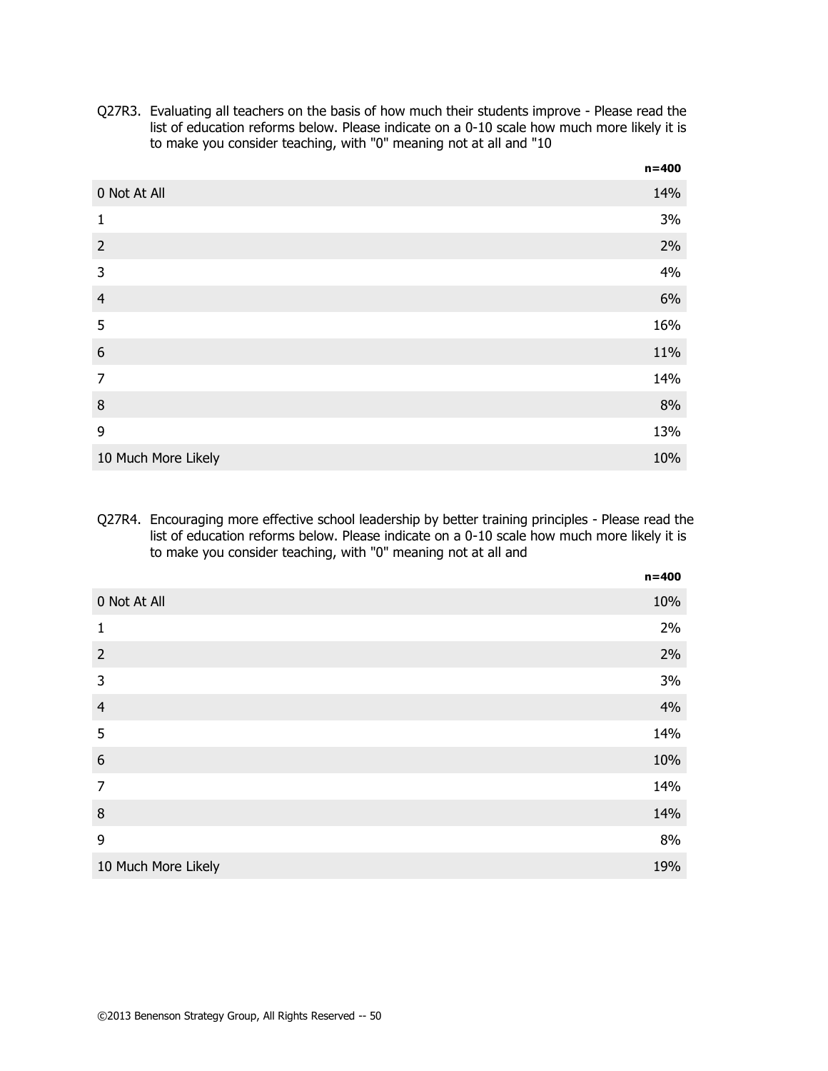Q27R3. Evaluating all teachers on the basis of how much their students improve - Please read the list of education reforms below. Please indicate on a 0-10 scale how much more likely it is to make you consider teaching, with "0" meaning not at all and "10

| | **n=400** |
|---|---|
| 0 Not At All | 14% |
| 1 | 3% |
| 2 | 2% |
| 3 | 4% |
| 4 | 6% |
| 5 | 16% |
| 6 | 11% |
| 7 | 14% |
| 8 | 8% |
| 9 | 13% |
| 10 Much More Likely | 10% |

Q27R4. Encouraging more effective school leadership by better training principles - Please read the list of education reforms below. Please indicate on a 0-10 scale how much more likely it is to make you consider teaching, with "0" meaning not at all and

| | **n=400** |
|---|---|
| 0 Not At All | 10% |
| 1 | 2% |
| 2 | 2% |
| 3 | 3% |
| 4 | 4% |
| 5 | 14% |
| 6 | 10% |
| 7 | 14% |
| 8 | 14% |
| 9 | 8% |
| 10 Much More Likely | 19% |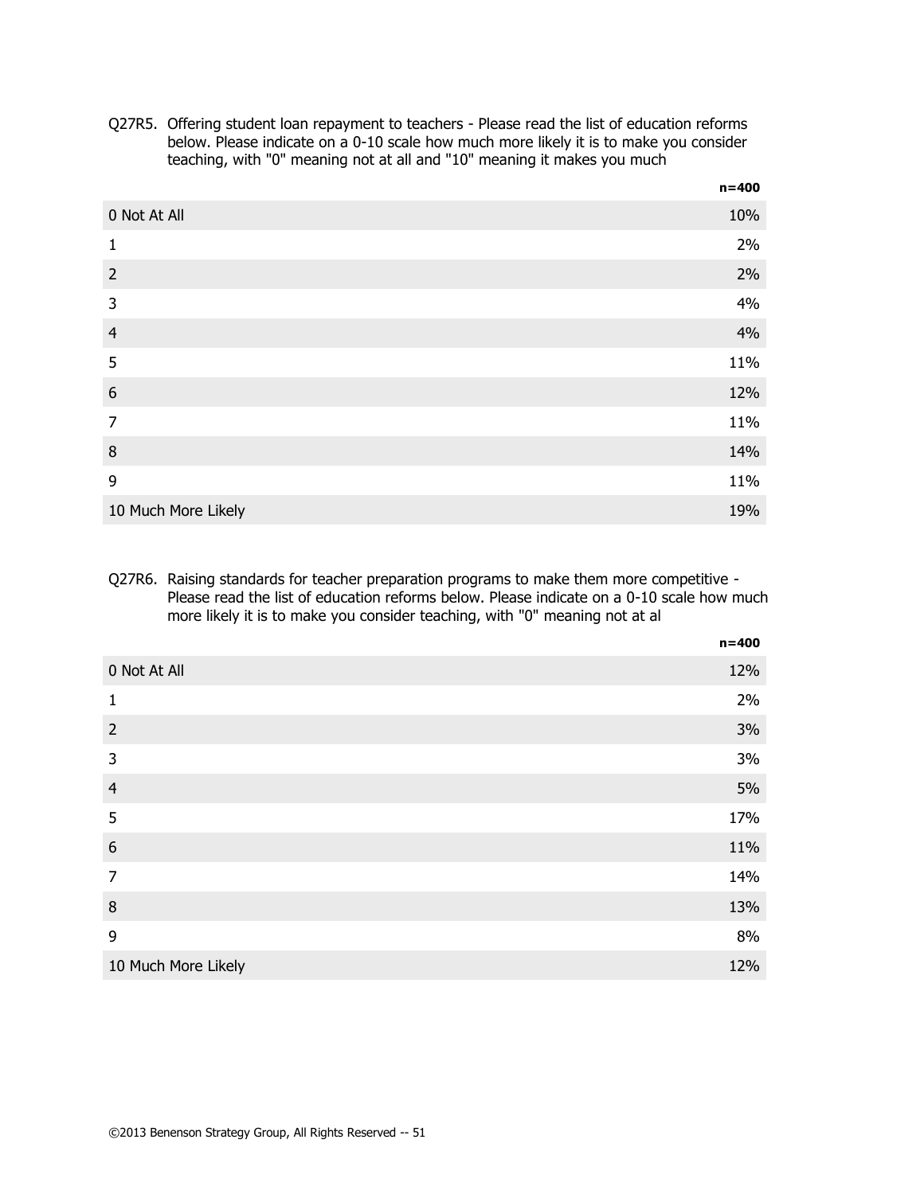Q27R5. Offering student loan repayment to teachers - Please read the list of education reforms below. Please indicate on a 0-10 scale how much more likely it is to make you consider teaching, with "0" meaning not at all and "10" meaning it makes you much

| | n=400 |
|---|---|
| 0 Not At All | 10% |
| 1 | 2% |
| 2 | 2% |
| 3 | 4% |
| 4 | 4% |
| 5 | 11% |
| 6 | 12% |
| 7 | 11% |
| 8 | 14% |
| 9 | 11% |
| 10 Much More Likely | 19% |

Q27R6. Raising standards for teacher preparation programs to make them more competitive - Please read the list of education reforms below. Please indicate on a 0-10 scale how much more likely it is to make you consider teaching, with "0" meaning not at al

| | n=400 |
|---|---|
| 0 Not At All | 12% |
| 1 | 2% |
| 2 | 3% |
| 3 | 3% |
| 4 | 5% |
| 5 | 17% |
| 6 | 11% |
| 7 | 14% |
| 8 | 13% |
| 9 | 8% |
| 10 Much More Likely | 12% |

©2013 Benenson Strategy Group, All Rights Reserved -- 51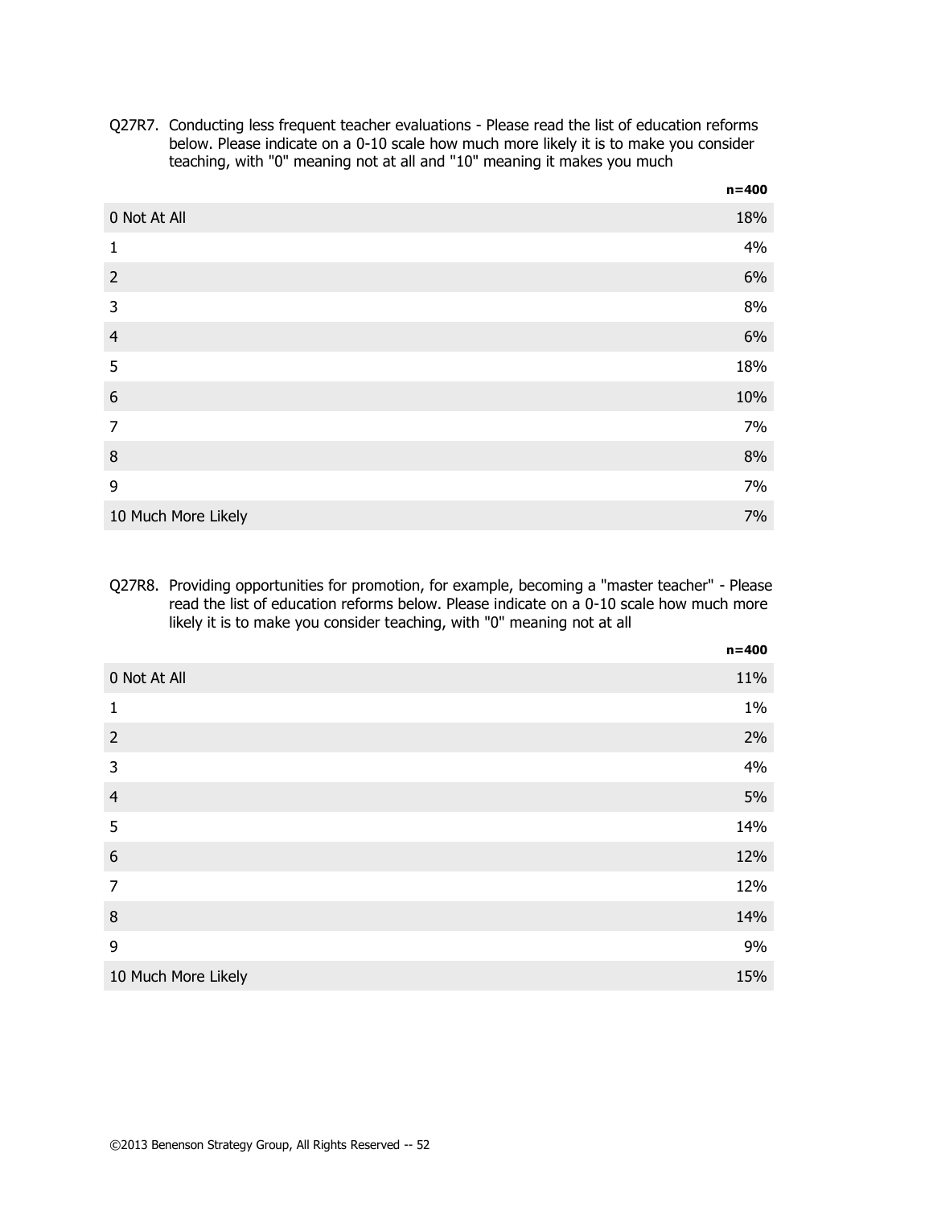Q27R7. Conducting less frequent teacher evaluations - Please read the list of education reforms below. Please indicate on a 0-10 scale how much more likely it is to make you consider teaching, with "0" meaning not at all and "10" meaning it makes you much

| | n=400 |
|---|---|
| 0 Not At All | 18% |
| 1 | 4% |
| 2 | 6% |
| 3 | 8% |
| 4 | 6% |
| 5 | 18% |
| 6 | 10% |
| 7 | 7% |
| 8 | 8% |
| 9 | 7% |
| 10 Much More Likely | 7% |

Q27R8. Providing opportunities for promotion, for example, becoming a "master teacher" - Please read the list of education reforms below. Please indicate on a 0-10 scale how much more likely it is to make you consider teaching, with "0" meaning not at all

| | n=400 |
|---|---|
| 0 Not At All | 11% |
| 1 | 1% |
| 2 | 2% |
| 3 | 4% |
| 4 | 5% |
| 5 | 14% |
| 6 | 12% |
| 7 | 12% |
| 8 | 14% |
| 9 | 9% |
| 10 Much More Likely | 15% |

©2013 Benenson Strategy Group, All Rights Reserved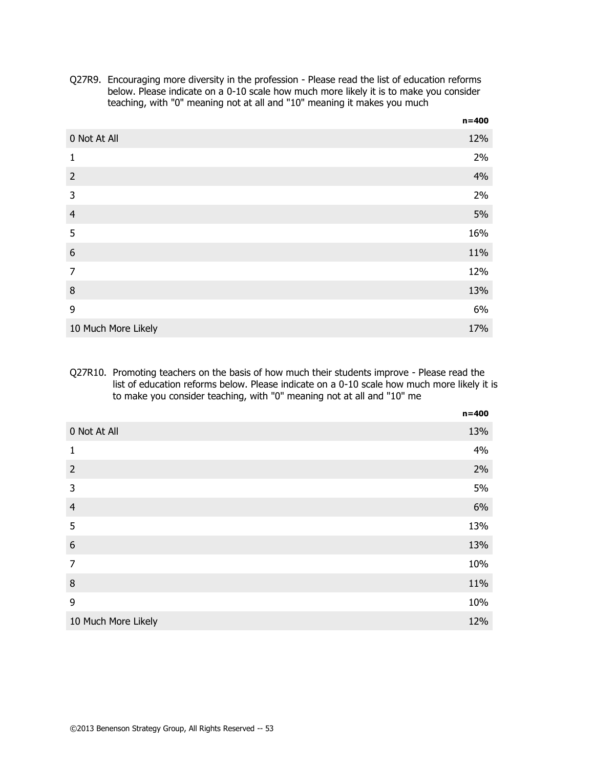Q27R9. Encouraging more diversity in the profession - Please read the list of education reforms below. Please indicate on a 0-10 scale how much more likely it is to make you consider teaching, with "0" meaning not at all and "10" meaning it makes you much

| | n=400 |
|---|---|
| 0 Not At All | 12% |
| 1 | 2% |
| 2 | 4% |
| 3 | 2% |
| 4 | 5% |
| 5 | 16% |
| 6 | 11% |
| 7 | 12% |
| 8 | 13% |
| 9 | 6% |
| 10 Much More Likely | 17% |

Q27R10. Promoting teachers on the basis of how much their students improve - Please read the list of education reforms below. Please indicate on a 0-10 scale how much more likely it is to make you consider teaching, with "0" meaning not at all and "10" me

| | n=400 |
|---|---|
| 0 Not At All | 13% |
| 1 | 4% |
| 2 | 2% |
| 3 | 5% |
| 4 | 6% |
| 5 | 13% |
| 6 | 13% |
| 7 | 10% |
| 8 | 11% |
| 9 | 10% |
| 10 Much More Likely | 12% |

©2013 Benenson Strategy Group, All Rights Reserved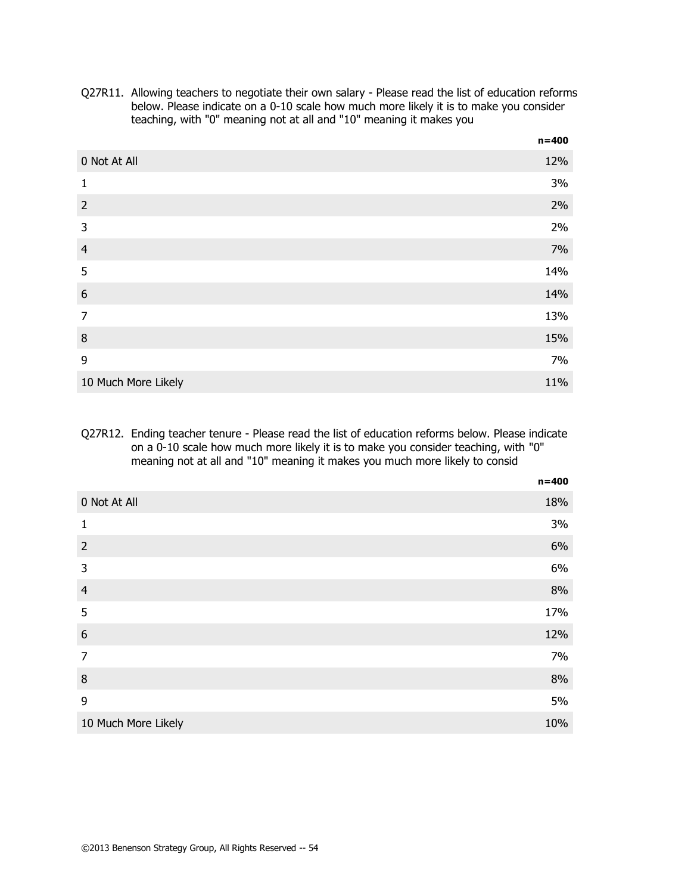Q27R11. Allowing teachers to negotiate their own salary - Please read the list of education reforms below. Please indicate on a 0-10 scale how much more likely it is to make you consider teaching, with "0" meaning not at all and "10" meaning it makes you

| | n=400 |
|---|---|
| 0 Not At All | 12% |
| 1 | 3% |
| 2 | 2% |
| 3 | 2% |
| 4 | 7% |
| 5 | 14% |
| 6 | 14% |
| 7 | 13% |
| 8 | 15% |
| 9 | 7% |
| 10 Much More Likely | 11% |

Q27R12. Ending teacher tenure - Please read the list of education reforms below. Please indicate on a 0-10 scale how much more likely it is to make you consider teaching, with "0" meaning not at all and "10" meaning it makes you much more likely to consid

| | n=400 |
|---|---|
| 0 Not At All | 18% |
| 1 | 3% |
| 2 | 6% |
| 3 | 6% |
| 4 | 8% |
| 5 | 17% |
| 6 | 12% |
| 7 | 7% |
| 8 | 8% |
| 9 | 5% |
| 10 Much More Likely | 10% |

©2013 Benenson Strategy Group, All Rights Reserved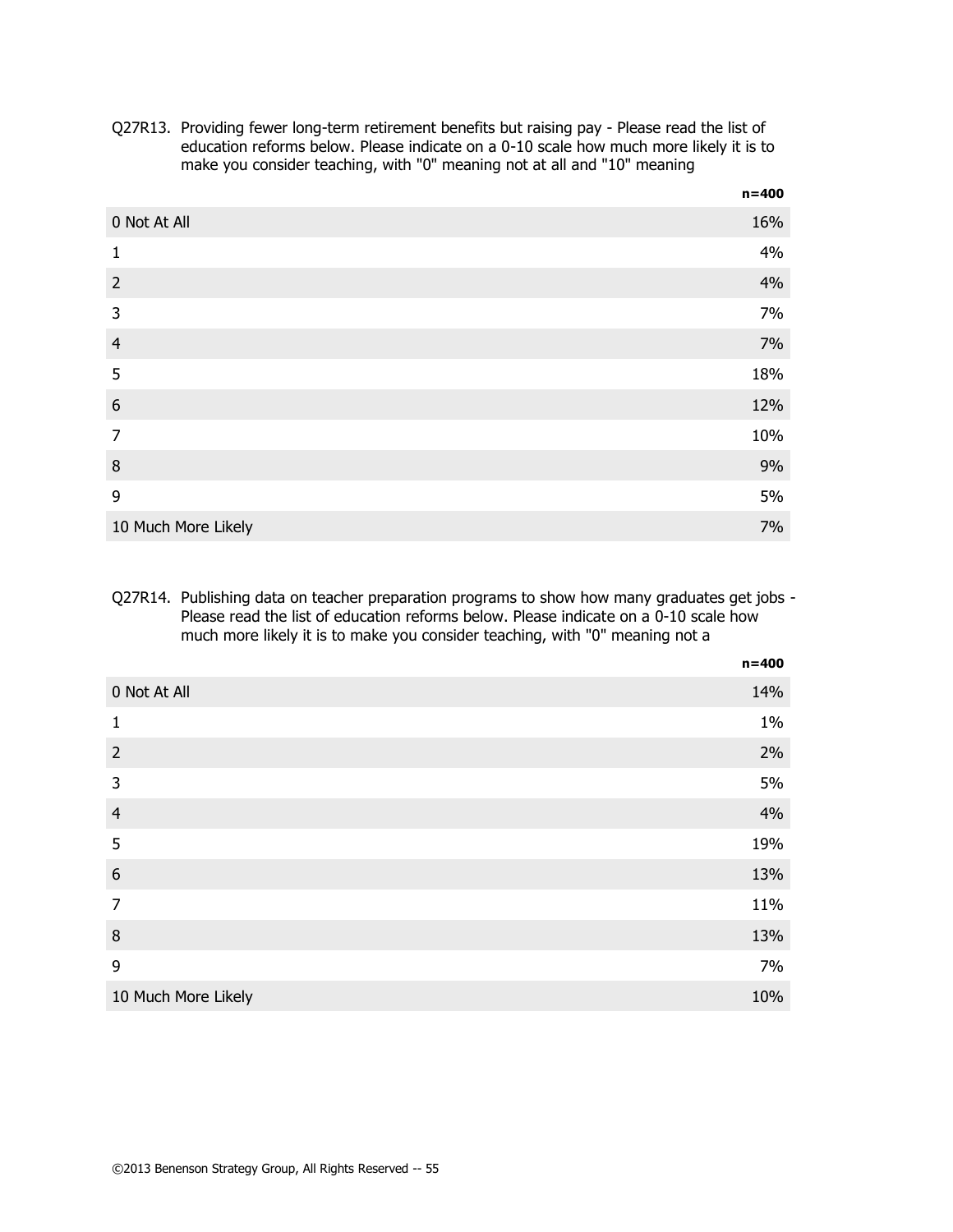Q27R13. Providing fewer long-term retirement benefits but raising pay - Please read the list of education reforms below. Please indicate on a 0-10 scale how much more likely it is to make you consider teaching, with "0" meaning not at all and "10" meaning

| | n=400 |
|---|---|
| 0 Not At All | 16% |
| 1 | 4% |
| 2 | 4% |
| 3 | 7% |
| 4 | 7% |
| 5 | 18% |
| 6 | 12% |
| 7 | 10% |
| 8 | 9% |
| 9 | 5% |
| 10 Much More Likely | 7% |

Q27R14. Publishing data on teacher preparation programs to show how many graduates get jobs - Please read the list of education reforms below. Please indicate on a 0-10 scale how much more likely it is to make you consider teaching, with "0" meaning not a

| | n=400 |
|---|---|
| 0 Not At All | 14% |
| 1 | 1% |
| 2 | 2% |
| 3 | 5% |
| 4 | 4% |
| 5 | 19% |
| 6 | 13% |
| 7 | 11% |
| 8 | 13% |
| 9 | 7% |
| 10 Much More Likely | 10% |

©2013 Benenson Strategy Group, All Rights Reserved -- 55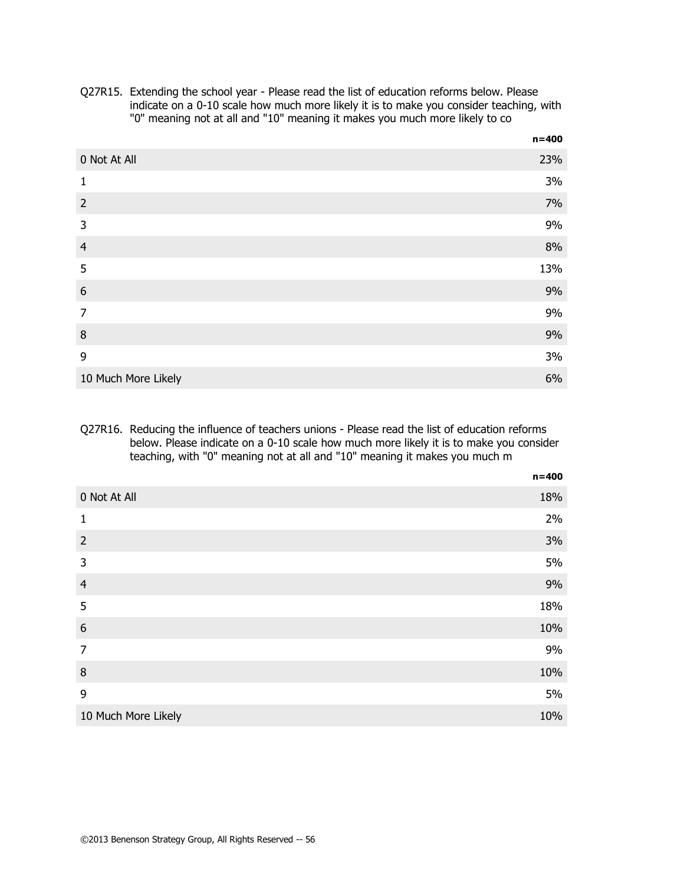Q27R15. Extending the school year - Please read the list of education reforms below. Please indicate on a 0-10 scale how much more likely it is to make you consider teaching, with "0" meaning not at all and "10" meaning it makes you much more likely to co

| | n=400 |
|---|---|
| 0 Not At All | 23% |
| 1 | 3% |
| 2 | 7% |
| 3 | 9% |
| 4 | 8% |
| 5 | 13% |
| 6 | 9% |
| 7 | 9% |
| 8 | 9% |
| 9 | 3% |
| 10 Much More Likely | 6% |

Q27R16. Reducing the influence of teachers unions - Please read the list of education reforms below. Please indicate on a 0-10 scale how much more likely it is to make you consider teaching, with "0" meaning not at all and "10" meaning it makes you much m

| | n=400 |
|---|---|
| 0 Not At All | 18% |
| 1 | 2% |
| 2 | 3% |
| 3 | 5% |
| 4 | 9% |
| 5 | 18% |
| 6 | 10% |
| 7 | 9% |
| 8 | 10% |
| 9 | 5% |
| 10 Much More Likely | 10% |

©2013 Benenson Strategy Group, All Rights Reserved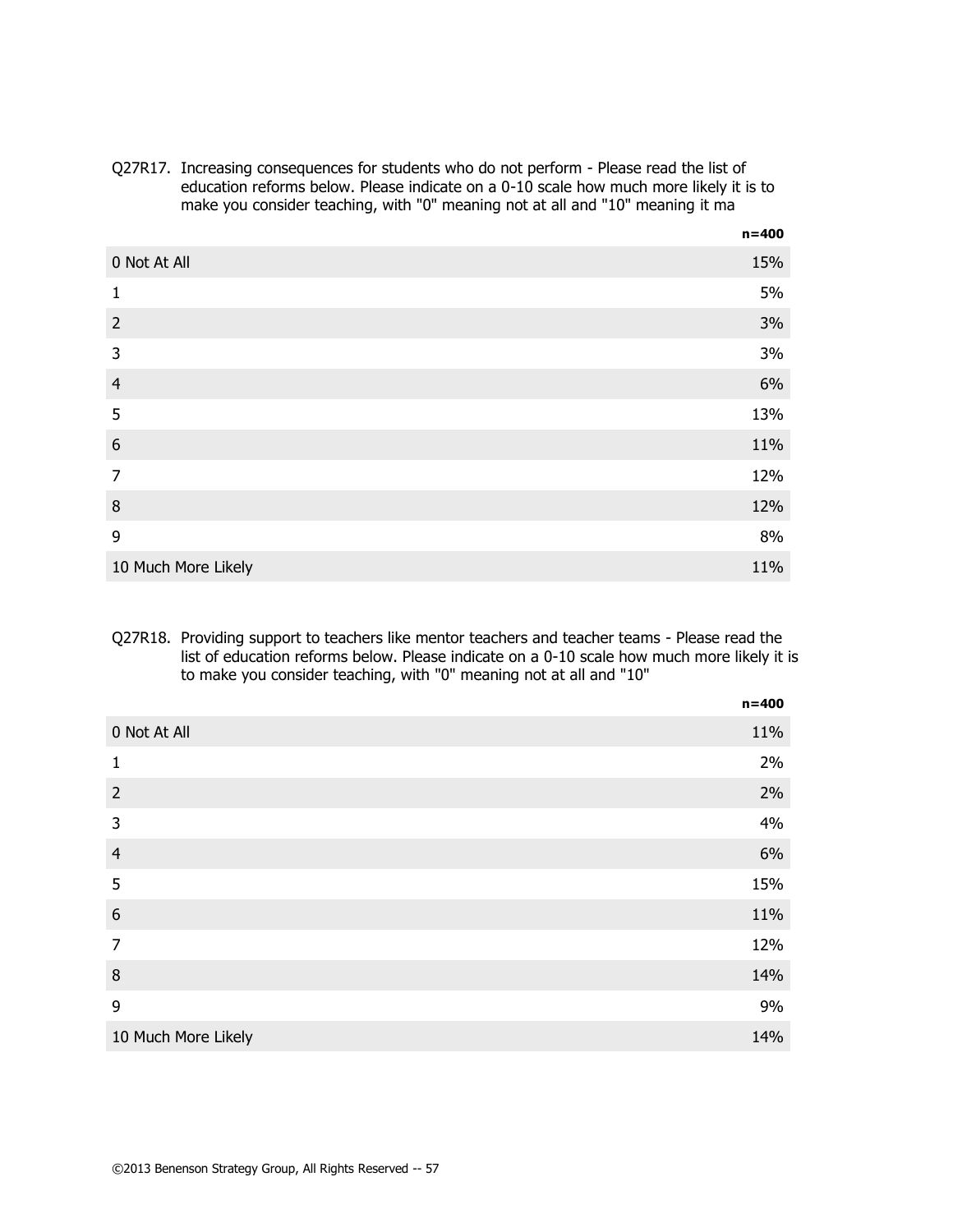Q27R17. Increasing consequences for students who do not perform - Please read the list of education reforms below. Please indicate on a 0-10 scale how much more likely it is to make you consider teaching, with "0" meaning not at all and "10" meaning it ma

| | n=400 |
|---|---|
| 0 Not At All | 15% |
| 1 | 5% |
| 2 | 3% |
| 3 | 3% |
| 4 | 6% |
| 5 | 13% |
| 6 | 11% |
| 7 | 12% |
| 8 | 12% |
| 9 | 8% |
| 10 Much More Likely | 11% |

Q27R18. Providing support to teachers like mentor teachers and teacher teams - Please read the list of education reforms below. Please indicate on a 0-10 scale how much more likely it is to make you consider teaching, with "0" meaning not at all and "10"

| | n=400 |
|---|---|
| 0 Not At All | 11% |
| 1 | 2% |
| 2 | 2% |
| 3 | 4% |
| 4 | 6% |
| 5 | 15% |
| 6 | 11% |
| 7 | 12% |
| 8 | 14% |
| 9 | 9% |
| 10 Much More Likely | 14% |

©2013 Benenson Strategy Group, All Rights Reserved -- 57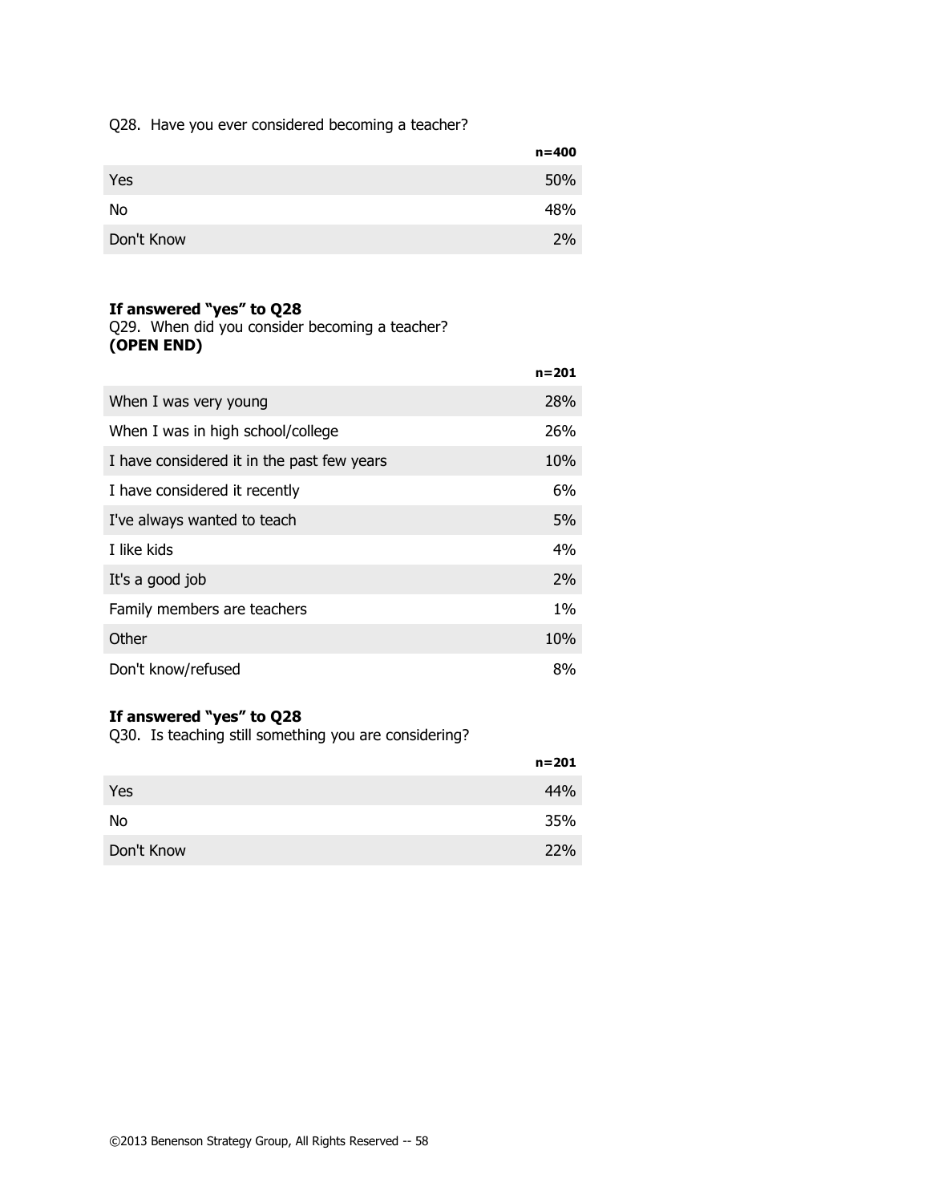Q28. Have you ever considered becoming a teacher?

| | n=400 |
|---|---|
| Yes | 50% |
| No | 48% |
| Don't Know | 2% |

**If answered "yes" to Q28**
Q29. When did you consider becoming a teacher?
**(OPEN END)**

| | n=201 |
|---|---|
| When I was very young | 28% |
| When I was in high school/college | 26% |
| I have considered it in the past few years | 10% |
| I have considered it recently | 6% |
| I've always wanted to teach | 5% |
| I like kids | 4% |
| It's a good job | 2% |
| Family members are teachers | 1% |
| Other | 10% |
| Don't know/refused | 8% |

**If answered "yes" to Q28**
Q30. Is teaching still something you are considering?

| | n=201 |
|---|---|
| Yes | 44% |
| No | 35% |
| Don't Know | 22% |

©2013 Benenson Strategy Group, All Rights Reserved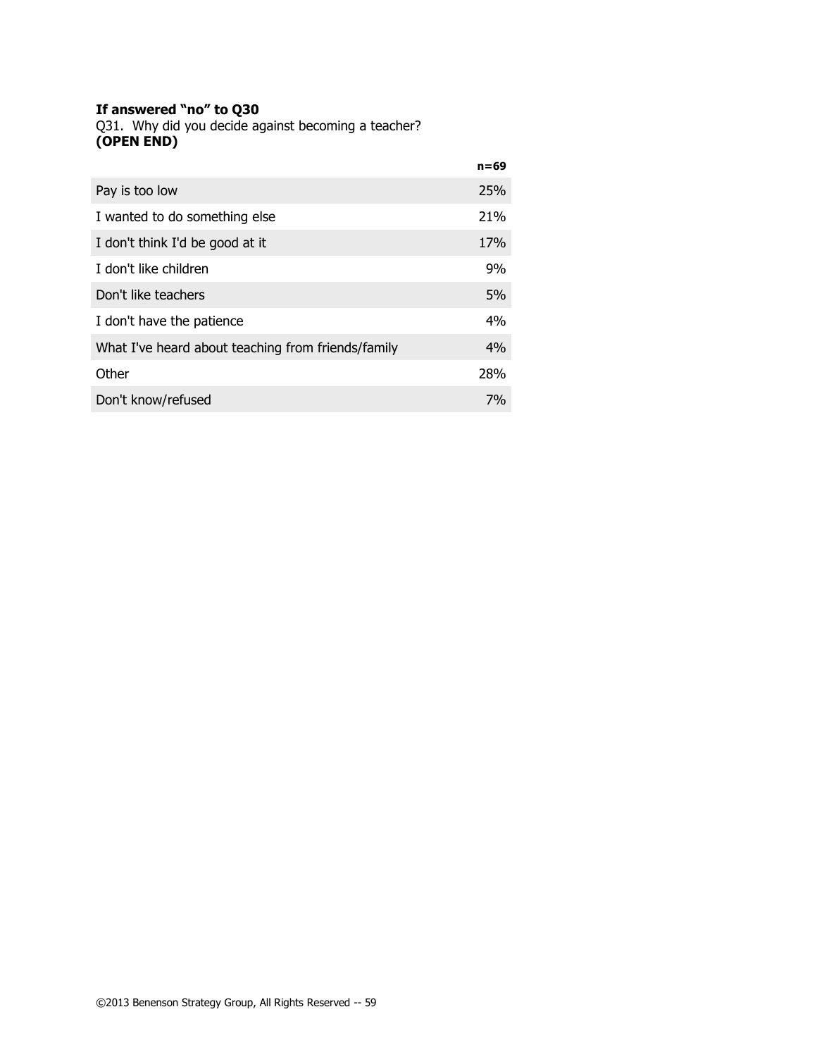**If answered "no" to Q30**
Q31. Why did you decide against becoming a teacher?
**(OPEN END)**

| | n=69 |
|---|---|
| Pay is too low | 25% |
| I wanted to do something else | 21% |
| I don't think I'd be good at it | 17% |
| I don't like children | 9% |
| Don't like teachers | 5% |
| I don't have the patience | 4% |
| What I've heard about teaching from friends/family | 4% |
| Other | 28% |
| Don't know/refused | 7% |

©2013 Benenson Strategy Group, All Rights Reserved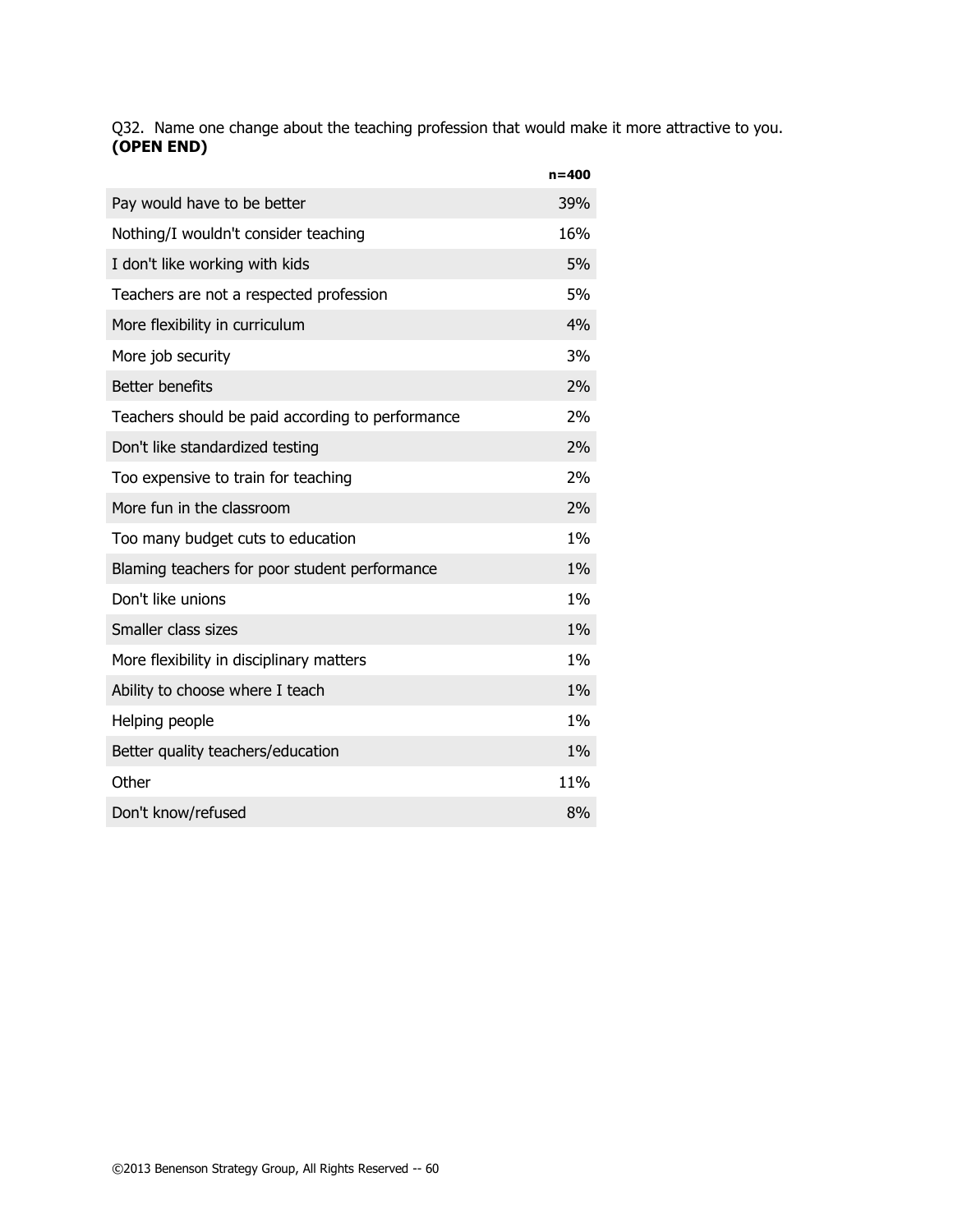Q32. Name one change about the teaching profession that would make it more attractive to you. **(OPEN END)**

| | n=400 |
|---|---|
| Pay would have to be better | 39% |
| Nothing/I wouldn't consider teaching | 16% |
| I don't like working with kids | 5% |
| Teachers are not a respected profession | 5% |
| More flexibility in curriculum | 4% |
| More job security | 3% |
| Better benefits | 2% |
| Teachers should be paid according to performance | 2% |
| Don't like standardized testing | 2% |
| Too expensive to train for teaching | 2% |
| More fun in the classroom | 2% |
| Too many budget cuts to education | 1% |
| Blaming teachers for poor student performance | 1% |
| Don't like unions | 1% |
| Smaller class sizes | 1% |
| More flexibility in disciplinary matters | 1% |
| Ability to choose where I teach | 1% |
| Helping people | 1% |
| Better quality teachers/education | 1% |
| Other | 11% |
| Don't know/refused | 8% |

©2013 Benenson Strategy Group, All Rights Reserved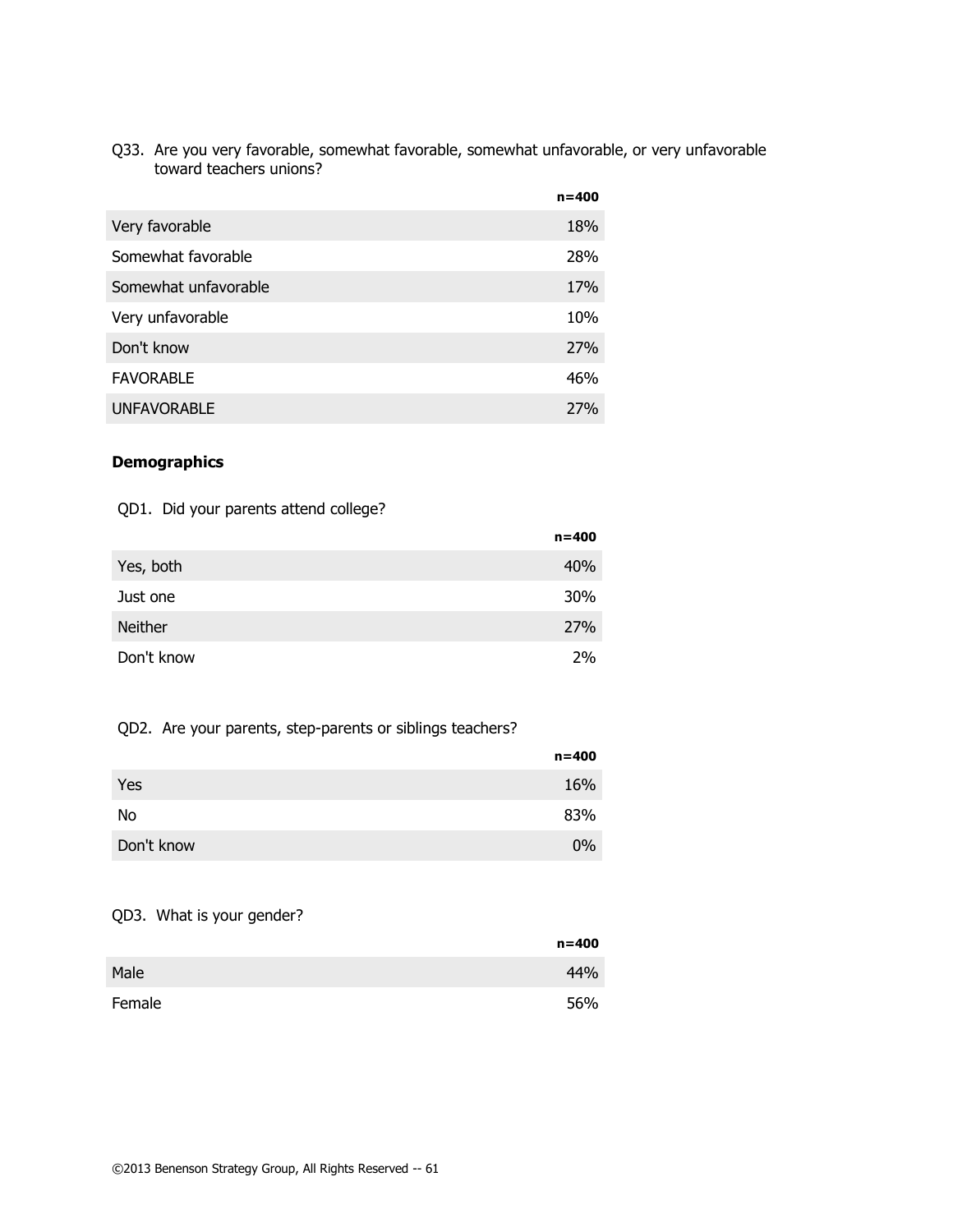Q33. Are you very favorable, somewhat favorable, somewhat unfavorable, or very unfavorable toward teachers unions?

| | n=400 |
|---|---|
| Very favorable | 18% |
| Somewhat favorable | 28% |
| Somewhat unfavorable | 17% |
| Very unfavorable | 10% |
| Don't know | 27% |
| FAVORABLE | 46% |
| UNFAVORABLE | 27% |

**Demographics**

QD1. Did your parents attend college?

| | n=400 |
|---|---|
| Yes, both | 40% |
| Just one | 30% |
| Neither | 27% |
| Don't know | 2% |

QD2. Are your parents, step-parents or siblings teachers?

| | n=400 |
|---|---|
| Yes | 16% |
| No | 83% |
| Don't know | 0% |

QD3. What is your gender?

| | n=400 |
|---|---|
| Male | 44% |
| Female | 56% |

©2013 Benenson Strategy Group, All Rights Reserved -- 61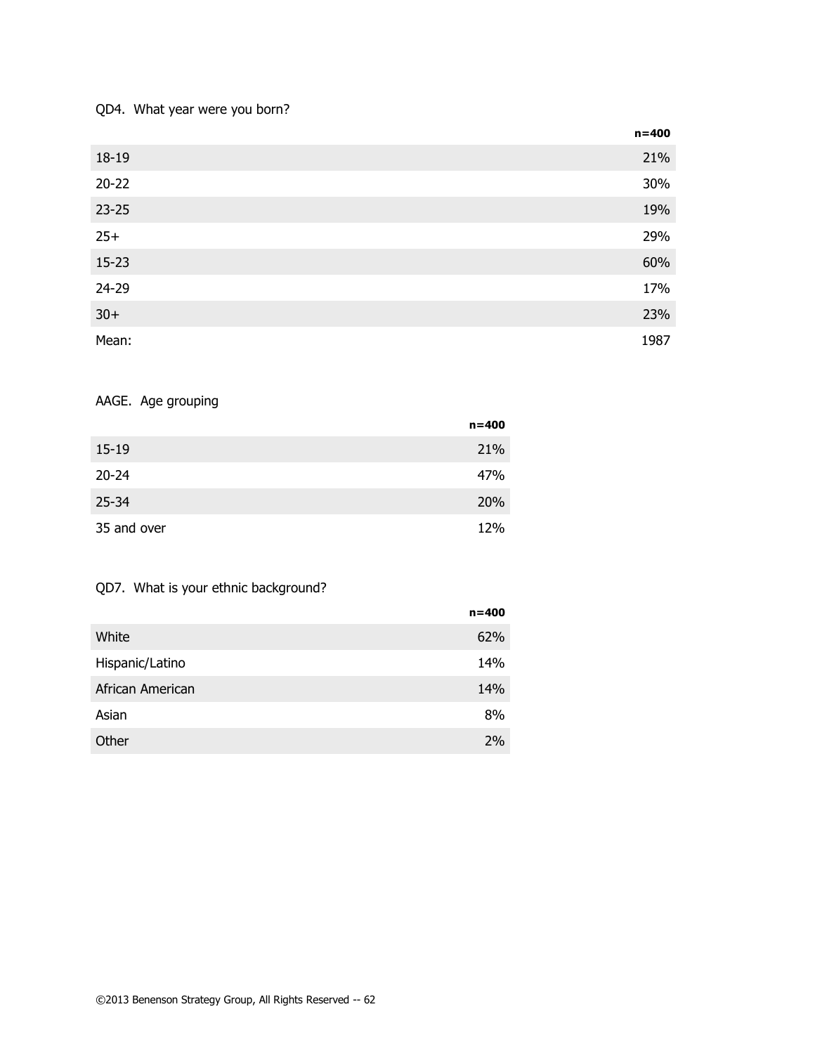QD4. What year were you born?

| | n=400 |
|---|---|
| 18-19 | 21% |
| 20-22 | 30% |
| 23-25 | 19% |
| 25+ | 29% |
| 15-23 | 60% |
| 24-29 | 17% |
| 30+ | 23% |
| Mean: | 1987 |

AAGE. Age grouping

| | n=400 |
|---|---|
| 15-19 | 21% |
| 20-24 | 47% |
| 25-34 | 20% |
| 35 and over | 12% |

QD7. What is your ethnic background?

| | n=400 |
|---|---|
| White | 62% |
| Hispanic/Latino | 14% |
| African American | 14% |
| Asian | 8% |
| Other | 2% |

©2013 Benenson Strategy Group, All Rights Reserved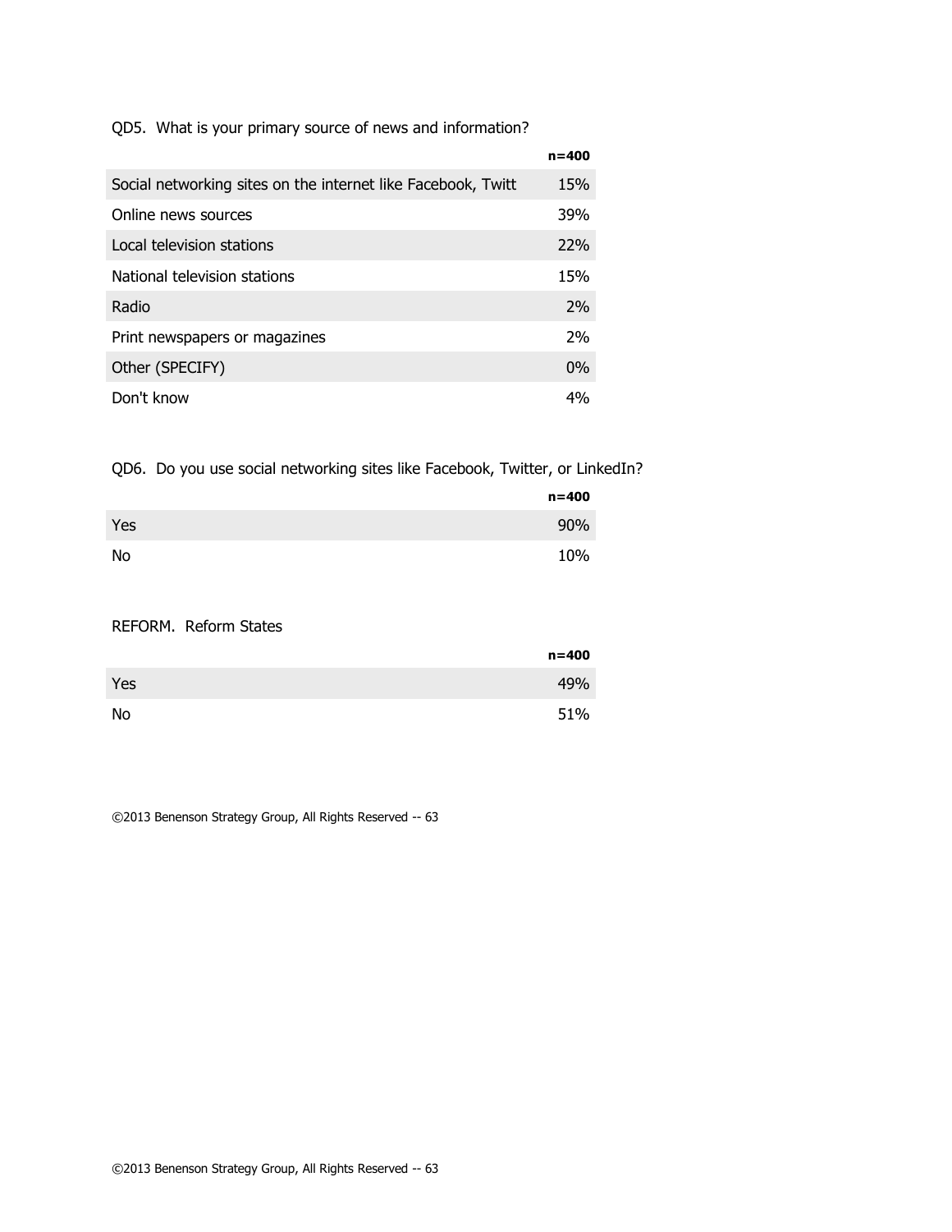QD5. What is your primary source of news and information?

| | n=400 |
|---|---|
| Social networking sites on the internet like Facebook, Twitt | 15% |
| Online news sources | 39% |
| Local television stations | 22% |
| National television stations | 15% |
| Radio | 2% |
| Print newspapers or magazines | 2% |
| Other (SPECIFY) | 0% |
| Don't know | 4% |

QD6. Do you use social networking sites like Facebook, Twitter, or LinkedIn?

| | n=400 |
|---|---|
| Yes | 90% |
| No | 10% |

REFORM. Reform States

| | n=400 |
|---|---|
| Yes | 49% |
| No | 51% |